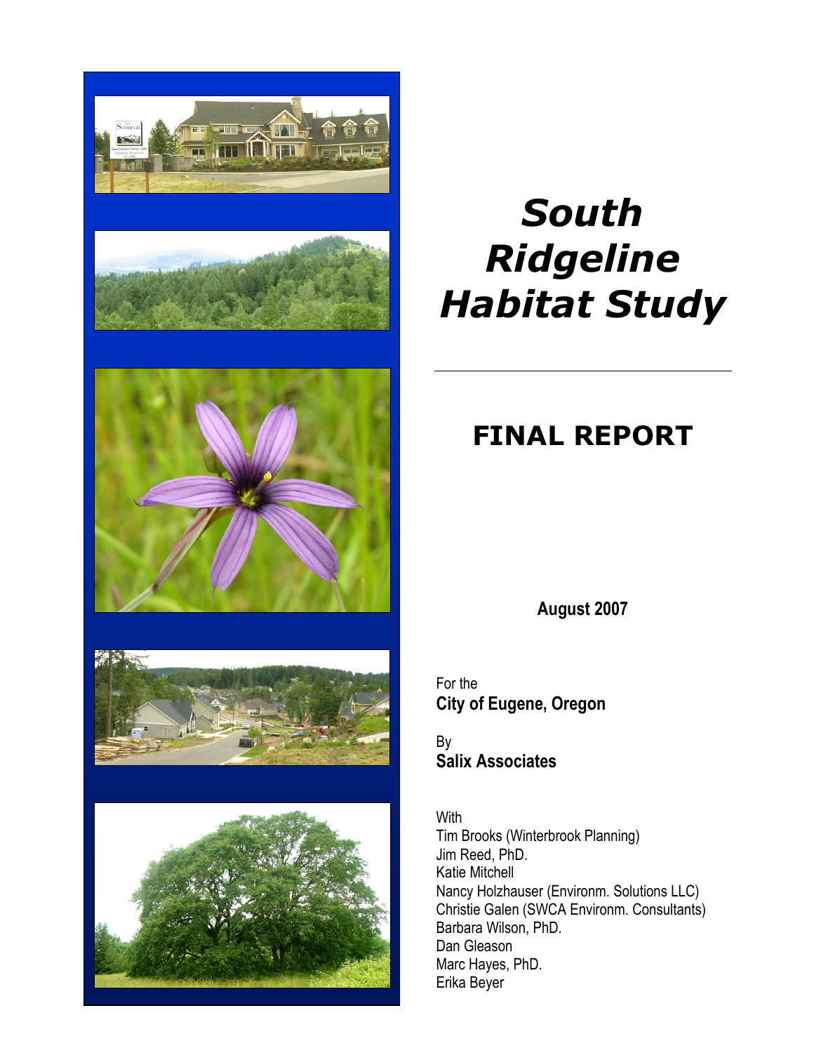# *South Ridgeline Habitat Study*

## FINAL REPORT

**August 2007**

For the
**City of Eugene, Oregon**

By
**Salix Associates**

With
Tim Brooks (Winterbrook Planning)
Jim Reed, PhD.
Katie Mitchell
Nancy Holzhauser (Environm. Solutions LLC)
Christie Galen (SWCA Environm. Consultants)
Barbara Wilson, PhD.
Dan Gleason
Marc Hayes, PhD.
Erika Beyer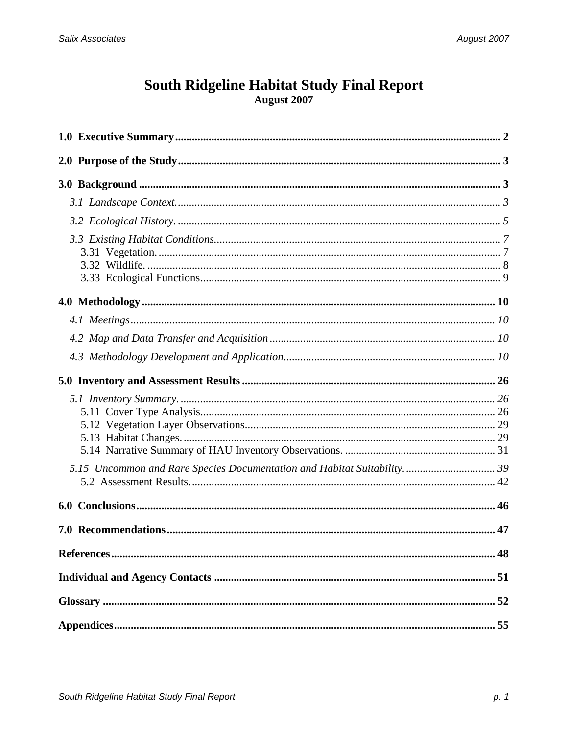# South Ridgeline Habitat Study Final Report

**August 2007**

**1.0 Executive Summary** .......... 2

**2.0 Purpose of the Study** .......... 3

**3.0 Background** .......... 3

*3.1 Landscape Context.* .......... 3

*3.2 Ecological History.* .......... 5

*3.3 Existing Habitat Conditions.* .......... 7

3.31 Vegetation. .......... 7

3.32 Wildlife. .......... 8

3.33 Ecological Functions .......... 9

**4.0 Methodology** .......... 10

*4.1 Meetings* .......... 10

*4.2 Map and Data Transfer and Acquisition* .......... 10

*4.3 Methodology Development and Application* .......... 10

**5.0 Inventory and Assessment Results** .......... 26

*5.1 Inventory Summary.* .......... 26

5.11 Cover Type Analysis .......... 26

5.12 Vegetation Layer Observations .......... 29

5.13 Habitat Changes. .......... 29

5.14 Narrative Summary of HAU Inventory Observations. .......... 31

*5.15 Uncommon and Rare Species Documentation and Habitat Suitability.* .......... 39

5.2 Assessment Results. .......... 42

**6.0 Conclusions** .......... 46

**7.0 Recommendations** .......... 47

**References** .......... 48

**Individual and Agency Contacts** .......... 51

**Glossary** .......... 52

**Appendices** .......... 55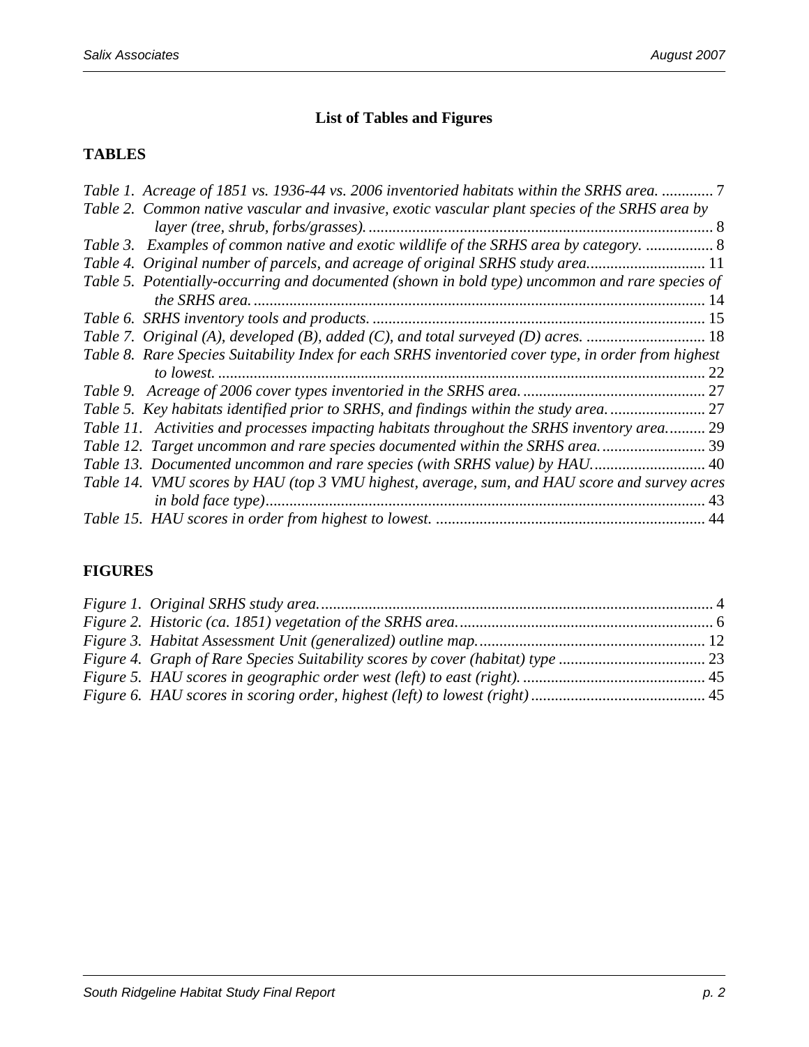# List of Tables and Figures

## TABLES

*Table 1. Acreage of 1851 vs. 1936-44 vs. 2006 inventoried habitats within the SRHS area.* ............. 7
*Table 2. Common native vascular and invasive, exotic vascular plant species of the SRHS area by layer (tree, shrub, forbs/grasses).* ........................................................................................ 8
*Table 3. Examples of common native and exotic wildlife of the SRHS area by category.* ................. 8
*Table 4. Original number of parcels, and acreage of original SRHS study area.* ............................. 11
*Table 5. Potentially-occurring and documented (shown in bold type) uncommon and rare species of the SRHS area.* ................................................................................................................. 14
*Table 6. SRHS inventory tools and products.* .................................................................................... 15
*Table 7. Original (A), developed (B), added (C), and total surveyed (D) acres.* .............................. 18
*Table 8. Rare Species Suitability Index for each SRHS inventoried cover type, in order from highest to lowest.* .......................................................................................................................... 22
*Table 9. Acreage of 2006 cover types inventoried in the SRHS area.* .............................................. 27
*Table 5. Key habitats identified prior to SRHS, and findings within the study area.* ........................ 27
*Table 11. Activities and processes impacting habitats throughout the SRHS inventory area.* .......... 29
*Table 12. Target uncommon and rare species documented within the SRHS area.* .......................... 39
*Table 13. Documented uncommon and rare species (with SRHS value) by HAU.* ............................ 40
*Table 14. VMU scores by HAU (top 3 VMU highest, average, sum, and HAU score and survey acres in bold face type)* .............................................................................................................. 43
*Table 15. HAU scores in order from highest to lowest.* .................................................................... 44

## FIGURES

*Figure 1. Original SRHS study area.* ................................................................................................... 4
*Figure 2. Historic (ca. 1851) vegetation of the SRHS area.* ................................................................ 6
*Figure 3. Habitat Assessment Unit (generalized) outline map.* ......................................................... 12
*Figure 4. Graph of Rare Species Suitability scores by cover (habitat) type* ..................................... 23
*Figure 5. HAU scores in geographic order west (left) to east (right).* .............................................. 45
*Figure 6. HAU scores in scoring order, highest (left) to lowest (right)* ............................................ 45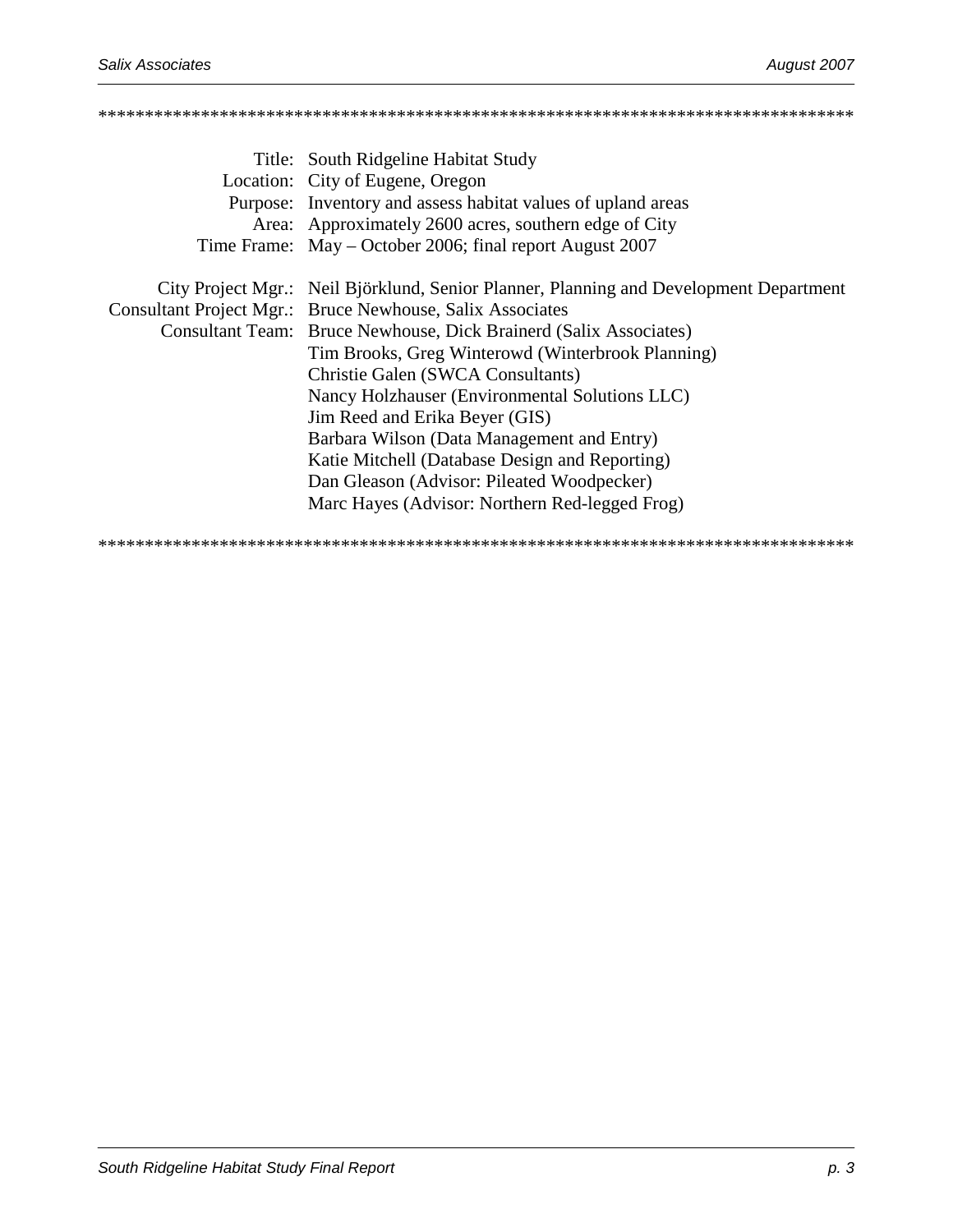*********************************************************************************

| | |
|---|---|
| Title: | South Ridgeline Habitat Study |
| Location: | City of Eugene, Oregon |
| Purpose: | Inventory and assess habitat values of upland areas |
| Area: | Approximately 2600 acres, southern edge of City |
| Time Frame: | May – October 2006; final report August 2007 |
| | |
| City Project Mgr.: | Neil Björklund, Senior Planner, Planning and Development Department |
| Consultant Project Mgr.: | Bruce Newhouse, Salix Associates |
| Consultant Team: | Bruce Newhouse, Dick Brainerd (Salix Associates) |
| | Tim Brooks, Greg Winterowd (Winterbrook Planning) |
| | Christie Galen (SWCA Consultants) |
| | Nancy Holzhauser (Environmental Solutions LLC) |
| | Jim Reed and Erika Beyer (GIS) |
| | Barbara Wilson (Data Management and Entry) |
| | Katie Mitchell (Database Design and Reporting) |
| | Dan Gleason (Advisor: Pileated Woodpecker) |
| | Marc Hayes (Advisor: Northern Red-legged Frog) |

*********************************************************************************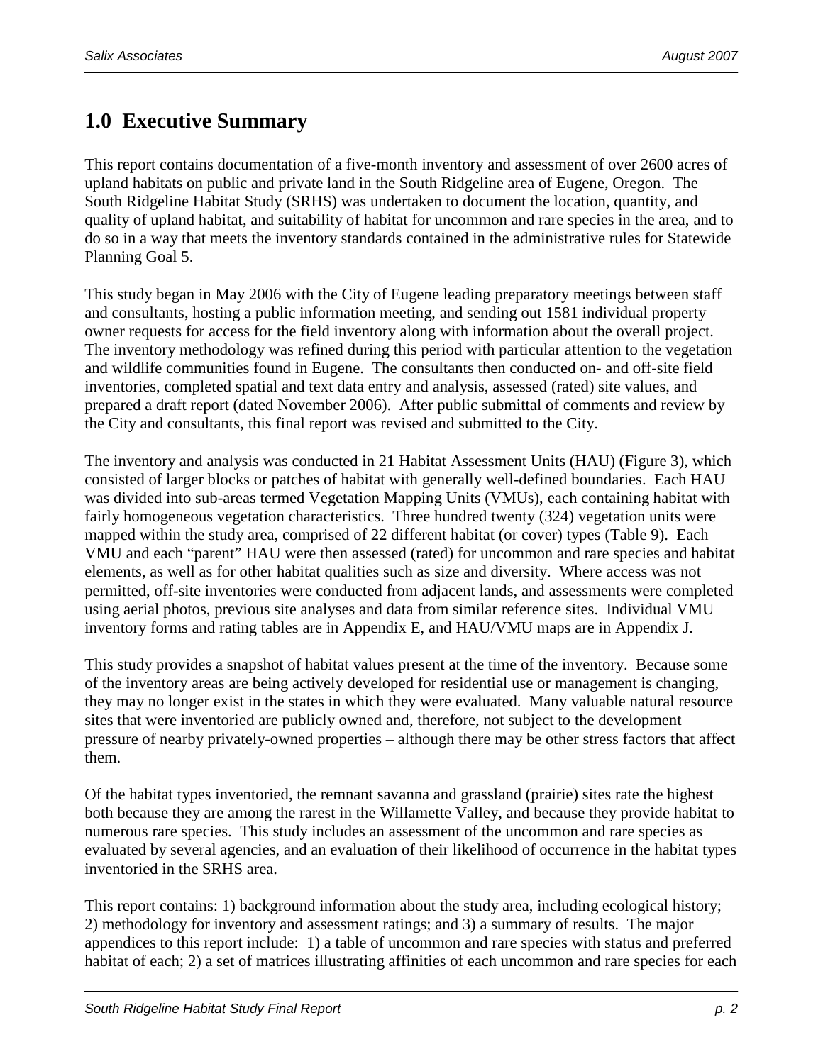# 1.0 Executive Summary

This report contains documentation of a five-month inventory and assessment of over 2600 acres of upland habitats on public and private land in the South Ridgeline area of Eugene, Oregon. The South Ridgeline Habitat Study (SRHS) was undertaken to document the location, quantity, and quality of upland habitat, and suitability of habitat for uncommon and rare species in the area, and to do so in a way that meets the inventory standards contained in the administrative rules for Statewide Planning Goal 5.

This study began in May 2006 with the City of Eugene leading preparatory meetings between staff and consultants, hosting a public information meeting, and sending out 1581 individual property owner requests for access for the field inventory along with information about the overall project. The inventory methodology was refined during this period with particular attention to the vegetation and wildlife communities found in Eugene. The consultants then conducted on- and off-site field inventories, completed spatial and text data entry and analysis, assessed (rated) site values, and prepared a draft report (dated November 2006). After public submittal of comments and review by the City and consultants, this final report was revised and submitted to the City.

The inventory and analysis was conducted in 21 Habitat Assessment Units (HAU) (Figure 3), which consisted of larger blocks or patches of habitat with generally well-defined boundaries. Each HAU was divided into sub-areas termed Vegetation Mapping Units (VMUs), each containing habitat with fairly homogeneous vegetation characteristics. Three hundred twenty (324) vegetation units were mapped within the study area, comprised of 22 different habitat (or cover) types (Table 9). Each VMU and each "parent" HAU were then assessed (rated) for uncommon and rare species and habitat elements, as well as for other habitat qualities such as size and diversity. Where access was not permitted, off-site inventories were conducted from adjacent lands, and assessments were completed using aerial photos, previous site analyses and data from similar reference sites. Individual VMU inventory forms and rating tables are in Appendix E, and HAU/VMU maps are in Appendix J.

This study provides a snapshot of habitat values present at the time of the inventory. Because some of the inventory areas are being actively developed for residential use or management is changing, they may no longer exist in the states in which they were evaluated. Many valuable natural resource sites that were inventoried are publicly owned and, therefore, not subject to the development pressure of nearby privately-owned properties – although there may be other stress factors that affect them.

Of the habitat types inventoried, the remnant savanna and grassland (prairie) sites rate the highest both because they are among the rarest in the Willamette Valley, and because they provide habitat to numerous rare species. This study includes an assessment of the uncommon and rare species as evaluated by several agencies, and an evaluation of their likelihood of occurrence in the habitat types inventoried in the SRHS area.

This report contains: 1) background information about the study area, including ecological history; 2) methodology for inventory and assessment ratings; and 3) a summary of results. The major appendices to this report include: 1) a table of uncommon and rare species with status and preferred habitat of each; 2) a set of matrices illustrating affinities of each uncommon and rare species for each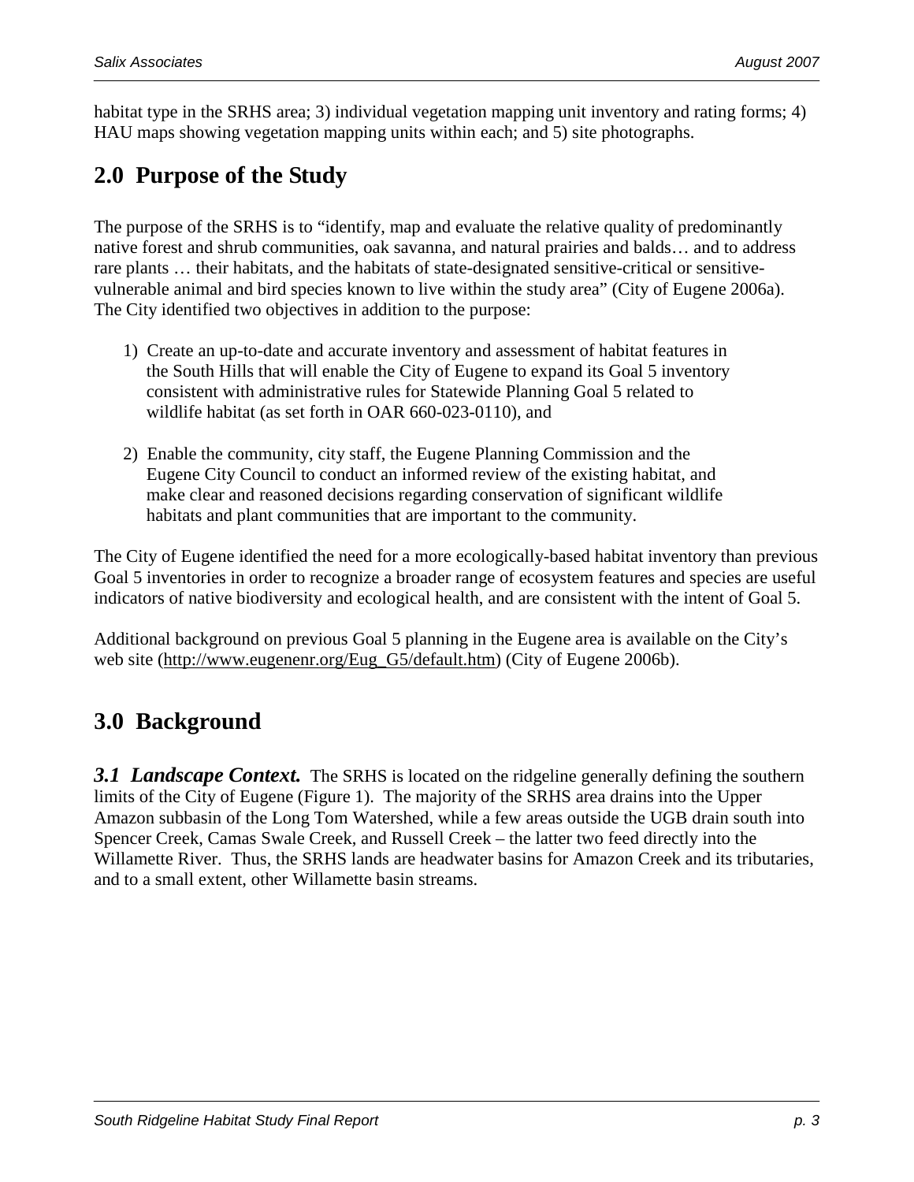habitat type in the SRHS area; 3) individual vegetation mapping unit inventory and rating forms; 4) HAU maps showing vegetation mapping units within each; and 5) site photographs.

## 2.0 Purpose of the Study

The purpose of the SRHS is to "identify, map and evaluate the relative quality of predominantly native forest and shrub communities, oak savanna, and natural prairies and balds… and to address rare plants … their habitats, and the habitats of state-designated sensitive-critical or sensitive-vulnerable animal and bird species known to live within the study area" (City of Eugene 2006a). The City identified two objectives in addition to the purpose:

1) Create an up-to-date and accurate inventory and assessment of habitat features in the South Hills that will enable the City of Eugene to expand its Goal 5 inventory consistent with administrative rules for Statewide Planning Goal 5 related to wildlife habitat (as set forth in OAR 660-023-0110), and

2) Enable the community, city staff, the Eugene Planning Commission and the Eugene City Council to conduct an informed review of the existing habitat, and make clear and reasoned decisions regarding conservation of significant wildlife habitats and plant communities that are important to the community.

The City of Eugene identified the need for a more ecologically-based habitat inventory than previous Goal 5 inventories in order to recognize a broader range of ecosystem features and species are useful indicators of native biodiversity and ecological health, and are consistent with the intent of Goal 5.

Additional background on previous Goal 5 planning in the Eugene area is available on the City's web site (http://www.eugenenr.org/Eug_G5/default.htm) (City of Eugene 2006b).

## 3.0 Background

***3.1 Landscape Context.*** The SRHS is located on the ridgeline generally defining the southern limits of the City of Eugene (Figure 1). The majority of the SRHS area drains into the Upper Amazon subbasin of the Long Tom Watershed, while a few areas outside the UGB drain south into Spencer Creek, Camas Swale Creek, and Russell Creek – the latter two feed directly into the Willamette River. Thus, the SRHS lands are headwater basins for Amazon Creek and its tributaries, and to a small extent, other Willamette basin streams.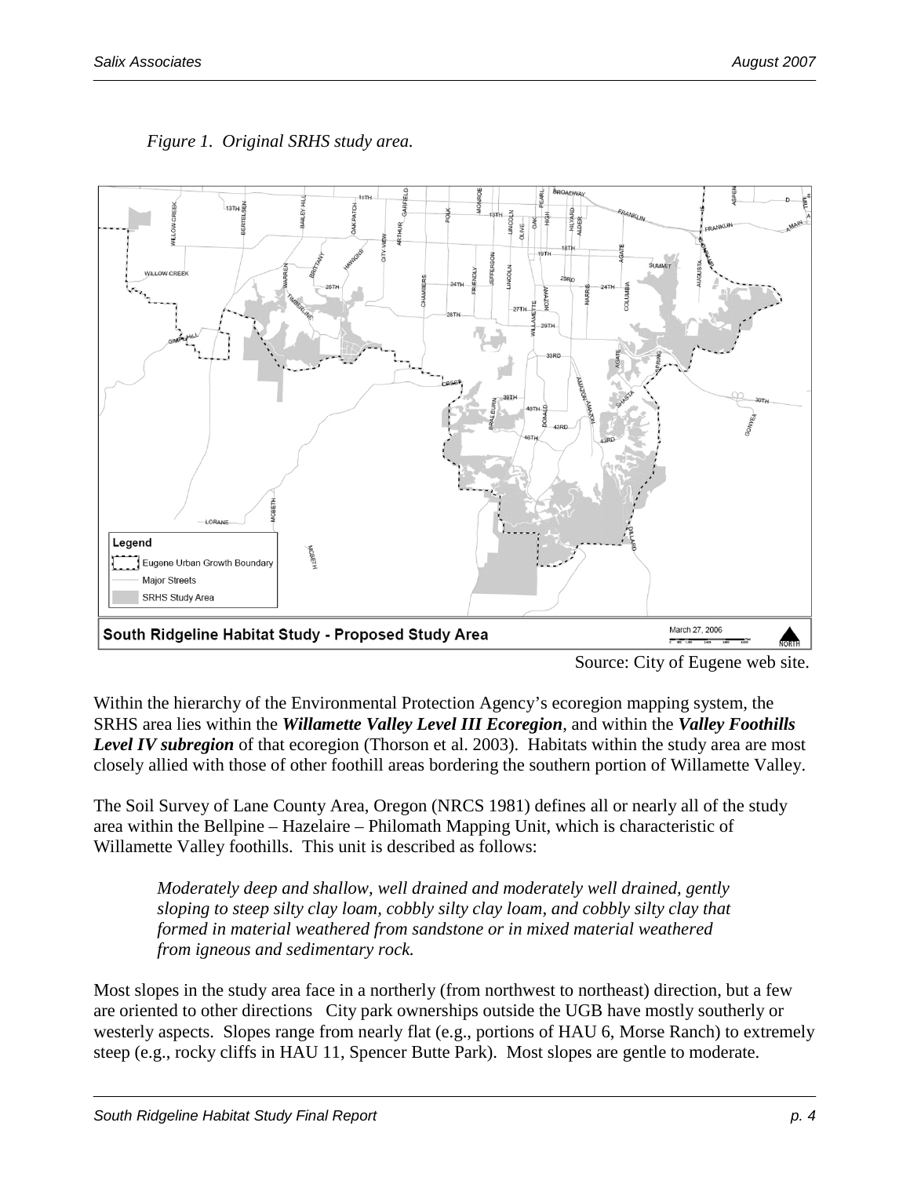*Figure 1. Original SRHS study area.*

Source: City of Eugene web site.

Within the hierarchy of the Environmental Protection Agency's ecoregion mapping system, the SRHS area lies within the ***Willamette Valley Level III Ecoregion***, and within the ***Valley Foothills Level IV subregion*** of that ecoregion (Thorson et al. 2003). Habitats within the study area are most closely allied with those of other foothill areas bordering the southern portion of Willamette Valley.

The Soil Survey of Lane County Area, Oregon (NRCS 1981) defines all or nearly all of the study area within the Bellpine – Hazelaire – Philomath Mapping Unit, which is characteristic of Willamette Valley foothills. This unit is described as follows:

> *Moderately deep and shallow, well drained and moderately well drained, gently sloping to steep silty clay loam, cobbly silty clay loam, and cobbly silty clay that formed in material weathered from sandstone or in mixed material weathered from igneous and sedimentary rock.*

Most slopes in the study area face in a northerly (from northwest to northeast) direction, but a few are oriented to other directions City park ownerships outside the UGB have mostly southerly or westerly aspects. Slopes range from nearly flat (e.g., portions of HAU 6, Morse Ranch) to extremely steep (e.g., rocky cliffs in HAU 11, Spencer Butte Park). Most slopes are gentle to moderate.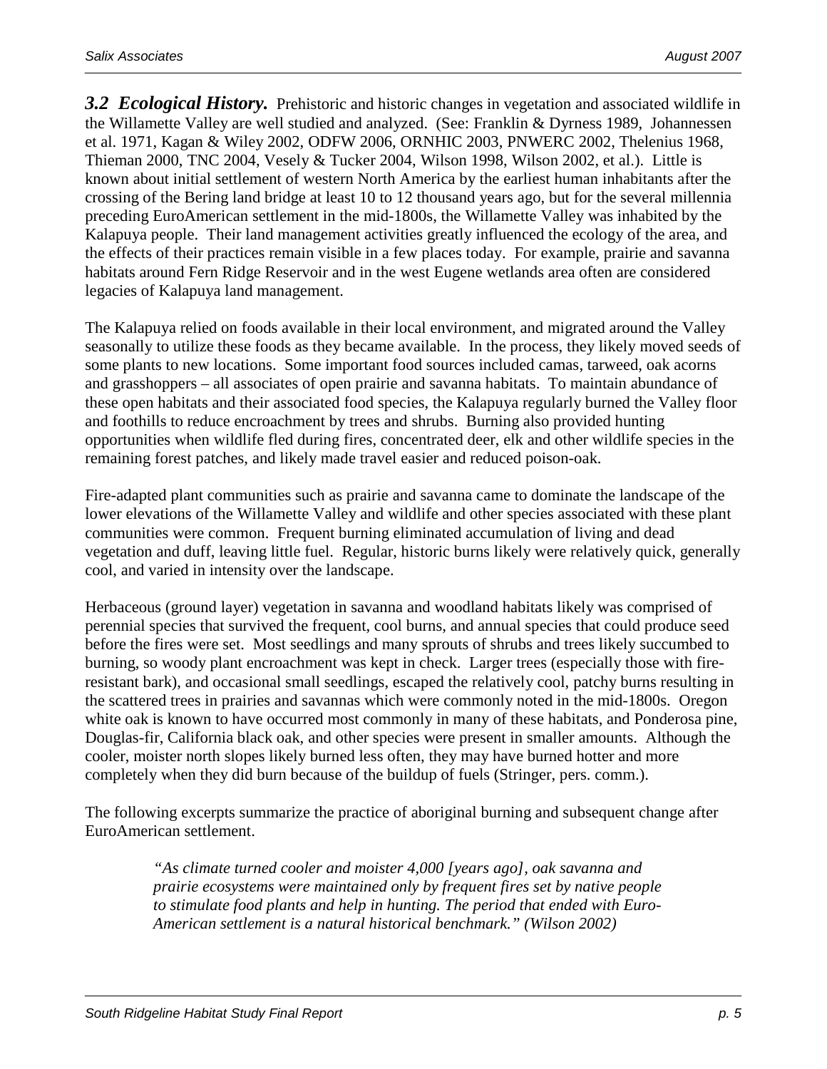***3.2 Ecological History.*** Prehistoric and historic changes in vegetation and associated wildlife in the Willamette Valley are well studied and analyzed. (See: Franklin & Dyrness 1989, Johannessen et al. 1971, Kagan & Wiley 2002, ODFW 2006, ORNHIC 2003, PNWERC 2002, Thelenius 1968, Thieman 2000, TNC 2004, Vesely & Tucker 2004, Wilson 1998, Wilson 2002, et al.). Little is known about initial settlement of western North America by the earliest human inhabitants after the crossing of the Bering land bridge at least 10 to 12 thousand years ago, but for the several millennia preceding EuroAmerican settlement in the mid-1800s, the Willamette Valley was inhabited by the Kalapuya people. Their land management activities greatly influenced the ecology of the area, and the effects of their practices remain visible in a few places today. For example, prairie and savanna habitats around Fern Ridge Reservoir and in the west Eugene wetlands area often are considered legacies of Kalapuya land management.

The Kalapuya relied on foods available in their local environment, and migrated around the Valley seasonally to utilize these foods as they became available. In the process, they likely moved seeds of some plants to new locations. Some important food sources included camas, tarweed, oak acorns and grasshoppers – all associates of open prairie and savanna habitats. To maintain abundance of these open habitats and their associated food species, the Kalapuya regularly burned the Valley floor and foothills to reduce encroachment by trees and shrubs. Burning also provided hunting opportunities when wildlife fled during fires, concentrated deer, elk and other wildlife species in the remaining forest patches, and likely made travel easier and reduced poison-oak.

Fire-adapted plant communities such as prairie and savanna came to dominate the landscape of the lower elevations of the Willamette Valley and wildlife and other species associated with these plant communities were common. Frequent burning eliminated accumulation of living and dead vegetation and duff, leaving little fuel. Regular, historic burns likely were relatively quick, generally cool, and varied in intensity over the landscape.

Herbaceous (ground layer) vegetation in savanna and woodland habitats likely was comprised of perennial species that survived the frequent, cool burns, and annual species that could produce seed before the fires were set. Most seedlings and many sprouts of shrubs and trees likely succumbed to burning, so woody plant encroachment was kept in check. Larger trees (especially those with fire-resistant bark), and occasional small seedlings, escaped the relatively cool, patchy burns resulting in the scattered trees in prairies and savannas which were commonly noted in the mid-1800s. Oregon white oak is known to have occurred most commonly in many of these habitats, and Ponderosa pine, Douglas-fir, California black oak, and other species were present in smaller amounts. Although the cooler, moister north slopes likely burned less often, they may have burned hotter and more completely when they did burn because of the buildup of fuels (Stringer, pers. comm.).

The following excerpts summarize the practice of aboriginal burning and subsequent change after EuroAmerican settlement.

> *"As climate turned cooler and moister 4,000 [years ago], oak savanna and prairie ecosystems were maintained only by frequent fires set by native people to stimulate food plants and help in hunting. The period that ended with Euro-American settlement is a natural historical benchmark." (Wilson 2002)*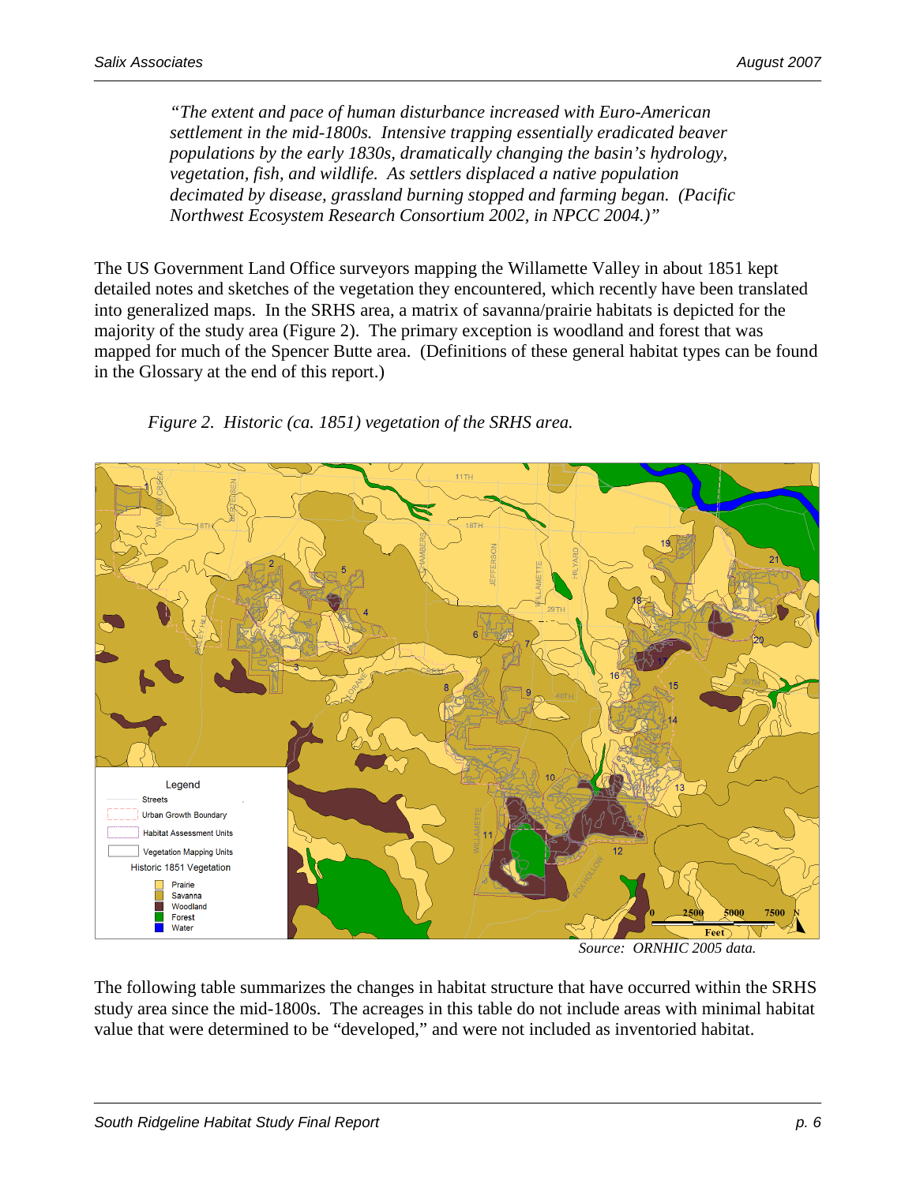*"The extent and pace of human disturbance increased with Euro-American settlement in the mid-1800s. Intensive trapping essentially eradicated beaver populations by the early 1830s, dramatically changing the basin's hydrology, vegetation, fish, and wildlife. As settlers displaced a native population decimated by disease, grassland burning stopped and farming began. (Pacific Northwest Ecosystem Research Consortium 2002, in NPCC 2004.)"*

The US Government Land Office surveyors mapping the Willamette Valley in about 1851 kept detailed notes and sketches of the vegetation they encountered, which recently have been translated into generalized maps. In the SRHS area, a matrix of savanna/prairie habitats is depicted for the majority of the study area (Figure 2). The primary exception is woodland and forest that was mapped for much of the Spencer Butte area. (Definitions of these general habitat types can be found in the Glossary at the end of this report.)

*Figure 2. Historic (ca. 1851) vegetation of the SRHS area.*

*Source: ORNHIC 2005 data.*

The following table summarizes the changes in habitat structure that have occurred within the SRHS study area since the mid-1800s. The acreages in this table do not include areas with minimal habitat value that were determined to be "developed," and were not included as inventoried habitat.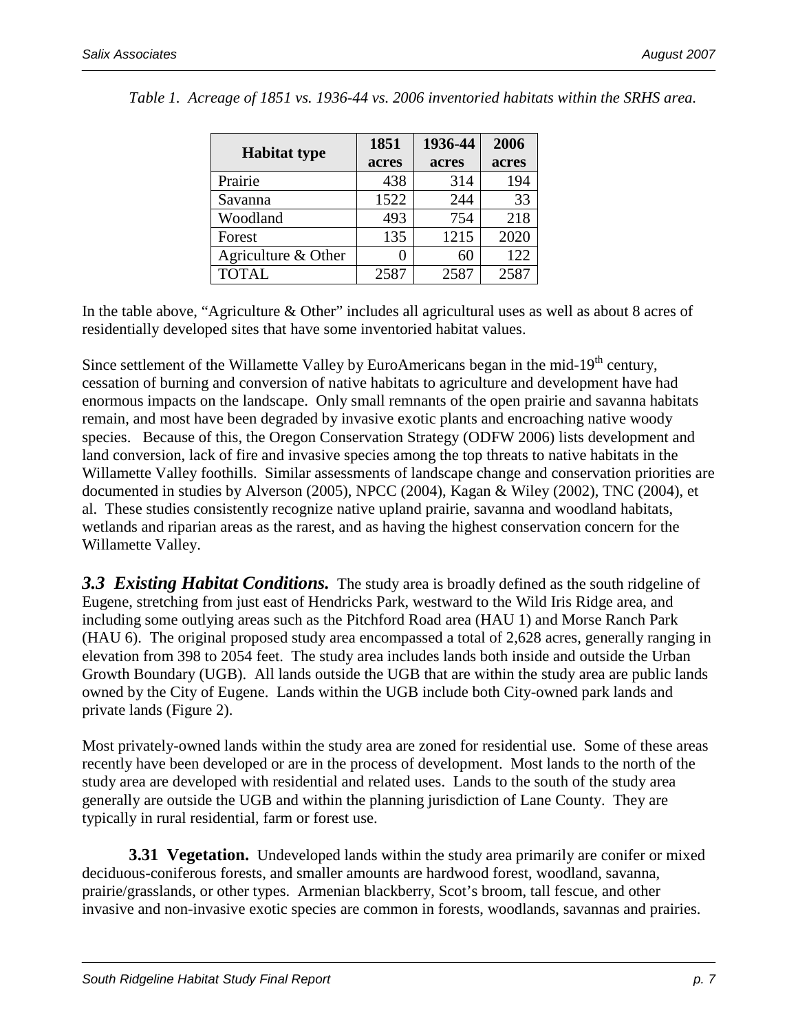*Table 1. Acreage of 1851 vs. 1936-44 vs. 2006 inventoried habitats within the SRHS area.*

| Habitat type | 1851 acres | 1936-44 acres | 2006 acres |
|---|---|---|---|
| Prairie | 438 | 314 | 194 |
| Savanna | 1522 | 244 | 33 |
| Woodland | 493 | 754 | 218 |
| Forest | 135 | 1215 | 2020 |
| Agriculture & Other | 0 | 60 | 122 |
| TOTAL | 2587 | 2587 | 2587 |

In the table above, "Agriculture & Other" includes all agricultural uses as well as about 8 acres of residentially developed sites that have some inventoried habitat values.

Since settlement of the Willamette Valley by EuroAmericans began in the mid-19th century, cessation of burning and conversion of native habitats to agriculture and development have had enormous impacts on the landscape. Only small remnants of the open prairie and savanna habitats remain, and most have been degraded by invasive exotic plants and encroaching native woody species. Because of this, the Oregon Conservation Strategy (ODFW 2006) lists development and land conversion, lack of fire and invasive species among the top threats to native habitats in the Willamette Valley foothills. Similar assessments of landscape change and conservation priorities are documented in studies by Alverson (2005), NPCC (2004), Kagan & Wiley (2002), TNC (2004), et al. These studies consistently recognize native upland prairie, savanna and woodland habitats, wetlands and riparian areas as the rarest, and as having the highest conservation concern for the Willamette Valley.

***3.3 Existing Habitat Conditions.*** The study area is broadly defined as the south ridgeline of Eugene, stretching from just east of Hendricks Park, westward to the Wild Iris Ridge area, and including some outlying areas such as the Pitchford Road area (HAU 1) and Morse Ranch Park (HAU 6). The original proposed study area encompassed a total of 2,628 acres, generally ranging in elevation from 398 to 2054 feet. The study area includes lands both inside and outside the Urban Growth Boundary (UGB). All lands outside the UGB that are within the study area are public lands owned by the City of Eugene. Lands within the UGB include both City-owned park lands and private lands (Figure 2).

Most privately-owned lands within the study area are zoned for residential use. Some of these areas recently have been developed or are in the process of development. Most lands to the north of the study area are developed with residential and related uses. Lands to the south of the study area generally are outside the UGB and within the planning jurisdiction of Lane County. They are typically in rural residential, farm or forest use.

**3.31 Vegetation.** Undeveloped lands within the study area primarily are conifer or mixed deciduous-coniferous forests, and smaller amounts are hardwood forest, woodland, savanna, prairie/grasslands, or other types. Armenian blackberry, Scot's broom, tall fescue, and other invasive and non-invasive exotic species are common in forests, woodlands, savannas and prairies.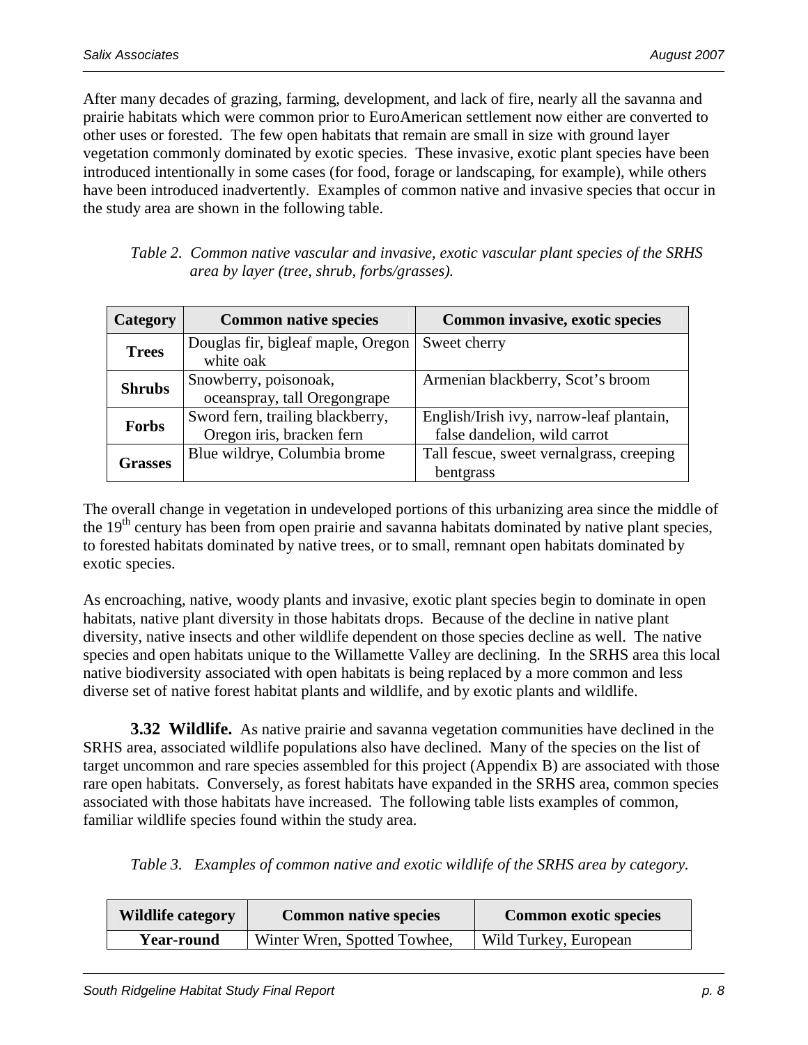After many decades of grazing, farming, development, and lack of fire, nearly all the savanna and prairie habitats which were common prior to EuroAmerican settlement now either are converted to other uses or forested. The few open habitats that remain are small in size with ground layer vegetation commonly dominated by exotic species. These invasive, exotic plant species have been introduced intentionally in some cases (for food, forage or landscaping, for example), while others have been introduced inadvertently. Examples of common native and invasive species that occur in the study area are shown in the following table.

*Table 2. Common native vascular and invasive, exotic vascular plant species of the SRHS area by layer (tree, shrub, forbs/grasses).*

| Category | Common native species | Common invasive, exotic species |
|---|---|---|
| **Trees** | Douglas fir, bigleaf maple, Oregon white oak | Sweet cherry |
| **Shrubs** | Snowberry, poisonoak, oceanspray, tall Oregongrape | Armenian blackberry, Scot's broom |
| **Forbs** | Sword fern, trailing blackberry, Oregon iris, bracken fern | English/Irish ivy, narrow-leaf plantain, false dandelion, wild carrot |
| **Grasses** | Blue wildrye, Columbia brome | Tall fescue, sweet vernalgrass, creeping bentgrass |

The overall change in vegetation in undeveloped portions of this urbanizing area since the middle of the 19th century has been from open prairie and savanna habitats dominated by native plant species, to forested habitats dominated by native trees, or to small, remnant open habitats dominated by exotic species.

As encroaching, native, woody plants and invasive, exotic plant species begin to dominate in open habitats, native plant diversity in those habitats drops. Because of the decline in native plant diversity, native insects and other wildlife dependent on those species decline as well. The native species and open habitats unique to the Willamette Valley are declining. In the SRHS area this local native biodiversity associated with open habitats is being replaced by a more common and less diverse set of native forest habitat plants and wildlife, and by exotic plants and wildlife.

**3.32 Wildlife.** As native prairie and savanna vegetation communities have declined in the SRHS area, associated wildlife populations also have declined. Many of the species on the list of target uncommon and rare species assembled for this project (Appendix B) are associated with those rare open habitats. Conversely, as forest habitats have expanded in the SRHS area, common species associated with those habitats have increased. The following table lists examples of common, familiar wildlife species found within the study area.

*Table 3. Examples of common native and exotic wildlife of the SRHS area by category.*

| Wildlife category | Common native species | Common exotic species |
|---|---|---|
| **Year-round** | Winter Wren, Spotted Towhee, | Wild Turkey, European |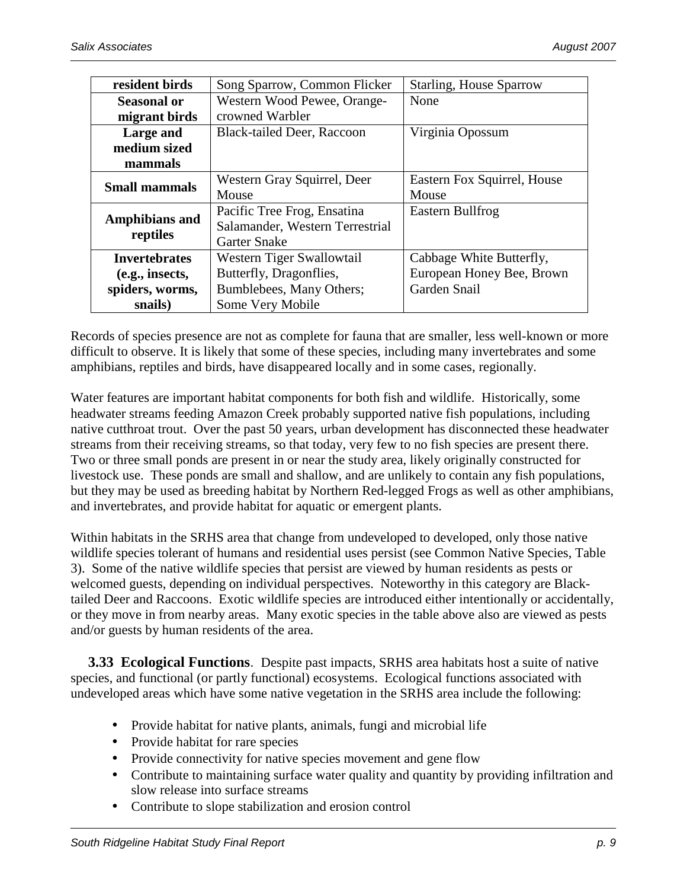| resident birds | Song Sparrow, Common Flicker | Starling, House Sparrow |
|---|---|---|
| **Seasonal or migrant birds** | Western Wood Pewee, Orange-crowned Warbler | None |
| **Large and medium sized mammals** | Black-tailed Deer, Raccoon | Virginia Opossum |
| **Small mammals** | Western Gray Squirrel, Deer Mouse | Eastern Fox Squirrel, House Mouse |
| **Amphibians and reptiles** | Pacific Tree Frog, Ensatina Salamander, Western Terrestrial Garter Snake | Eastern Bullfrog |
| **Invertebrates (e.g., insects, spiders, worms, snails)** | Western Tiger Swallowtail Butterfly, Dragonflies, Bumblebees, Many Others; Some Very Mobile | Cabbage White Butterfly, European Honey Bee, Brown Garden Snail |

Records of species presence are not as complete for fauna that are smaller, less well-known or more difficult to observe. It is likely that some of these species, including many invertebrates and some amphibians, reptiles and birds, have disappeared locally and in some cases, regionally.

Water features are important habitat components for both fish and wildlife. Historically, some headwater streams feeding Amazon Creek probably supported native fish populations, including native cutthroat trout. Over the past 50 years, urban development has disconnected these headwater streams from their receiving streams, so that today, very few to no fish species are present there. Two or three small ponds are present in or near the study area, likely originally constructed for livestock use. These ponds are small and shallow, and are unlikely to contain any fish populations, but they may be used as breeding habitat by Northern Red-legged Frogs as well as other amphibians, and invertebrates, and provide habitat for aquatic or emergent plants.

Within habitats in the SRHS area that change from undeveloped to developed, only those native wildlife species tolerant of humans and residential uses persist (see Common Native Species, Table 3). Some of the native wildlife species that persist are viewed by human residents as pests or welcomed guests, depending on individual perspectives. Noteworthy in this category are Black-tailed Deer and Raccoons. Exotic wildlife species are introduced either intentionally or accidentally, or they move in from nearby areas. Many exotic species in the table above also are viewed as pests and/or guests by human residents of the area.

**3.33 Ecological Functions**. Despite past impacts, SRHS area habitats host a suite of native species, and functional (or partly functional) ecosystems. Ecological functions associated with undeveloped areas which have some native vegetation in the SRHS area include the following:

- Provide habitat for native plants, animals, fungi and microbial life
- Provide habitat for rare species
- Provide connectivity for native species movement and gene flow
- Contribute to maintaining surface water quality and quantity by providing infiltration and slow release into surface streams
- Contribute to slope stabilization and erosion control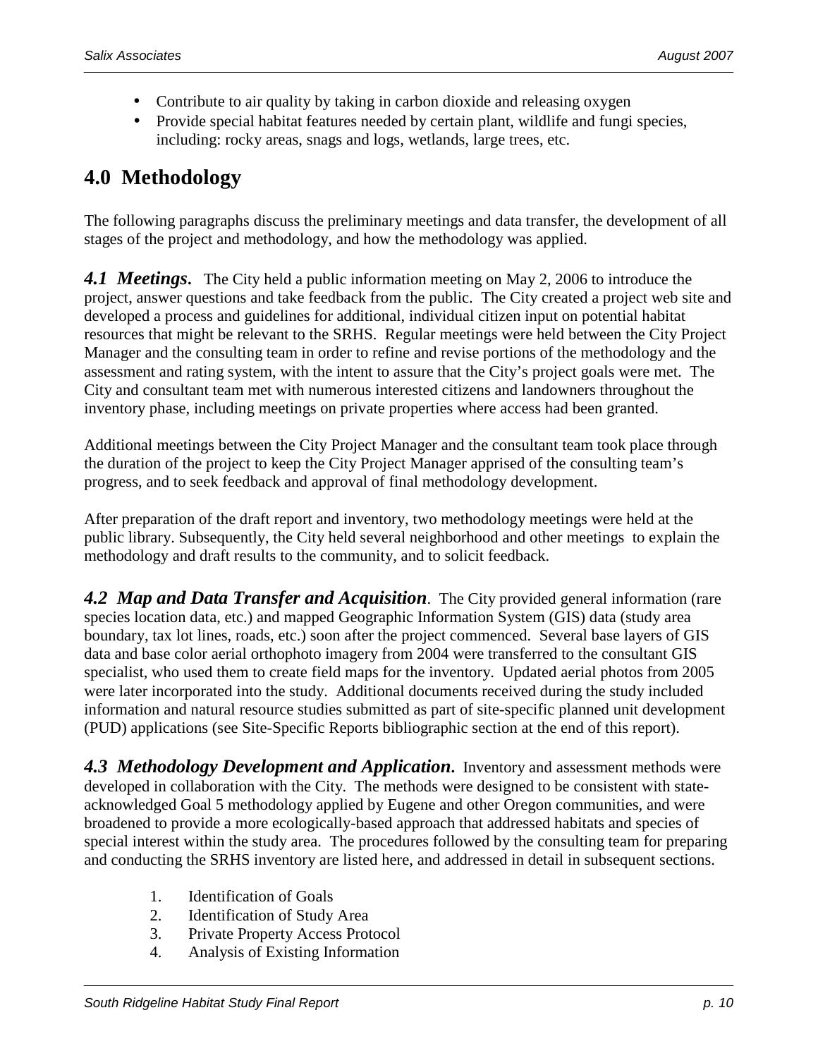- Contribute to air quality by taking in carbon dioxide and releasing oxygen
- Provide special habitat features needed by certain plant, wildlife and fungi species, including: rocky areas, snags and logs, wetlands, large trees, etc.

# 4.0 Methodology

The following paragraphs discuss the preliminary meetings and data transfer, the development of all stages of the project and methodology, and how the methodology was applied.

***4.1 Meetings.*** The City held a public information meeting on May 2, 2006 to introduce the project, answer questions and take feedback from the public. The City created a project web site and developed a process and guidelines for additional, individual citizen input on potential habitat resources that might be relevant to the SRHS. Regular meetings were held between the City Project Manager and the consulting team in order to refine and revise portions of the methodology and the assessment and rating system, with the intent to assure that the City's project goals were met. The City and consultant team met with numerous interested citizens and landowners throughout the inventory phase, including meetings on private properties where access had been granted.

Additional meetings between the City Project Manager and the consultant team took place through the duration of the project to keep the City Project Manager apprised of the consulting team's progress, and to seek feedback and approval of final methodology development.

After preparation of the draft report and inventory, two methodology meetings were held at the public library. Subsequently, the City held several neighborhood and other meetings to explain the methodology and draft results to the community, and to solicit feedback.

***4.2 Map and Data Transfer and Acquisition***. The City provided general information (rare species location data, etc.) and mapped Geographic Information System (GIS) data (study area boundary, tax lot lines, roads, etc.) soon after the project commenced. Several base layers of GIS data and base color aerial orthophoto imagery from 2004 were transferred to the consultant GIS specialist, who used them to create field maps for the inventory. Updated aerial photos from 2005 were later incorporated into the study. Additional documents received during the study included information and natural resource studies submitted as part of site-specific planned unit development (PUD) applications (see Site-Specific Reports bibliographic section at the end of this report).

***4.3 Methodology Development and Application.*** Inventory and assessment methods were developed in collaboration with the City. The methods were designed to be consistent with state-acknowledged Goal 5 methodology applied by Eugene and other Oregon communities, and were broadened to provide a more ecologically-based approach that addressed habitats and species of special interest within the study area. The procedures followed by the consulting team for preparing and conducting the SRHS inventory are listed here, and addressed in detail in subsequent sections.

1. Identification of Goals
2. Identification of Study Area
3. Private Property Access Protocol
4. Analysis of Existing Information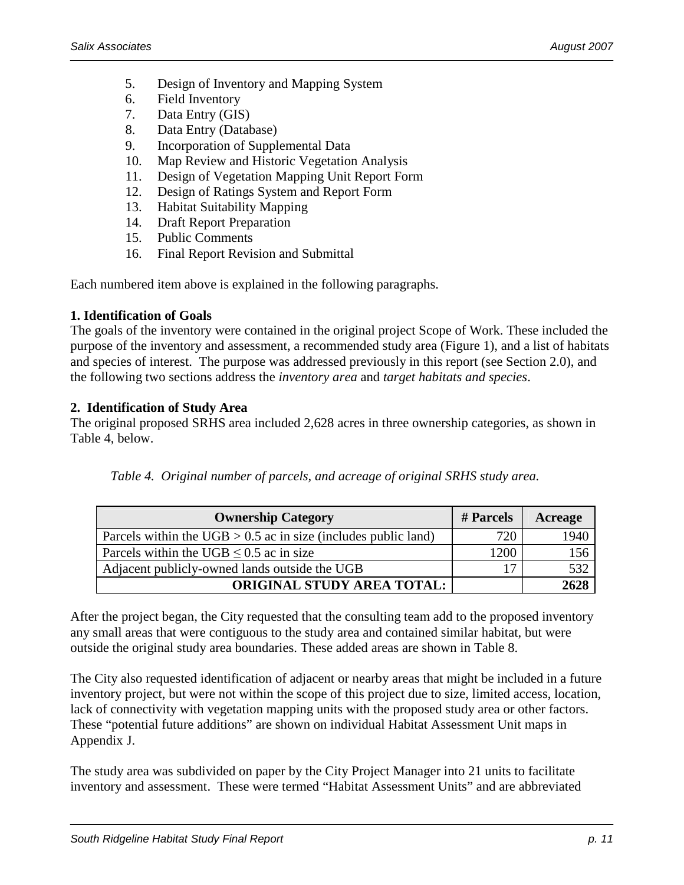5. Design of Inventory and Mapping System
6. Field Inventory
7. Data Entry (GIS)
8. Data Entry (Database)
9. Incorporation of Supplemental Data
10. Map Review and Historic Vegetation Analysis
11. Design of Vegetation Mapping Unit Report Form
12. Design of Ratings System and Report Form
13. Habitat Suitability Mapping
14. Draft Report Preparation
15. Public Comments
16. Final Report Revision and Submittal

Each numbered item above is explained in the following paragraphs.

**1. Identification of Goals**

The goals of the inventory were contained in the original project Scope of Work. These included the purpose of the inventory and assessment, a recommended study area (Figure 1), and a list of habitats and species of interest. The purpose was addressed previously in this report (see Section 2.0), and the following two sections address the *inventory area* and *target habitats and species*.

**2. Identification of Study Area**

The original proposed SRHS area included 2,628 acres in three ownership categories, as shown in Table 4, below.

*Table 4. Original number of parcels, and acreage of original SRHS study area.*

| Ownership Category | # Parcels | Acreage |
|---|---|---|
| Parcels within the UGB > 0.5 ac in size (includes public land) | 720 | 1940 |
| Parcels within the UGB ≤ 0.5 ac in size | 1200 | 156 |
| Adjacent publicly-owned lands outside the UGB | 17 | 532 |
| **ORIGINAL STUDY AREA TOTAL:** | | **2628** |

After the project began, the City requested that the consulting team add to the proposed inventory any small areas that were contiguous to the study area and contained similar habitat, but were outside the original study area boundaries. These added areas are shown in Table 8.

The City also requested identification of adjacent or nearby areas that might be included in a future inventory project, but were not within the scope of this project due to size, limited access, location, lack of connectivity with vegetation mapping units with the proposed study area or other factors. These "potential future additions" are shown on individual Habitat Assessment Unit maps in Appendix J.

The study area was subdivided on paper by the City Project Manager into 21 units to facilitate inventory and assessment. These were termed "Habitat Assessment Units" and are abbreviated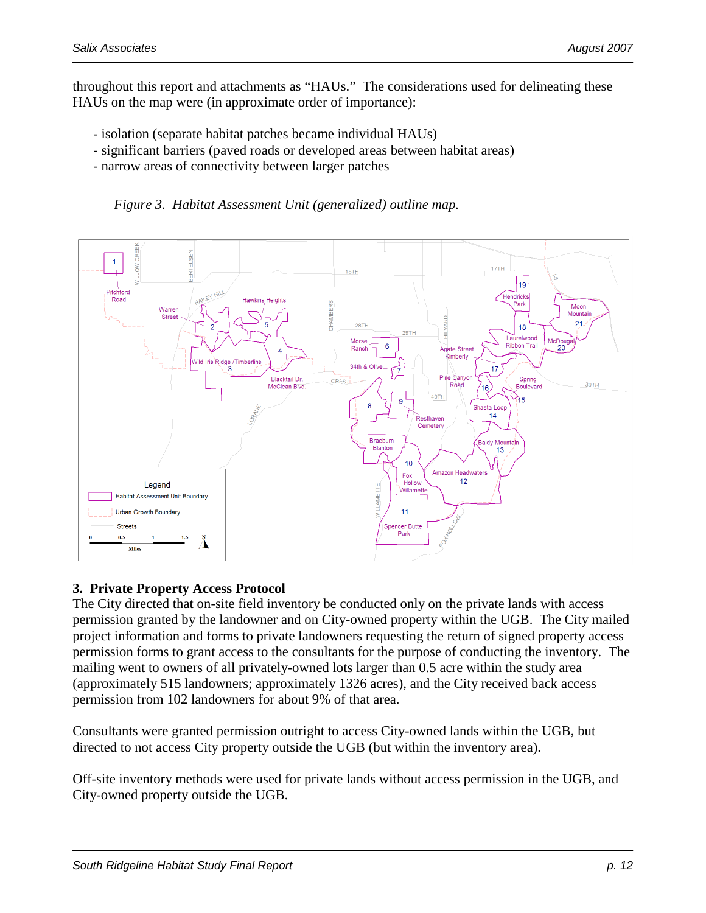throughout this report and attachments as "HAUs." The considerations used for delineating these HAUs on the map were (in approximate order of importance):

- isolation (separate habitat patches became individual HAUs)
- significant barriers (paved roads or developed areas between habitat areas)
- narrow areas of connectivity between larger patches

*Figure 3. Habitat Assessment Unit (generalized) outline map.*

## 3. Private Property Access Protocol

The City directed that on-site field inventory be conducted only on the private lands with access permission granted by the landowner and on City-owned property within the UGB. The City mailed project information and forms to private landowners requesting the return of signed property access permission forms to grant access to the consultants for the purpose of conducting the inventory. The mailing went to owners of all privately-owned lots larger than 0.5 acre within the study area (approximately 515 landowners; approximately 1326 acres), and the City received back access permission from 102 landowners for about 9% of that area.

Consultants were granted permission outright to access City-owned lands within the UGB, but directed to not access City property outside the UGB (but within the inventory area).

Off-site inventory methods were used for private lands without access permission in the UGB, and City-owned property outside the UGB.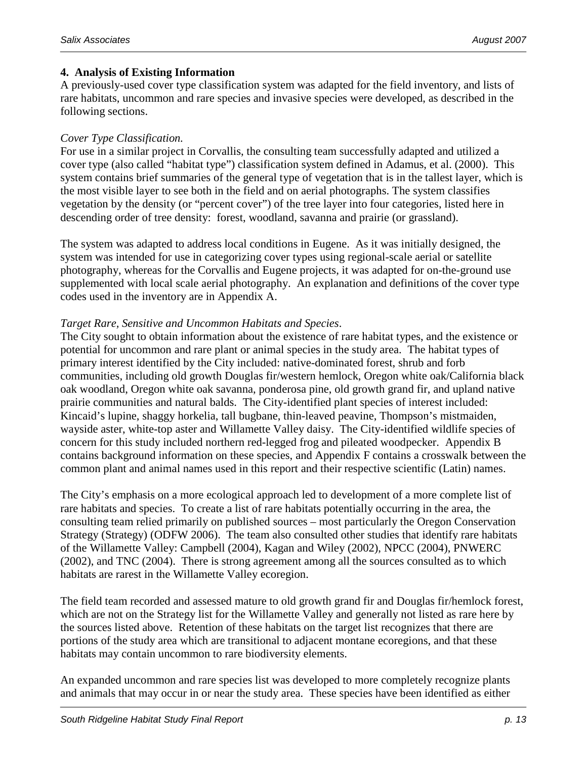## 4. Analysis of Existing Information

A previously-used cover type classification system was adapted for the field inventory, and lists of rare habitats, uncommon and rare species and invasive species were developed, as described in the following sections.

*Cover Type Classification.*

For use in a similar project in Corvallis, the consulting team successfully adapted and utilized a cover type (also called "habitat type") classification system defined in Adamus, et al. (2000). This system contains brief summaries of the general type of vegetation that is in the tallest layer, which is the most visible layer to see both in the field and on aerial photographs. The system classifies vegetation by the density (or "percent cover") of the tree layer into four categories, listed here in descending order of tree density: forest, woodland, savanna and prairie (or grassland).

The system was adapted to address local conditions in Eugene. As it was initially designed, the system was intended for use in categorizing cover types using regional-scale aerial or satellite photography, whereas for the Corvallis and Eugene projects, it was adapted for on-the-ground use supplemented with local scale aerial photography. An explanation and definitions of the cover type codes used in the inventory are in Appendix A.

*Target Rare, Sensitive and Uncommon Habitats and Species.*

The City sought to obtain information about the existence of rare habitat types, and the existence or potential for uncommon and rare plant or animal species in the study area. The habitat types of primary interest identified by the City included: native-dominated forest, shrub and forb communities, including old growth Douglas fir/western hemlock, Oregon white oak/California black oak woodland, Oregon white oak savanna, ponderosa pine, old growth grand fir, and upland native prairie communities and natural balds. The City-identified plant species of interest included: Kincaid's lupine, shaggy horkelia, tall bugbane, thin-leaved peavine, Thompson's mistmaiden, wayside aster, white-top aster and Willamette Valley daisy. The City-identified wildlife species of concern for this study included northern red-legged frog and pileated woodpecker. Appendix B contains background information on these species, and Appendix F contains a crosswalk between the common plant and animal names used in this report and their respective scientific (Latin) names.

The City's emphasis on a more ecological approach led to development of a more complete list of rare habitats and species. To create a list of rare habitats potentially occurring in the area, the consulting team relied primarily on published sources – most particularly the Oregon Conservation Strategy (Strategy) (ODFW 2006). The team also consulted other studies that identify rare habitats of the Willamette Valley: Campbell (2004), Kagan and Wiley (2002), NPCC (2004), PNWERC (2002), and TNC (2004). There is strong agreement among all the sources consulted as to which habitats are rarest in the Willamette Valley ecoregion.

The field team recorded and assessed mature to old growth grand fir and Douglas fir/hemlock forest, which are not on the Strategy list for the Willamette Valley and generally not listed as rare here by the sources listed above. Retention of these habitats on the target list recognizes that there are portions of the study area which are transitional to adjacent montane ecoregions, and that these habitats may contain uncommon to rare biodiversity elements.

An expanded uncommon and rare species list was developed to more completely recognize plants and animals that may occur in or near the study area. These species have been identified as either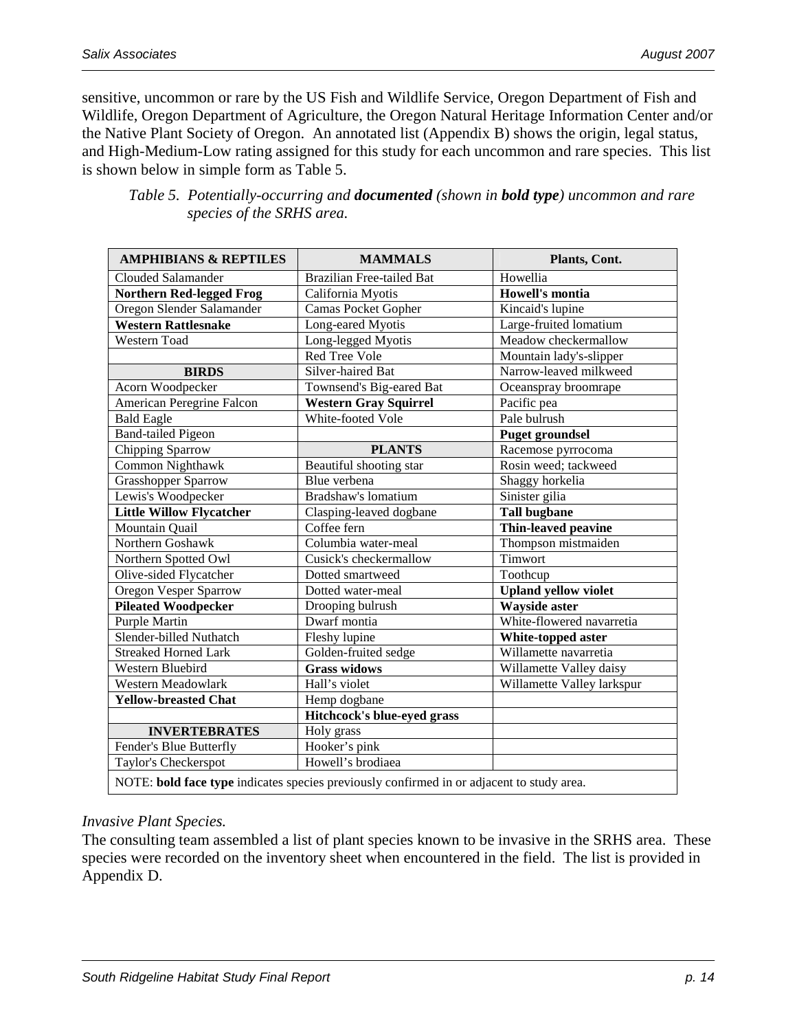sensitive, uncommon or rare by the US Fish and Wildlife Service, Oregon Department of Fish and Wildlife, Oregon Department of Agriculture, the Oregon Natural Heritage Information Center and/or the Native Plant Society of Oregon. An annotated list (Appendix B) shows the origin, legal status, and High-Medium-Low rating assigned for this study for each uncommon and rare species. This list is shown below in simple form as Table 5.

*Table 5. Potentially-occurring and* ***documented*** *(shown in* ***bold type****) uncommon and rare species of the SRHS area.*

| **AMPHIBIANS & REPTILES** | **MAMMALS** | **Plants, Cont.** |
|---|---|---|
| Clouded Salamander | Brazilian Free-tailed Bat | Howellia |
| **Northern Red-legged Frog** | California Myotis | **Howell's montia** |
| Oregon Slender Salamander | Camas Pocket Gopher | Kincaid's lupine |
| **Western Rattlesnake** | Long-eared Myotis | Large-fruited lomatium |
| Western Toad | Long-legged Myotis | Meadow checkermallow |
| | Red Tree Vole | Mountain lady's-slipper |
| **BIRDS** | Silver-haired Bat | Narrow-leaved milkweed |
| Acorn Woodpecker | Townsend's Big-eared Bat | Oceanspray broomrape |
| American Peregrine Falcon | **Western Gray Squirrel** | Pacific pea |
| Bald Eagle | White-footed Vole | Pale bulrush |
| Band-tailed Pigeon | | **Puget groundsel** |
| Chipping Sparrow | **PLANTS** | Racemose pyrrocoma |
| Common Nighthawk | Beautiful shooting star | Rosin weed; tackweed |
| Grasshopper Sparrow | Blue verbena | Shaggy horkelia |
| Lewis's Woodpecker | Bradshaw's lomatium | Sinister gilia |
| **Little Willow Flycatcher** | Clasping-leaved dogbane | **Tall bugbane** |
| Mountain Quail | Coffee fern | **Thin-leaved peavine** |
| Northern Goshawk | Columbia water-meal | Thompson mistmaiden |
| Northern Spotted Owl | Cusick's checkermallow | Timwort |
| Olive-sided Flycatcher | Dotted smartweed | Toothcup |
| Oregon Vesper Sparrow | Dotted water-meal | **Upland yellow violet** |
| **Pileated Woodpecker** | Drooping bulrush | **Wayside aster** |
| Purple Martin | Dwarf montia | White-flowered navarretia |
| Slender-billed Nuthatch | Fleshy lupine | **White-topped aster** |
| Streaked Horned Lark | Golden-fruited sedge | Willamette navarretia |
| Western Bluebird | **Grass widows** | Willamette Valley daisy |
| Western Meadowlark | Hall's violet | Willamette Valley larkspur |
| **Yellow-breasted Chat** | Hemp dogbane | |
| | **Hitchcock's blue-eyed grass** | |
| **INVERTEBRATES** | Holy grass | |
| Fender's Blue Butterfly | Hooker's pink | |
| Taylor's Checkerspot | Howell's brodiaea | |
| NOTE: **bold face type** indicates species previously confirmed in or adjacent to study area. | | |

*Invasive Plant Species.*

The consulting team assembled a list of plant species known to be invasive in the SRHS area. These species were recorded on the inventory sheet when encountered in the field. The list is provided in Appendix D.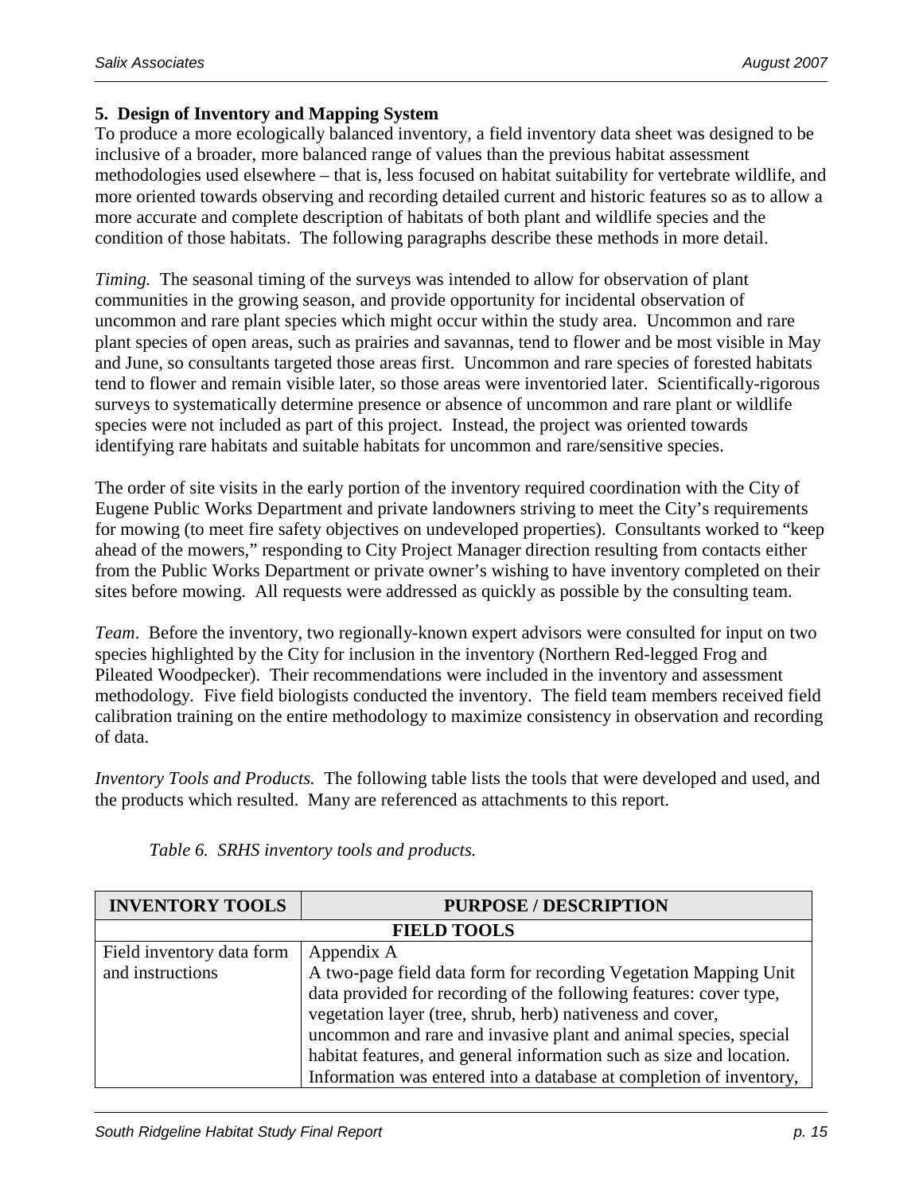### 5. Design of Inventory and Mapping System

To produce a more ecologically balanced inventory, a field inventory data sheet was designed to be inclusive of a broader, more balanced range of values than the previous habitat assessment methodologies used elsewhere – that is, less focused on habitat suitability for vertebrate wildlife, and more oriented towards observing and recording detailed current and historic features so as to allow a more accurate and complete description of habitats of both plant and wildlife species and the condition of those habitats. The following paragraphs describe these methods in more detail.

*Timing.* The seasonal timing of the surveys was intended to allow for observation of plant communities in the growing season, and provide opportunity for incidental observation of uncommon and rare plant species which might occur within the study area. Uncommon and rare plant species of open areas, such as prairies and savannas, tend to flower and be most visible in May and June, so consultants targeted those areas first. Uncommon and rare species of forested habitats tend to flower and remain visible later, so those areas were inventoried later. Scientifically-rigorous surveys to systematically determine presence or absence of uncommon and rare plant or wildlife species were not included as part of this project. Instead, the project was oriented towards identifying rare habitats and suitable habitats for uncommon and rare/sensitive species.

The order of site visits in the early portion of the inventory required coordination with the City of Eugene Public Works Department and private landowners striving to meet the City's requirements for mowing (to meet fire safety objectives on undeveloped properties). Consultants worked to "keep ahead of the mowers," responding to City Project Manager direction resulting from contacts either from the Public Works Department or private owner's wishing to have inventory completed on their sites before mowing. All requests were addressed as quickly as possible by the consulting team.

*Team*. Before the inventory, two regionally-known expert advisors were consulted for input on two species highlighted by the City for inclusion in the inventory (Northern Red-legged Frog and Pileated Woodpecker). Their recommendations were included in the inventory and assessment methodology. Five field biologists conducted the inventory. The field team members received field calibration training on the entire methodology to maximize consistency in observation and recording of data.

*Inventory Tools and Products.* The following table lists the tools that were developed and used, and the products which resulted. Many are referenced as attachments to this report.

*Table 6. SRHS inventory tools and products.*

| INVENTORY TOOLS | PURPOSE / DESCRIPTION |
|---|---|
| **FIELD TOOLS** | |
| Field inventory data form and instructions | Appendix A<br>A two-page field data form for recording Vegetation Mapping Unit data provided for recording of the following features: cover type, vegetation layer (tree, shrub, herb) nativeness and cover, uncommon and rare and invasive plant and animal species, special habitat features, and general information such as size and location. Information was entered into a database at completion of inventory, |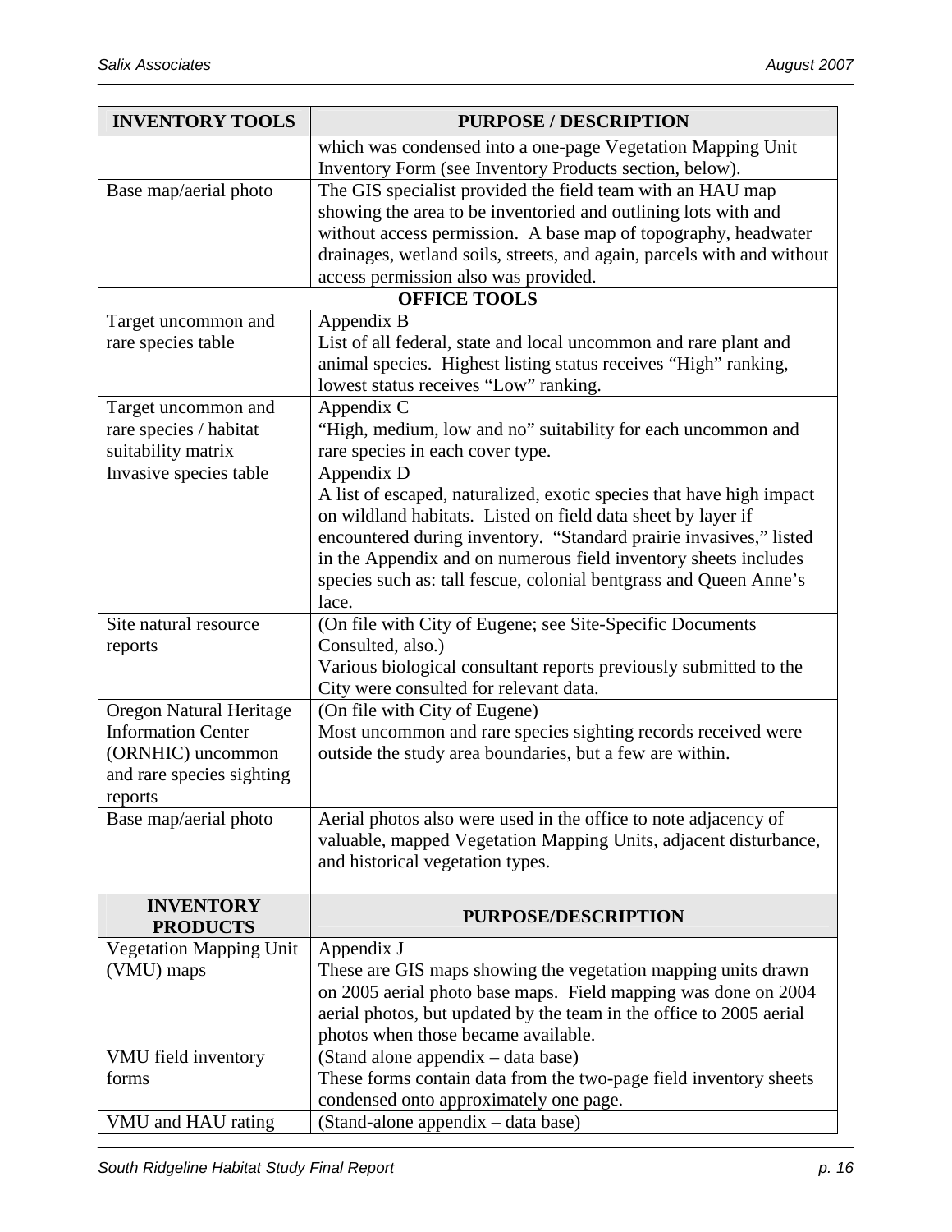| INVENTORY TOOLS | PURPOSE / DESCRIPTION |
|---|---|
| | which was condensed into a one-page Vegetation Mapping Unit Inventory Form (see Inventory Products section, below). |
| Base map/aerial photo | The GIS specialist provided the field team with an HAU map showing the area to be inventoried and outlining lots with and without access permission. A base map of topography, headwater drainages, wetland soils, streets, and again, parcels with and without access permission also was provided. |
| **OFFICE TOOLS** | |
| Target uncommon and rare species table | Appendix B<br>List of all federal, state and local uncommon and rare plant and animal species. Highest listing status receives "High" ranking, lowest status receives "Low" ranking. |
| Target uncommon and rare species / habitat suitability matrix | Appendix C<br>"High, medium, low and no" suitability for each uncommon and rare species in each cover type. |
| Invasive species table | Appendix D<br>A list of escaped, naturalized, exotic species that have high impact on wildland habitats. Listed on field data sheet by layer if encountered during inventory. "Standard prairie invasives," listed in the Appendix and on numerous field inventory sheets includes species such as: tall fescue, colonial bentgrass and Queen Anne's lace. |
| Site natural resource reports | (On file with City of Eugene; see Site-Specific Documents Consulted, also.)<br>Various biological consultant reports previously submitted to the City were consulted for relevant data. |
| Oregon Natural Heritage Information Center (ORNHIC) uncommon and rare species sighting reports | (On file with City of Eugene)<br>Most uncommon and rare species sighting records received were outside the study area boundaries, but a few are within. |
| Base map/aerial photo | Aerial photos also were used in the office to note adjacency of valuable, mapped Vegetation Mapping Units, adjacent disturbance, and historical vegetation types. |

| INVENTORY PRODUCTS | PURPOSE/DESCRIPTION |
|---|---|
| Vegetation Mapping Unit (VMU) maps | Appendix J<br>These are GIS maps showing the vegetation mapping units drawn on 2005 aerial photo base maps. Field mapping was done on 2004 aerial photos, but updated by the team in the office to 2005 aerial photos when those became available. |
| VMU field inventory forms | (Stand alone appendix – data base)<br>These forms contain data from the two-page field inventory sheets condensed onto approximately one page. |
| VMU and HAU rating | (Stand-alone appendix – data base) |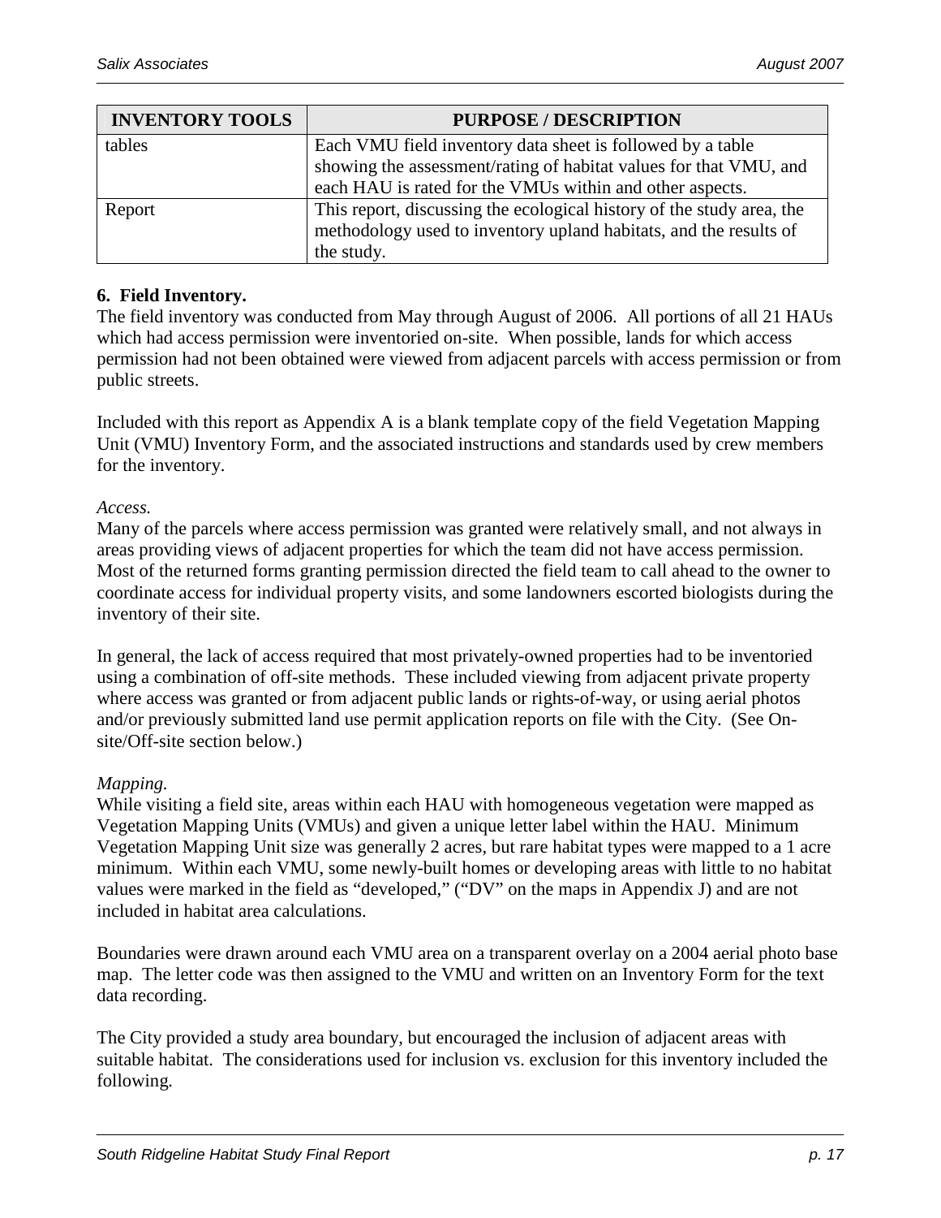| INVENTORY TOOLS | PURPOSE / DESCRIPTION |
| --- | --- |
| tables | Each VMU field inventory data sheet is followed by a table showing the assessment/rating of habitat values for that VMU, and each HAU is rated for the VMUs within and other aspects. |
| Report | This report, discussing the ecological history of the study area, the methodology used to inventory upland habitats, and the results of the study. |

## 6. Field Inventory.

The field inventory was conducted from May through August of 2006. All portions of all 21 HAUs which had access permission were inventoried on-site. When possible, lands for which access permission had not been obtained were viewed from adjacent parcels with access permission or from public streets.

Included with this report as Appendix A is a blank template copy of the field Vegetation Mapping Unit (VMU) Inventory Form, and the associated instructions and standards used by crew members for the inventory.

*Access.*

Many of the parcels where access permission was granted were relatively small, and not always in areas providing views of adjacent properties for which the team did not have access permission. Most of the returned forms granting permission directed the field team to call ahead to the owner to coordinate access for individual property visits, and some landowners escorted biologists during the inventory of their site.

In general, the lack of access required that most privately-owned properties had to be inventoried using a combination of off-site methods. These included viewing from adjacent private property where access was granted or from adjacent public lands or rights-of-way, or using aerial photos and/or previously submitted land use permit application reports on file with the City. (See On-site/Off-site section below.)

*Mapping.*

While visiting a field site, areas within each HAU with homogeneous vegetation were mapped as Vegetation Mapping Units (VMUs) and given a unique letter label within the HAU. Minimum Vegetation Mapping Unit size was generally 2 acres, but rare habitat types were mapped to a 1 acre minimum. Within each VMU, some newly-built homes or developing areas with little to no habitat values were marked in the field as "developed," ("DV" on the maps in Appendix J) and are not included in habitat area calculations.

Boundaries were drawn around each VMU area on a transparent overlay on a 2004 aerial photo base map. The letter code was then assigned to the VMU and written on an Inventory Form for the text data recording.

The City provided a study area boundary, but encouraged the inclusion of adjacent areas with suitable habitat. The considerations used for inclusion vs. exclusion for this inventory included the following.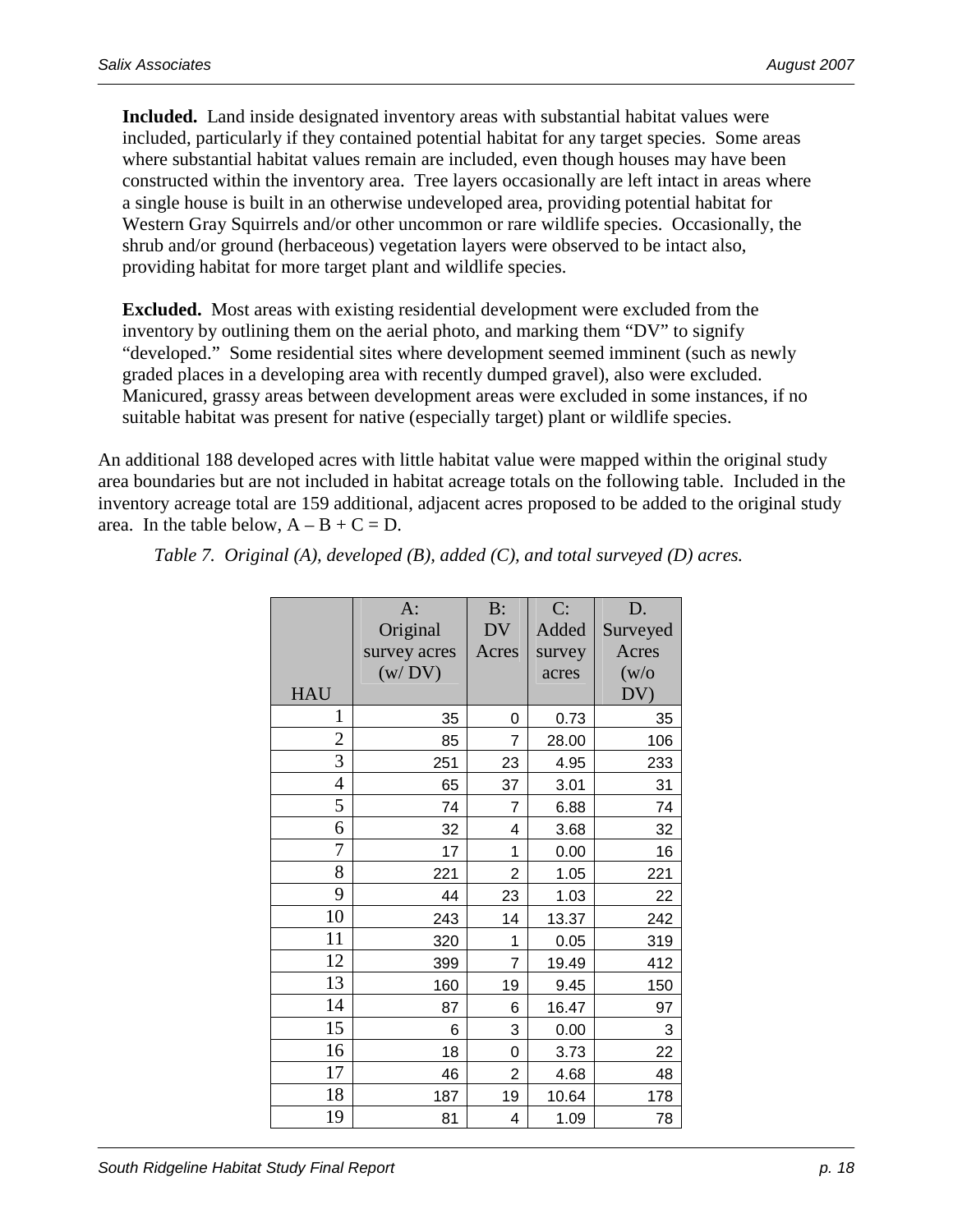**Included.** Land inside designated inventory areas with substantial habitat values were included, particularly if they contained potential habitat for any target species. Some areas where substantial habitat values remain are included, even though houses may have been constructed within the inventory area. Tree layers occasionally are left intact in areas where a single house is built in an otherwise undeveloped area, providing potential habitat for Western Gray Squirrels and/or other uncommon or rare wildlife species. Occasionally, the shrub and/or ground (herbaceous) vegetation layers were observed to be intact also, providing habitat for more target plant and wildlife species.

**Excluded.** Most areas with existing residential development were excluded from the inventory by outlining them on the aerial photo, and marking them "DV" to signify "developed." Some residential sites where development seemed imminent (such as newly graded places in a developing area with recently dumped gravel), also were excluded. Manicured, grassy areas between development areas were excluded in some instances, if no suitable habitat was present for native (especially target) plant or wildlife species.

An additional 188 developed acres with little habitat value were mapped within the original study area boundaries but are not included in habitat acreage totals on the following table. Included in the inventory acreage total are 159 additional, adjacent acres proposed to be added to the original study area. In the table below, A – B + C = D.

*Table 7. Original (A), developed (B), added (C), and total surveyed (D) acres.*

| HAU | A: Original survey acres (w/ DV) | B: DV Acres | C: Added survey acres | D. Surveyed Acres (w/o DV) |
|---|---|---|---|---|
| 1 | 35 | 0 | 0.73 | 35 |
| 2 | 85 | 7 | 28.00 | 106 |
| 3 | 251 | 23 | 4.95 | 233 |
| 4 | 65 | 37 | 3.01 | 31 |
| 5 | 74 | 7 | 6.88 | 74 |
| 6 | 32 | 4 | 3.68 | 32 |
| 7 | 17 | 1 | 0.00 | 16 |
| 8 | 221 | 2 | 1.05 | 221 |
| 9 | 44 | 23 | 1.03 | 22 |
| 10 | 243 | 14 | 13.37 | 242 |
| 11 | 320 | 1 | 0.05 | 319 |
| 12 | 399 | 7 | 19.49 | 412 |
| 13 | 160 | 19 | 9.45 | 150 |
| 14 | 87 | 6 | 16.47 | 97 |
| 15 | 6 | 3 | 0.00 | 3 |
| 16 | 18 | 0 | 3.73 | 22 |
| 17 | 46 | 2 | 4.68 | 48 |
| 18 | 187 | 19 | 10.64 | 178 |
| 19 | 81 | 4 | 1.09 | 78 |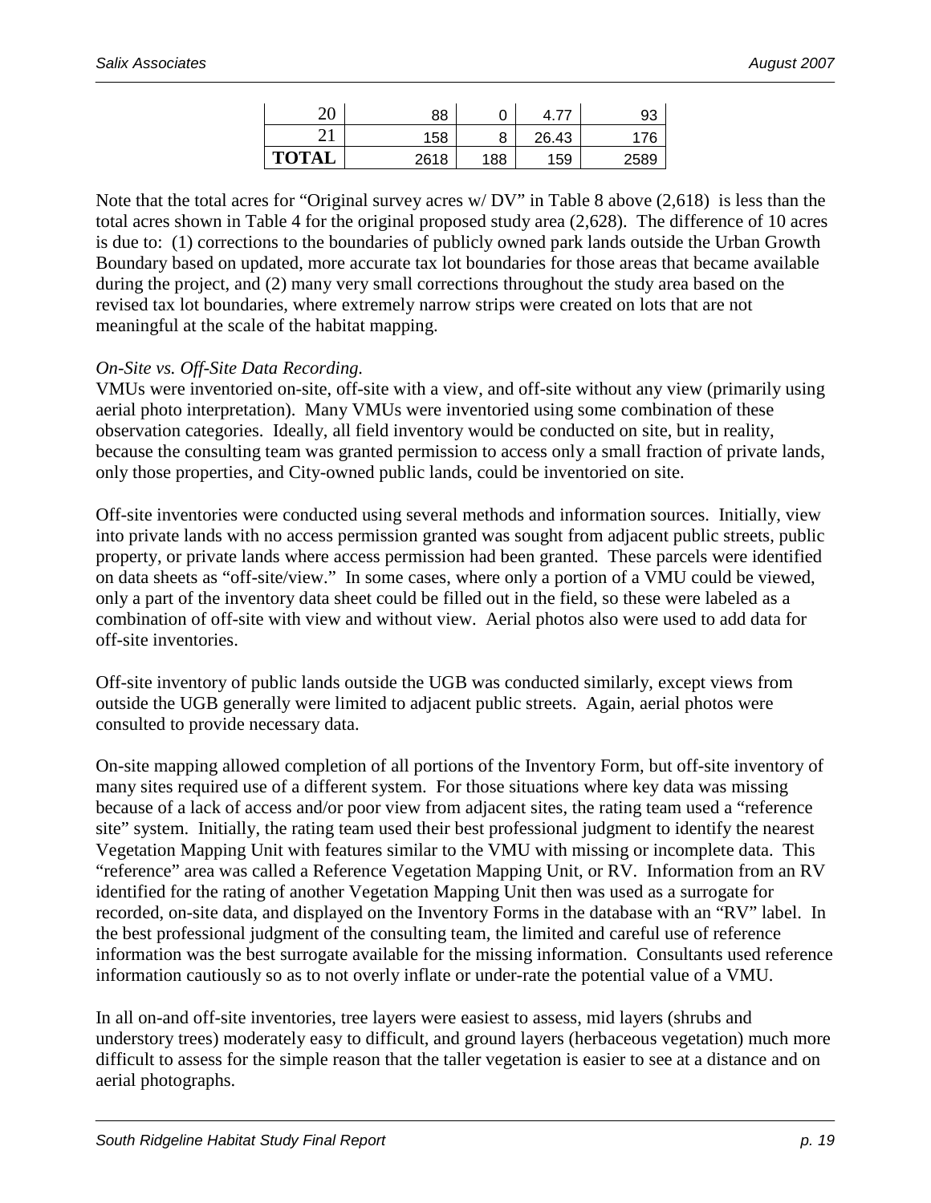| | | | | |
|---|---|---|---|---|
| 20 | 88 | 0 | 4.77 | 93 |
| 21 | 158 | 8 | 26.43 | 176 |
| **TOTAL** | 2618 | 188 | 159 | 2589 |

Note that the total acres for "Original survey acres w/ DV" in Table 8 above (2,618) is less than the total acres shown in Table 4 for the original proposed study area (2,628). The difference of 10 acres is due to: (1) corrections to the boundaries of publicly owned park lands outside the Urban Growth Boundary based on updated, more accurate tax lot boundaries for those areas that became available during the project, and (2) many very small corrections throughout the study area based on the revised tax lot boundaries, where extremely narrow strips were created on lots that are not meaningful at the scale of the habitat mapping.

*On-Site vs. Off-Site Data Recording.*

VMUs were inventoried on-site, off-site with a view, and off-site without any view (primarily using aerial photo interpretation). Many VMUs were inventoried using some combination of these observation categories. Ideally, all field inventory would be conducted on site, but in reality, because the consulting team was granted permission to access only a small fraction of private lands, only those properties, and City-owned public lands, could be inventoried on site.

Off-site inventories were conducted using several methods and information sources. Initially, view into private lands with no access permission granted was sought from adjacent public streets, public property, or private lands where access permission had been granted. These parcels were identified on data sheets as "off-site/view." In some cases, where only a portion of a VMU could be viewed, only a part of the inventory data sheet could be filled out in the field, so these were labeled as a combination of off-site with view and without view. Aerial photos also were used to add data for off-site inventories.

Off-site inventory of public lands outside the UGB was conducted similarly, except views from outside the UGB generally were limited to adjacent public streets. Again, aerial photos were consulted to provide necessary data.

On-site mapping allowed completion of all portions of the Inventory Form, but off-site inventory of many sites required use of a different system. For those situations where key data was missing because of a lack of access and/or poor view from adjacent sites, the rating team used a "reference site" system. Initially, the rating team used their best professional judgment to identify the nearest Vegetation Mapping Unit with features similar to the VMU with missing or incomplete data. This "reference" area was called a Reference Vegetation Mapping Unit, or RV. Information from an RV identified for the rating of another Vegetation Mapping Unit then was used as a surrogate for recorded, on-site data, and displayed on the Inventory Forms in the database with an "RV" label. In the best professional judgment of the consulting team, the limited and careful use of reference information was the best surrogate available for the missing information. Consultants used reference information cautiously so as to not overly inflate or under-rate the potential value of a VMU.

In all on-and off-site inventories, tree layers were easiest to assess, mid layers (shrubs and understory trees) moderately easy to difficult, and ground layers (herbaceous vegetation) much more difficult to assess for the simple reason that the taller vegetation is easier to see at a distance and on aerial photographs.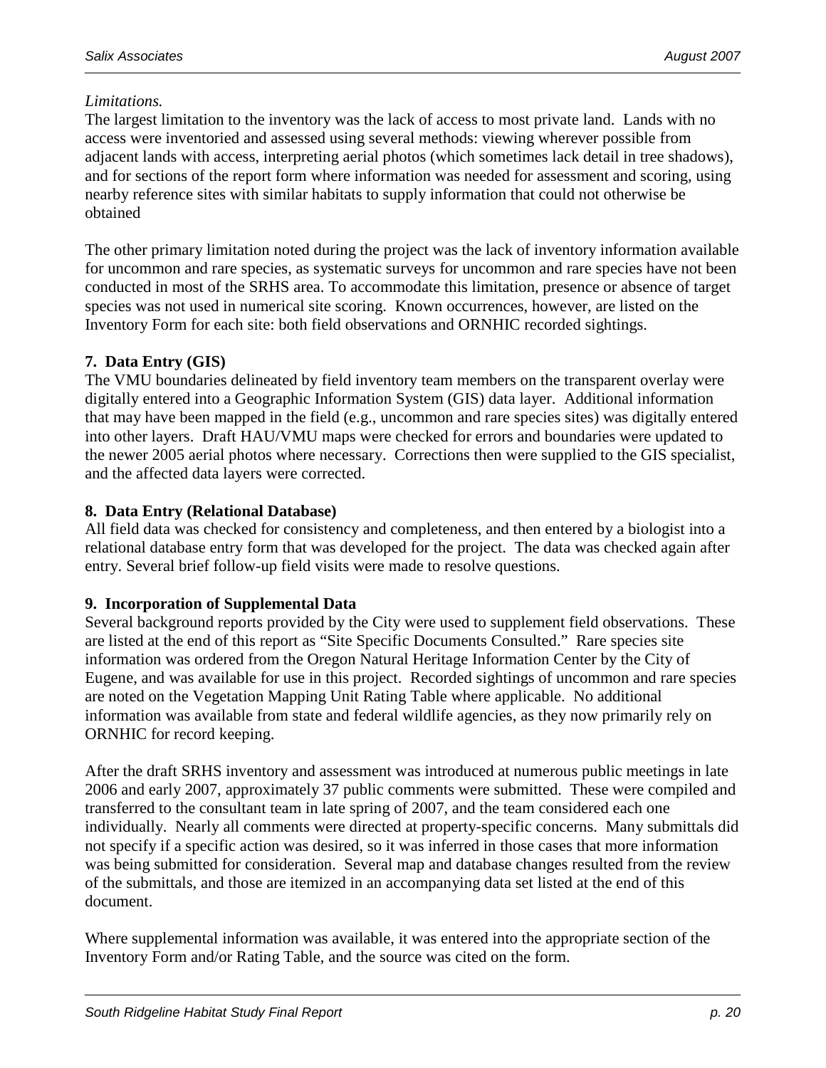*Limitations.*

The largest limitation to the inventory was the lack of access to most private land. Lands with no access were inventoried and assessed using several methods: viewing wherever possible from adjacent lands with access, interpreting aerial photos (which sometimes lack detail in tree shadows), and for sections of the report form where information was needed for assessment and scoring, using nearby reference sites with similar habitats to supply information that could not otherwise be obtained

The other primary limitation noted during the project was the lack of inventory information available for uncommon and rare species, as systematic surveys for uncommon and rare species have not been conducted in most of the SRHS area. To accommodate this limitation, presence or absence of target species was not used in numerical site scoring. Known occurrences, however, are listed on the Inventory Form for each site: both field observations and ORNHIC recorded sightings.

### 7. Data Entry (GIS)

The VMU boundaries delineated by field inventory team members on the transparent overlay were digitally entered into a Geographic Information System (GIS) data layer. Additional information that may have been mapped in the field (e.g., uncommon and rare species sites) was digitally entered into other layers. Draft HAU/VMU maps were checked for errors and boundaries were updated to the newer 2005 aerial photos where necessary. Corrections then were supplied to the GIS specialist, and the affected data layers were corrected.

### 8. Data Entry (Relational Database)

All field data was checked for consistency and completeness, and then entered by a biologist into a relational database entry form that was developed for the project. The data was checked again after entry. Several brief follow-up field visits were made to resolve questions.

### 9. Incorporation of Supplemental Data

Several background reports provided by the City were used to supplement field observations. These are listed at the end of this report as "Site Specific Documents Consulted." Rare species site information was ordered from the Oregon Natural Heritage Information Center by the City of Eugene, and was available for use in this project. Recorded sightings of uncommon and rare species are noted on the Vegetation Mapping Unit Rating Table where applicable. No additional information was available from state and federal wildlife agencies, as they now primarily rely on ORNHIC for record keeping.

After the draft SRHS inventory and assessment was introduced at numerous public meetings in late 2006 and early 2007, approximately 37 public comments were submitted. These were compiled and transferred to the consultant team in late spring of 2007, and the team considered each one individually. Nearly all comments were directed at property-specific concerns. Many submittals did not specify if a specific action was desired, so it was inferred in those cases that more information was being submitted for consideration. Several map and database changes resulted from the review of the submittals, and those are itemized in an accompanying data set listed at the end of this document.

Where supplemental information was available, it was entered into the appropriate section of the Inventory Form and/or Rating Table, and the source was cited on the form.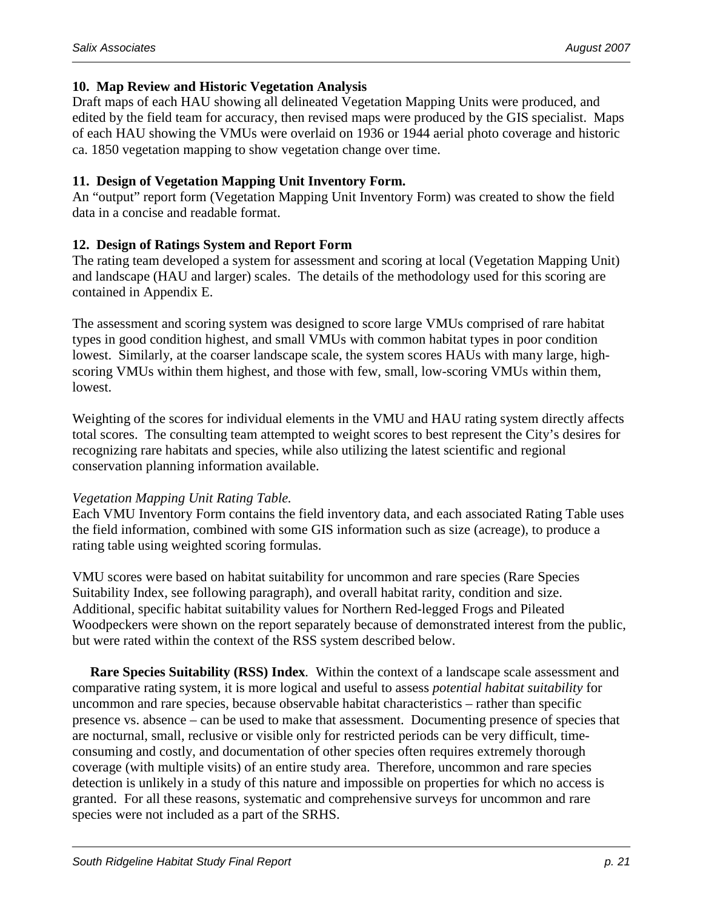### 10. Map Review and Historic Vegetation Analysis

Draft maps of each HAU showing all delineated Vegetation Mapping Units were produced, and edited by the field team for accuracy, then revised maps were produced by the GIS specialist. Maps of each HAU showing the VMUs were overlaid on 1936 or 1944 aerial photo coverage and historic ca. 1850 vegetation mapping to show vegetation change over time.

### 11. Design of Vegetation Mapping Unit Inventory Form.

An "output" report form (Vegetation Mapping Unit Inventory Form) was created to show the field data in a concise and readable format.

### 12. Design of Ratings System and Report Form

The rating team developed a system for assessment and scoring at local (Vegetation Mapping Unit) and landscape (HAU and larger) scales. The details of the methodology used for this scoring are contained in Appendix E.

The assessment and scoring system was designed to score large VMUs comprised of rare habitat types in good condition highest, and small VMUs with common habitat types in poor condition lowest. Similarly, at the coarser landscape scale, the system scores HAUs with many large, high-scoring VMUs within them highest, and those with few, small, low-scoring VMUs within them, lowest.

Weighting of the scores for individual elements in the VMU and HAU rating system directly affects total scores. The consulting team attempted to weight scores to best represent the City's desires for recognizing rare habitats and species, while also utilizing the latest scientific and regional conservation planning information available.

*Vegetation Mapping Unit Rating Table.*

Each VMU Inventory Form contains the field inventory data, and each associated Rating Table uses the field information, combined with some GIS information such as size (acreage), to produce a rating table using weighted scoring formulas.

VMU scores were based on habitat suitability for uncommon and rare species (Rare Species Suitability Index, see following paragraph), and overall habitat rarity, condition and size. Additional, specific habitat suitability values for Northern Red-legged Frogs and Pileated Woodpeckers were shown on the report separately because of demonstrated interest from the public, but were rated within the context of the RSS system described below.

**Rare Species Suitability (RSS) Index**. Within the context of a landscape scale assessment and comparative rating system, it is more logical and useful to assess *potential habitat suitability* for uncommon and rare species, because observable habitat characteristics – rather than specific presence vs. absence – can be used to make that assessment. Documenting presence of species that are nocturnal, small, reclusive or visible only for restricted periods can be very difficult, time-consuming and costly, and documentation of other species often requires extremely thorough coverage (with multiple visits) of an entire study area. Therefore, uncommon and rare species detection is unlikely in a study of this nature and impossible on properties for which no access is granted. For all these reasons, systematic and comprehensive surveys for uncommon and rare species were not included as a part of the SRHS.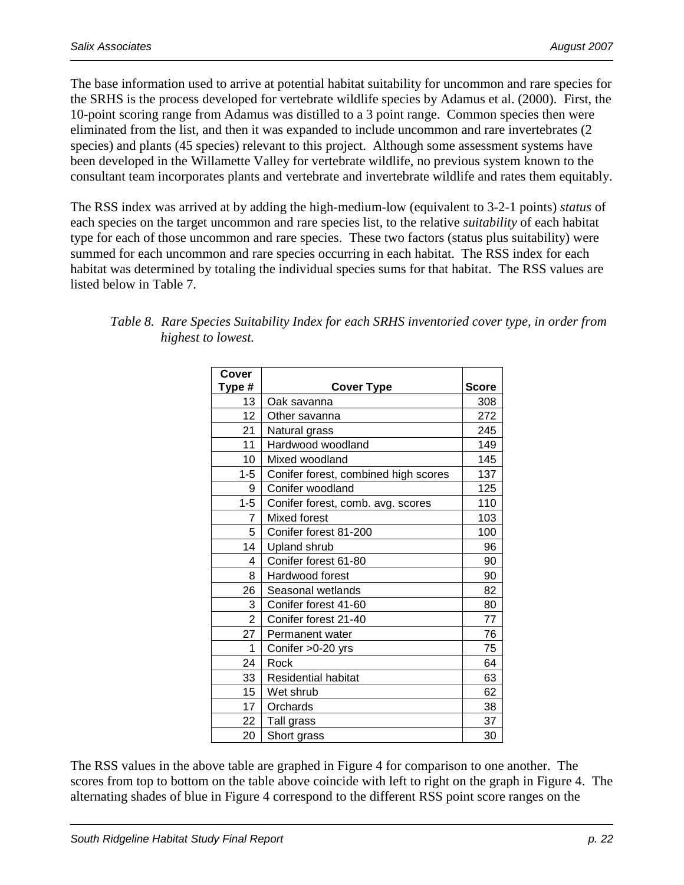The base information used to arrive at potential habitat suitability for uncommon and rare species for the SRHS is the process developed for vertebrate wildlife species by Adamus et al. (2000). First, the 10-point scoring range from Adamus was distilled to a 3 point range. Common species then were eliminated from the list, and then it was expanded to include uncommon and rare invertebrates (2 species) and plants (45 species) relevant to this project. Although some assessment systems have been developed in the Willamette Valley for vertebrate wildlife, no previous system known to the consultant team incorporates plants and vertebrate and invertebrate wildlife and rates them equitably.

The RSS index was arrived at by adding the high-medium-low (equivalent to 3-2-1 points) *status* of each species on the target uncommon and rare species list, to the relative *suitability* of each habitat type for each of those uncommon and rare species. These two factors (status plus suitability) were summed for each uncommon and rare species occurring in each habitat. The RSS index for each habitat was determined by totaling the individual species sums for that habitat. The RSS values are listed below in Table 7.

*Table 8. Rare Species Suitability Index for each SRHS inventoried cover type, in order from highest to lowest.*

| Cover Type # | Cover Type | Score |
|---|---|---|
| 13 | Oak savanna | 308 |
| 12 | Other savanna | 272 |
| 21 | Natural grass | 245 |
| 11 | Hardwood woodland | 149 |
| 10 | Mixed woodland | 145 |
| 1-5 | Conifer forest, combined high scores | 137 |
| 9 | Conifer woodland | 125 |
| 1-5 | Conifer forest, comb. avg. scores | 110 |
| 7 | Mixed forest | 103 |
| 5 | Conifer forest 81-200 | 100 |
| 14 | Upland shrub | 96 |
| 4 | Conifer forest 61-80 | 90 |
| 8 | Hardwood forest | 90 |
| 26 | Seasonal wetlands | 82 |
| 3 | Conifer forest 41-60 | 80 |
| 2 | Conifer forest 21-40 | 77 |
| 27 | Permanent water | 76 |
| 1 | Conifer >0-20 yrs | 75 |
| 24 | Rock | 64 |
| 33 | Residential habitat | 63 |
| 15 | Wet shrub | 62 |
| 17 | Orchards | 38 |
| 22 | Tall grass | 37 |
| 20 | Short grass | 30 |

The RSS values in the above table are graphed in Figure 4 for comparison to one another. The scores from top to bottom on the table above coincide with left to right on the graph in Figure 4. The alternating shades of blue in Figure 4 correspond to the different RSS point score ranges on the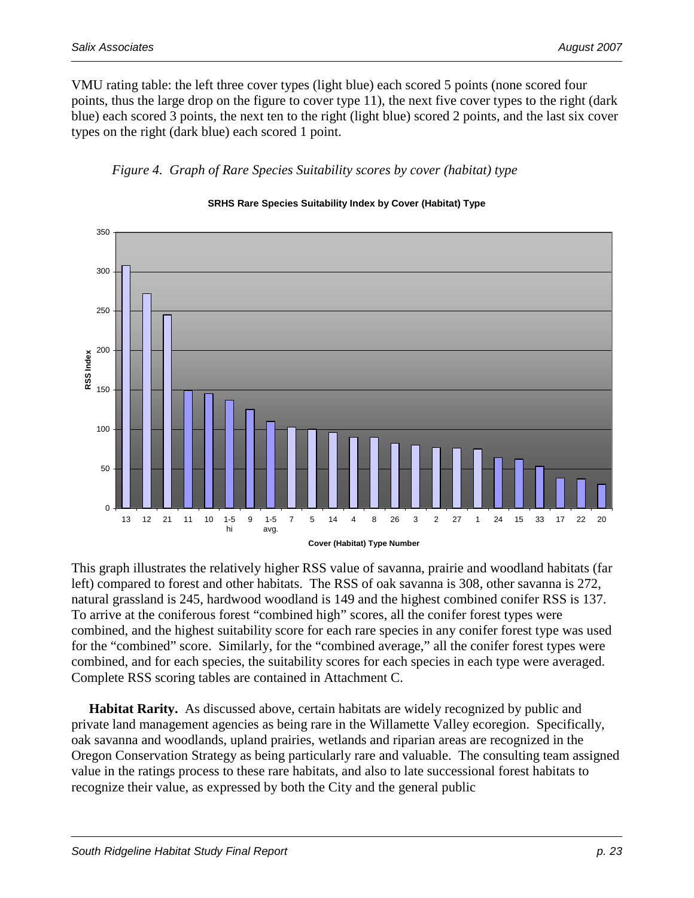VMU rating table: the left three cover types (light blue) each scored 5 points (none scored four points, thus the large drop on the figure to cover type 11), the next five cover types to the right (dark blue) each scored 3 points, the next ten to the right (light blue) scored 2 points, and the last six cover types on the right (dark blue) each scored 1 point.

*Figure 4. Graph of Rare Species Suitability scores by cover (habitat) type*

**SRHS Rare Species Suitability Index by Cover (Habitat) Type**

This graph illustrates the relatively higher RSS value of savanna, prairie and woodland habitats (far left) compared to forest and other habitats. The RSS of oak savanna is 308, other savanna is 272, natural grassland is 245, hardwood woodland is 149 and the highest combined conifer RSS is 137. To arrive at the coniferous forest "combined high" scores, all the conifer forest types were combined, and the highest suitability score for each rare species in any conifer forest type was used for the "combined" score. Similarly, for the "combined average," all the conifer forest types were combined, and for each species, the suitability scores for each species in each type were averaged. Complete RSS scoring tables are contained in Attachment C.

**Habitat Rarity.** As discussed above, certain habitats are widely recognized by public and private land management agencies as being rare in the Willamette Valley ecoregion. Specifically, oak savanna and woodlands, upland prairies, wetlands and riparian areas are recognized in the Oregon Conservation Strategy as being particularly rare and valuable. The consulting team assigned value in the ratings process to these rare habitats, and also to late successional forest habitats to recognize their value, as expressed by both the City and the general public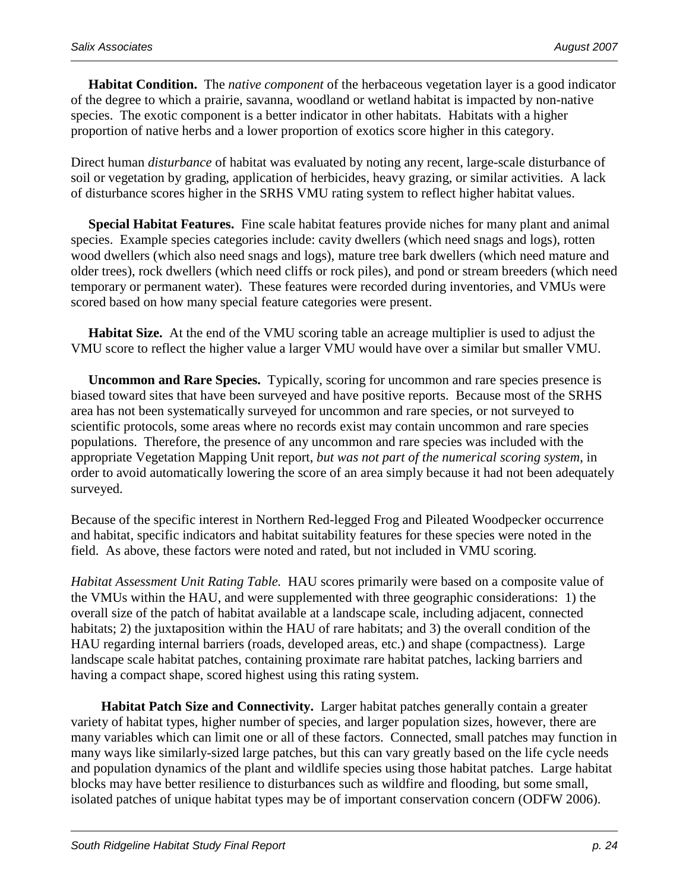**Habitat Condition.** The *native component* of the herbaceous vegetation layer is a good indicator of the degree to which a prairie, savanna, woodland or wetland habitat is impacted by non-native species. The exotic component is a better indicator in other habitats. Habitats with a higher proportion of native herbs and a lower proportion of exotics score higher in this category.

Direct human *disturbance* of habitat was evaluated by noting any recent, large-scale disturbance of soil or vegetation by grading, application of herbicides, heavy grazing, or similar activities. A lack of disturbance scores higher in the SRHS VMU rating system to reflect higher habitat values.

**Special Habitat Features.** Fine scale habitat features provide niches for many plant and animal species. Example species categories include: cavity dwellers (which need snags and logs), rotten wood dwellers (which also need snags and logs), mature tree bark dwellers (which need mature and older trees), rock dwellers (which need cliffs or rock piles), and pond or stream breeders (which need temporary or permanent water). These features were recorded during inventories, and VMUs were scored based on how many special feature categories were present.

**Habitat Size.** At the end of the VMU scoring table an acreage multiplier is used to adjust the VMU score to reflect the higher value a larger VMU would have over a similar but smaller VMU.

**Uncommon and Rare Species.** Typically, scoring for uncommon and rare species presence is biased toward sites that have been surveyed and have positive reports. Because most of the SRHS area has not been systematically surveyed for uncommon and rare species, or not surveyed to scientific protocols, some areas where no records exist may contain uncommon and rare species populations. Therefore, the presence of any uncommon and rare species was included with the appropriate Vegetation Mapping Unit report, *but was not part of the numerical scoring system*, in order to avoid automatically lowering the score of an area simply because it had not been adequately surveyed.

Because of the specific interest in Northern Red-legged Frog and Pileated Woodpecker occurrence and habitat, specific indicators and habitat suitability features for these species were noted in the field. As above, these factors were noted and rated, but not included in VMU scoring.

*Habitat Assessment Unit Rating Table.* HAU scores primarily were based on a composite value of the VMUs within the HAU, and were supplemented with three geographic considerations: 1) the overall size of the patch of habitat available at a landscape scale, including adjacent, connected habitats; 2) the juxtaposition within the HAU of rare habitats; and 3) the overall condition of the HAU regarding internal barriers (roads, developed areas, etc.) and shape (compactness). Large landscape scale habitat patches, containing proximate rare habitat patches, lacking barriers and having a compact shape, scored highest using this rating system.

**Habitat Patch Size and Connectivity.** Larger habitat patches generally contain a greater variety of habitat types, higher number of species, and larger population sizes, however, there are many variables which can limit one or all of these factors. Connected, small patches may function in many ways like similarly-sized large patches, but this can vary greatly based on the life cycle needs and population dynamics of the plant and wildlife species using those habitat patches. Large habitat blocks may have better resilience to disturbances such as wildfire and flooding, but some small, isolated patches of unique habitat types may be of important conservation concern (ODFW 2006).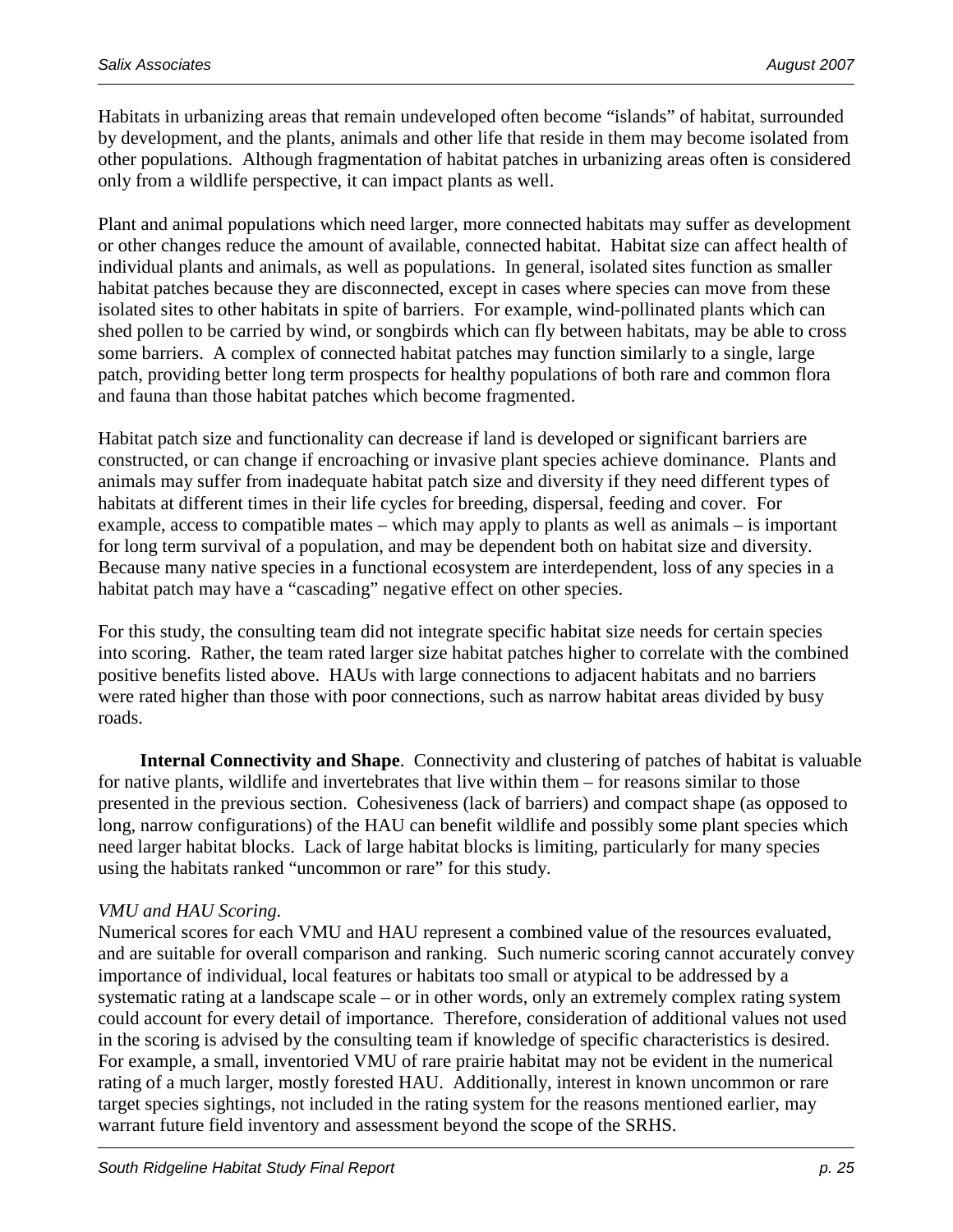Habitats in urbanizing areas that remain undeveloped often become "islands" of habitat, surrounded by development, and the plants, animals and other life that reside in them may become isolated from other populations. Although fragmentation of habitat patches in urbanizing areas often is considered only from a wildlife perspective, it can impact plants as well.

Plant and animal populations which need larger, more connected habitats may suffer as development or other changes reduce the amount of available, connected habitat. Habitat size can affect health of individual plants and animals, as well as populations. In general, isolated sites function as smaller habitat patches because they are disconnected, except in cases where species can move from these isolated sites to other habitats in spite of barriers. For example, wind-pollinated plants which can shed pollen to be carried by wind, or songbirds which can fly between habitats, may be able to cross some barriers. A complex of connected habitat patches may function similarly to a single, large patch, providing better long term prospects for healthy populations of both rare and common flora and fauna than those habitat patches which become fragmented.

Habitat patch size and functionality can decrease if land is developed or significant barriers are constructed, or can change if encroaching or invasive plant species achieve dominance. Plants and animals may suffer from inadequate habitat patch size and diversity if they need different types of habitats at different times in their life cycles for breeding, dispersal, feeding and cover. For example, access to compatible mates – which may apply to plants as well as animals – is important for long term survival of a population, and may be dependent both on habitat size and diversity. Because many native species in a functional ecosystem are interdependent, loss of any species in a habitat patch may have a "cascading" negative effect on other species.

For this study, the consulting team did not integrate specific habitat size needs for certain species into scoring. Rather, the team rated larger size habitat patches higher to correlate with the combined positive benefits listed above. HAUs with large connections to adjacent habitats and no barriers were rated higher than those with poor connections, such as narrow habitat areas divided by busy roads.

**Internal Connectivity and Shape**. Connectivity and clustering of patches of habitat is valuable for native plants, wildlife and invertebrates that live within them – for reasons similar to those presented in the previous section. Cohesiveness (lack of barriers) and compact shape (as opposed to long, narrow configurations) of the HAU can benefit wildlife and possibly some plant species which need larger habitat blocks. Lack of large habitat blocks is limiting, particularly for many species using the habitats ranked "uncommon or rare" for this study.

*VMU and HAU Scoring.*

Numerical scores for each VMU and HAU represent a combined value of the resources evaluated, and are suitable for overall comparison and ranking. Such numeric scoring cannot accurately convey importance of individual, local features or habitats too small or atypical to be addressed by a systematic rating at a landscape scale – or in other words, only an extremely complex rating system could account for every detail of importance. Therefore, consideration of additional values not used in the scoring is advised by the consulting team if knowledge of specific characteristics is desired. For example, a small, inventoried VMU of rare prairie habitat may not be evident in the numerical rating of a much larger, mostly forested HAU. Additionally, interest in known uncommon or rare target species sightings, not included in the rating system for the reasons mentioned earlier, may warrant future field inventory and assessment beyond the scope of the SRHS.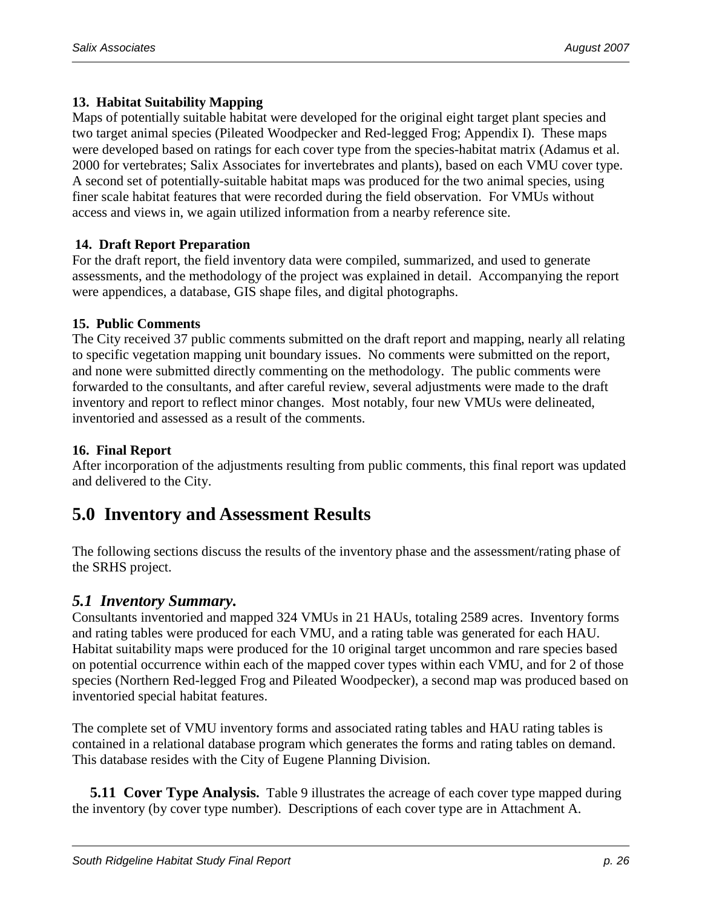**13. Habitat Suitability Mapping**

Maps of potentially suitable habitat were developed for the original eight target plant species and two target animal species (Pileated Woodpecker and Red-legged Frog; Appendix I). These maps were developed based on ratings for each cover type from the species-habitat matrix (Adamus et al. 2000 for vertebrates; Salix Associates for invertebrates and plants), based on each VMU cover type. A second set of potentially-suitable habitat maps was produced for the two animal species, using finer scale habitat features that were recorded during the field observation. For VMUs without access and views in, we again utilized information from a nearby reference site.

**14. Draft Report Preparation**

For the draft report, the field inventory data were compiled, summarized, and used to generate assessments, and the methodology of the project was explained in detail. Accompanying the report were appendices, a database, GIS shape files, and digital photographs.

**15. Public Comments**

The City received 37 public comments submitted on the draft report and mapping, nearly all relating to specific vegetation mapping unit boundary issues. No comments were submitted on the report, and none were submitted directly commenting on the methodology. The public comments were forwarded to the consultants, and after careful review, several adjustments were made to the draft inventory and report to reflect minor changes. Most notably, four new VMUs were delineated, inventoried and assessed as a result of the comments.

**16. Final Report**

After incorporation of the adjustments resulting from public comments, this final report was updated and delivered to the City.

# 5.0 Inventory and Assessment Results

The following sections discuss the results of the inventory phase and the assessment/rating phase of the SRHS project.

## *5.1 Inventory Summary.*

Consultants inventoried and mapped 324 VMUs in 21 HAUs, totaling 2589 acres. Inventory forms and rating tables were produced for each VMU, and a rating table was generated for each HAU. Habitat suitability maps were produced for the 10 original target uncommon and rare species based on potential occurrence within each of the mapped cover types within each VMU, and for 2 of those species (Northern Red-legged Frog and Pileated Woodpecker), a second map was produced based on inventoried special habitat features.

The complete set of VMU inventory forms and associated rating tables and HAU rating tables is contained in a relational database program which generates the forms and rating tables on demand. This database resides with the City of Eugene Planning Division.

**5.11 Cover Type Analysis.** Table 9 illustrates the acreage of each cover type mapped during the inventory (by cover type number). Descriptions of each cover type are in Attachment A.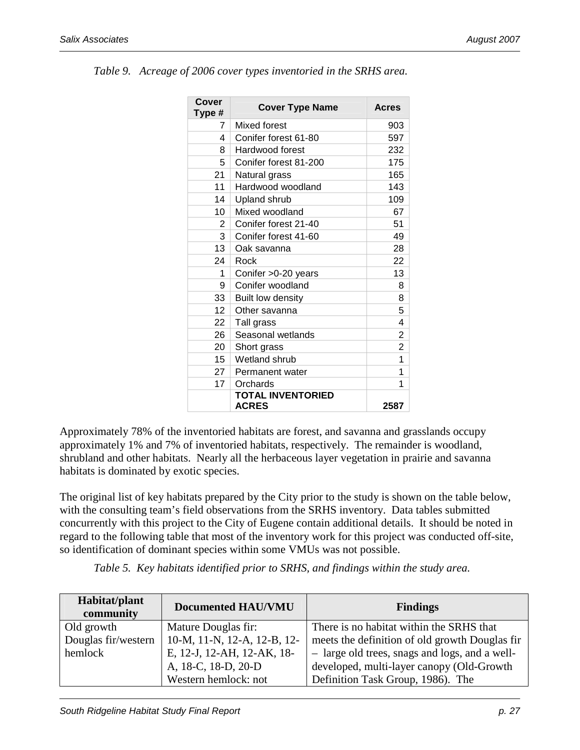*Table 9. Acreage of 2006 cover types inventoried in the SRHS area.*

| Cover Type # | Cover Type Name | Acres |
|---|---|---|
| 7 | Mixed forest | 903 |
| 4 | Conifer forest 61-80 | 597 |
| 8 | Hardwood forest | 232 |
| 5 | Conifer forest 81-200 | 175 |
| 21 | Natural grass | 165 |
| 11 | Hardwood woodland | 143 |
| 14 | Upland shrub | 109 |
| 10 | Mixed woodland | 67 |
| 2 | Conifer forest 21-40 | 51 |
| 3 | Conifer forest 41-60 | 49 |
| 13 | Oak savanna | 28 |
| 24 | Rock | 22 |
| 1 | Conifer >0-20 years | 13 |
| 9 | Conifer woodland | 8 |
| 33 | Built low density | 8 |
| 12 | Other savanna | 5 |
| 22 | Tall grass | 4 |
| 26 | Seasonal wetlands | 2 |
| 20 | Short grass | 2 |
| 15 | Wetland shrub | 1 |
| 27 | Permanent water | 1 |
| 17 | Orchards | 1 |
| | **TOTAL INVENTORIED ACRES** | **2587** |

Approximately 78% of the inventoried habitats are forest, and savanna and grasslands occupy approximately 1% and 7% of inventoried habitats, respectively. The remainder is woodland, shrubland and other habitats. Nearly all the herbaceous layer vegetation in prairie and savanna habitats is dominated by exotic species.

The original list of key habitats prepared by the City prior to the study is shown on the table below, with the consulting team's field observations from the SRHS inventory. Data tables submitted concurrently with this project to the City of Eugene contain additional details. It should be noted in regard to the following table that most of the inventory work for this project was conducted off-site, so identification of dominant species within some VMUs was not possible.

*Table 5. Key habitats identified prior to SRHS, and findings within the study area.*

| Habitat/plant community | Documented HAU/VMU | Findings |
|---|---|---|
| Old growth Douglas fir/western hemlock | Mature Douglas fir: 10-M, 11-N, 12-A, 12-B, 12-E, 12-J, 12-AH, 12-AK, 18-A, 18-C, 18-D, 20-D Western hemlock: not | There is no habitat within the SRHS that meets the definition of old growth Douglas fir – large old trees, snags and logs, and a well-developed, multi-layer canopy (Old-Growth Definition Task Group, 1986). The |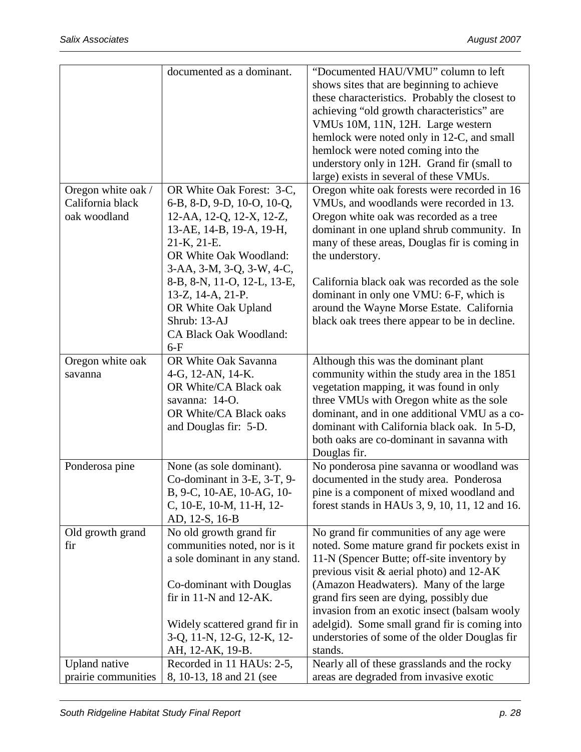| | | |
|---|---|---|
| | documented as a dominant. | "Documented HAU/VMU" column to left shows sites that are beginning to achieve these characteristics. Probably the closest to achieving "old growth characteristics" are VMUs 10M, 11N, 12H. Large western hemlock were noted only in 12-C, and small hemlock were noted coming into the understory only in 12H. Grand fir (small to large) exists in several of these VMUs. |
| Oregon white oak / California black oak woodland | OR White Oak Forest: 3-C, 6-B, 8-D, 9-D, 10-O, 10-Q, 12-AA, 12-Q, 12-X, 12-Z, 13-AE, 14-B, 19-A, 19-H, 21-K, 21-E.<br>OR White Oak Woodland: 3-AA, 3-M, 3-Q, 3-W, 4-C, 8-B, 8-N, 11-O, 12-L, 13-E, 13-Z, 14-A, 21-P.<br>OR White Oak Upland Shrub: 13-AJ<br>CA Black Oak Woodland: 6-F | Oregon white oak forests were recorded in 16 VMUs, and woodlands were recorded in 13. Oregon white oak was recorded as a tree dominant in one upland shrub community. In many of these areas, Douglas fir is coming in the understory.<br><br>California black oak was recorded as the sole dominant in only one VMU: 6-F, which is around the Wayne Morse Estate. California black oak trees there appear to be in decline. |
| Oregon white oak savanna | OR White Oak Savanna 4-G, 12-AN, 14-K.<br>OR White/CA Black oak savanna: 14-O.<br>OR White/CA Black oaks and Douglas fir: 5-D. | Although this was the dominant plant community within the study area in the 1851 vegetation mapping, it was found in only three VMUs with Oregon white as the sole dominant, and in one additional VMU as a co-dominant with California black oak. In 5-D, both oaks are co-dominant in savanna with Douglas fir. |
| Ponderosa pine | None (as sole dominant). Co-dominant in 3-E, 3-T, 9-B, 9-C, 10-AE, 10-AG, 10-C, 10-E, 10-M, 11-H, 12-AD, 12-S, 16-B | No ponderosa pine savanna or woodland was documented in the study area. Ponderosa pine is a component of mixed woodland and forest stands in HAUs 3, 9, 10, 11, 12 and 16. |
| Old growth grand fir | No old growth grand fir communities noted, nor is it a sole dominant in any stand.<br><br>Co-dominant with Douglas fir in 11-N and 12-AK.<br><br>Widely scattered grand fir in 3-Q, 11-N, 12-G, 12-K, 12-AH, 12-AK, 19-B. | No grand fir communities of any age were noted. Some mature grand fir pockets exist in 11-N (Spencer Butte; off-site inventory by previous visit & aerial photo) and 12-AK (Amazon Headwaters). Many of the large grand firs seen are dying, possibly due invasion from an exotic insect (balsam wooly adelgid). Some small grand fir is coming into understories of some of the older Douglas fir stands. |
| Upland native prairie communities | Recorded in 11 HAUs: 2-5, 8, 10-13, 18 and 21 (see | Nearly all of these grasslands and the rocky areas are degraded from invasive exotic |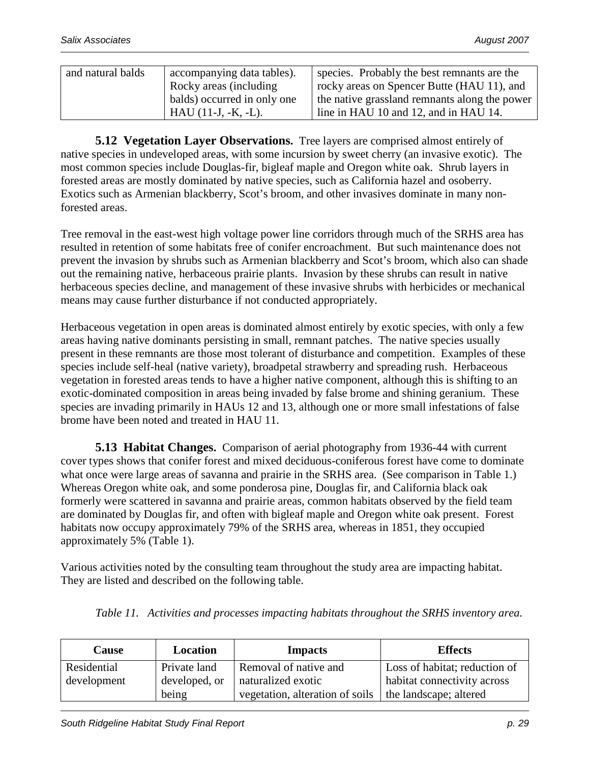| and natural balds | accompanying data tables). Rocky areas (including balds) occurred in only one HAU (11-J, -K, -L). | species. Probably the best remnants are the rocky areas on Spencer Butte (HAU 11), and the native grassland remnants along the power line in HAU 10 and 12, and in HAU 14. |
|---|---|---|

**5.12 Vegetation Layer Observations.** Tree layers are comprised almost entirely of native species in undeveloped areas, with some incursion by sweet cherry (an invasive exotic). The most common species include Douglas-fir, bigleaf maple and Oregon white oak. Shrub layers in forested areas are mostly dominated by native species, such as California hazel and osoberry. Exotics such as Armenian blackberry, Scot's broom, and other invasives dominate in many non-forested areas.

Tree removal in the east-west high voltage power line corridors through much of the SRHS area has resulted in retention of some habitats free of conifer encroachment. But such maintenance does not prevent the invasion by shrubs such as Armenian blackberry and Scot's broom, which also can shade out the remaining native, herbaceous prairie plants. Invasion by these shrubs can result in native herbaceous species decline, and management of these invasive shrubs with herbicides or mechanical means may cause further disturbance if not conducted appropriately.

Herbaceous vegetation in open areas is dominated almost entirely by exotic species, with only a few areas having native dominants persisting in small, remnant patches. The native species usually present in these remnants are those most tolerant of disturbance and competition. Examples of these species include self-heal (native variety), broadpetal strawberry and spreading rush. Herbaceous vegetation in forested areas tends to have a higher native component, although this is shifting to an exotic-dominated composition in areas being invaded by false brome and shining geranium. These species are invading primarily in HAUs 12 and 13, although one or more small infestations of false brome have been noted and treated in HAU 11.

**5.13 Habitat Changes.** Comparison of aerial photography from 1936-44 with current cover types shows that conifer forest and mixed deciduous-coniferous forest have come to dominate what once were large areas of savanna and prairie in the SRHS area. (See comparison in Table 1.) Whereas Oregon white oak, and some ponderosa pine, Douglas fir, and California black oak formerly were scattered in savanna and prairie areas, common habitats observed by the field team are dominated by Douglas fir, and often with bigleaf maple and Oregon white oak present. Forest habitats now occupy approximately 79% of the SRHS area, whereas in 1851, they occupied approximately 5% (Table 1).

Various activities noted by the consulting team throughout the study area are impacting habitat. They are listed and described on the following table.

*Table 11. Activities and processes impacting habitats throughout the SRHS inventory area.*

| Cause | Location | Impacts | Effects |
|---|---|---|---|
| Residential development | Private land developed, or being | Removal of native and naturalized exotic vegetation, alteration of soils | Loss of habitat; reduction of habitat connectivity across the landscape; altered |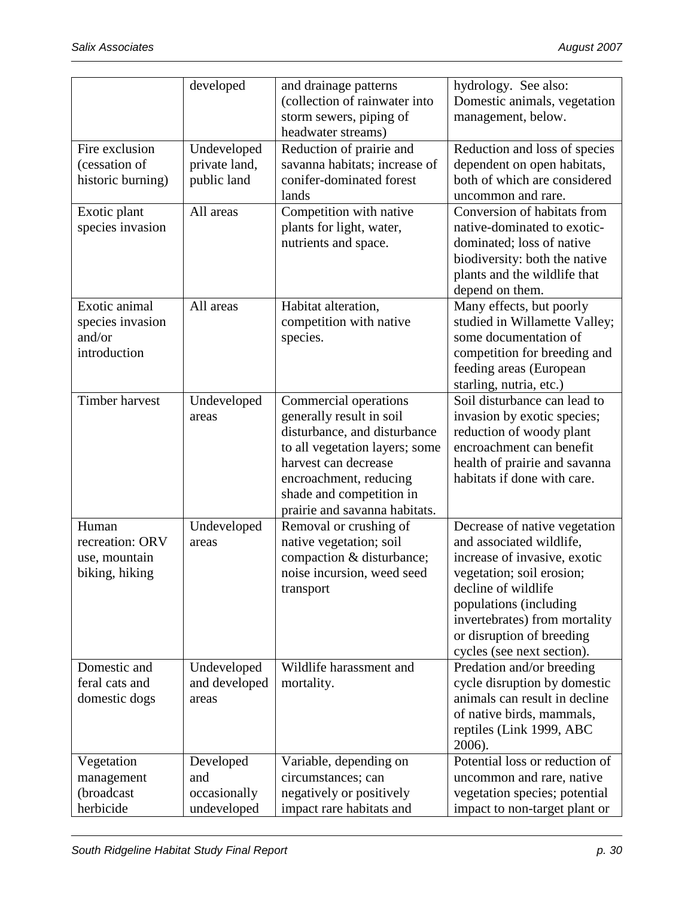| | developed | and drainage patterns (collection of rainwater into storm sewers, piping of headwater streams) | hydrology. See also: Domestic animals, vegetation management, below. |
|---|---|---|---|
| Fire exclusion (cessation of historic burning) | Undeveloped private land, public land | Reduction of prairie and savanna habitats; increase of conifer-dominated forest lands | Reduction and loss of species dependent on open habitats, both of which are considered uncommon and rare. |
| Exotic plant species invasion | All areas | Competition with native plants for light, water, nutrients and space. | Conversion of habitats from native-dominated to exotic-dominated; loss of native biodiversity: both the native plants and the wildlife that depend on them. |
| Exotic animal species invasion and/or introduction | All areas | Habitat alteration, competition with native species. | Many effects, but poorly studied in Willamette Valley; some documentation of competition for breeding and feeding areas (European starling, nutria, etc.) |
| Timber harvest | Undeveloped areas | Commercial operations generally result in soil disturbance, and disturbance to all vegetation layers; some harvest can decrease encroachment, reducing shade and competition in prairie and savanna habitats. | Soil disturbance can lead to invasion by exotic species; reduction of woody plant encroachment can benefit health of prairie and savanna habitats if done with care. |
| Human recreation: ORV use, mountain biking, hiking | Undeveloped areas | Removal or crushing of native vegetation; soil compaction & disturbance; noise incursion, weed seed transport | Decrease of native vegetation and associated wildlife, increase of invasive, exotic vegetation; soil erosion; decline of wildlife populations (including invertebrates) from mortality or disruption of breeding cycles (see next section). |
| Domestic and feral cats and domestic dogs | Undeveloped and developed areas | Wildlife harassment and mortality. | Predation and/or breeding cycle disruption by domestic animals can result in decline of native birds, mammals, reptiles (Link 1999, ABC 2006). |
| Vegetation management (broadcast herbicide | Developed and occasionally undeveloped | Variable, depending on circumstances; can negatively or positively impact rare habitats and | Potential loss or reduction of uncommon and rare, native vegetation species; potential impact to non-target plant or |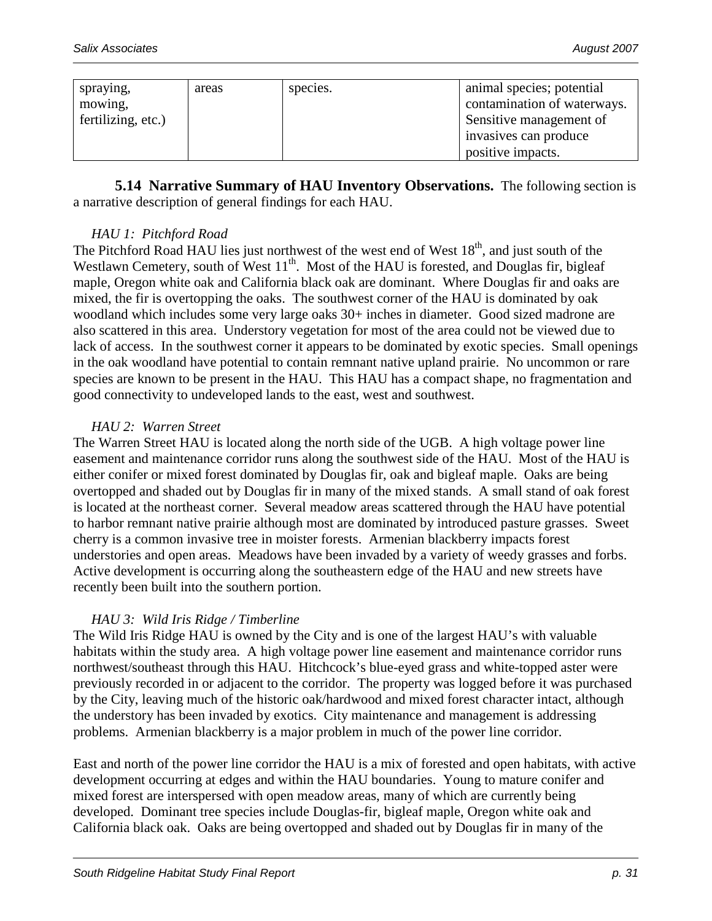| spraying, mowing, fertilizing, etc.) | areas | species. | animal species; potential contamination of waterways. Sensitive management of invasives can produce positive impacts. |
|---|---|---|---|

**5.14 Narrative Summary of HAU Inventory Observations.** The following section is a narrative description of general findings for each HAU.

*HAU 1: Pitchford Road*

The Pitchford Road HAU lies just northwest of the west end of West 18th, and just south of the Westlawn Cemetery, south of West 11th. Most of the HAU is forested, and Douglas fir, bigleaf maple, Oregon white oak and California black oak are dominant. Where Douglas fir and oaks are mixed, the fir is overtopping the oaks. The southwest corner of the HAU is dominated by oak woodland which includes some very large oaks 30+ inches in diameter. Good sized madrone are also scattered in this area. Understory vegetation for most of the area could not be viewed due to lack of access. In the southwest corner it appears to be dominated by exotic species. Small openings in the oak woodland have potential to contain remnant native upland prairie. No uncommon or rare species are known to be present in the HAU. This HAU has a compact shape, no fragmentation and good connectivity to undeveloped lands to the east, west and southwest.

*HAU 2: Warren Street*

The Warren Street HAU is located along the north side of the UGB. A high voltage power line easement and maintenance corridor runs along the southwest side of the HAU. Most of the HAU is either conifer or mixed forest dominated by Douglas fir, oak and bigleaf maple. Oaks are being overtopped and shaded out by Douglas fir in many of the mixed stands. A small stand of oak forest is located at the northeast corner. Several meadow areas scattered through the HAU have potential to harbor remnant native prairie although most are dominated by introduced pasture grasses. Sweet cherry is a common invasive tree in moister forests. Armenian blackberry impacts forest understories and open areas. Meadows have been invaded by a variety of weedy grasses and forbs. Active development is occurring along the southeastern edge of the HAU and new streets have recently been built into the southern portion.

*HAU 3: Wild Iris Ridge / Timberline*

The Wild Iris Ridge HAU is owned by the City and is one of the largest HAU's with valuable habitats within the study area. A high voltage power line easement and maintenance corridor runs northwest/southeast through this HAU. Hitchcock's blue-eyed grass and white-topped aster were previously recorded in or adjacent to the corridor. The property was logged before it was purchased by the City, leaving much of the historic oak/hardwood and mixed forest character intact, although the understory has been invaded by exotics. City maintenance and management is addressing problems. Armenian blackberry is a major problem in much of the power line corridor.

East and north of the power line corridor the HAU is a mix of forested and open habitats, with active development occurring at edges and within the HAU boundaries. Young to mature conifer and mixed forest are interspersed with open meadow areas, many of which are currently being developed. Dominant tree species include Douglas-fir, bigleaf maple, Oregon white oak and California black oak. Oaks are being overtopped and shaded out by Douglas fir in many of the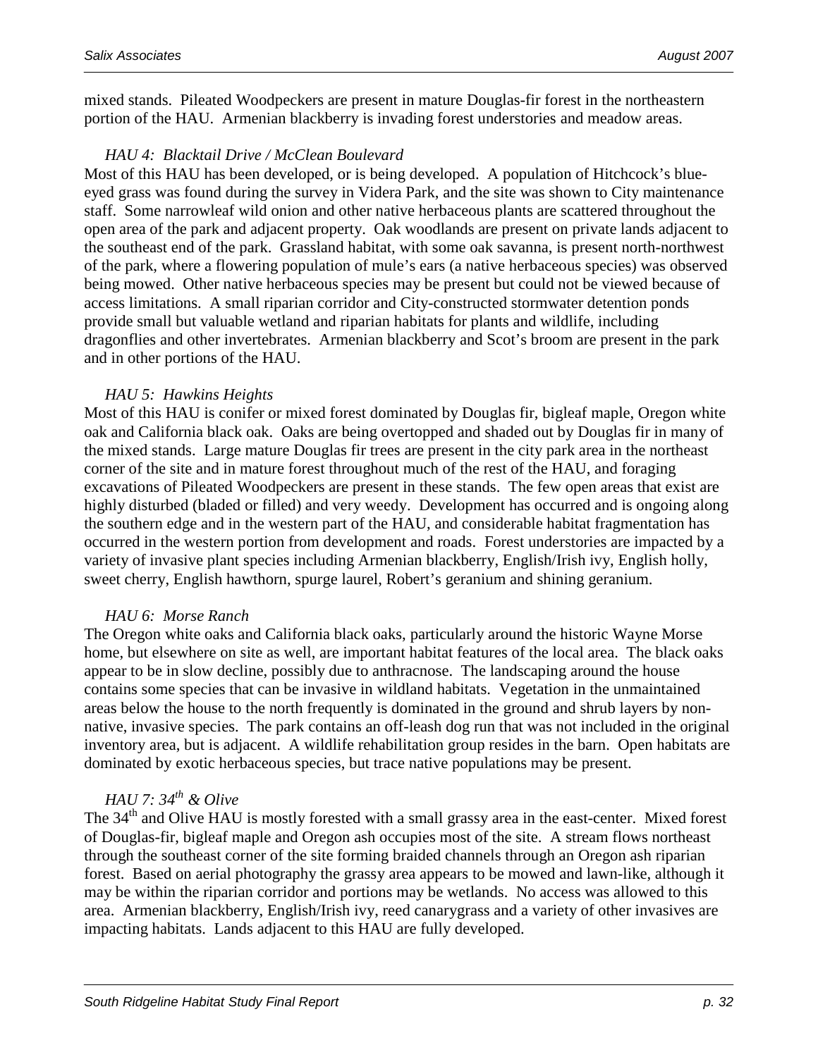mixed stands. Pileated Woodpeckers are present in mature Douglas-fir forest in the northeastern portion of the HAU. Armenian blackberry is invading forest understories and meadow areas.

*HAU 4: Blacktail Drive / McClean Boulevard*

Most of this HAU has been developed, or is being developed. A population of Hitchcock's blue-eyed grass was found during the survey in Videra Park, and the site was shown to City maintenance staff. Some narrowleaf wild onion and other native herbaceous plants are scattered throughout the open area of the park and adjacent property. Oak woodlands are present on private lands adjacent to the southeast end of the park. Grassland habitat, with some oak savanna, is present north-northwest of the park, where a flowering population of mule's ears (a native herbaceous species) was observed being mowed. Other native herbaceous species may be present but could not be viewed because of access limitations. A small riparian corridor and City-constructed stormwater detention ponds provide small but valuable wetland and riparian habitats for plants and wildlife, including dragonflies and other invertebrates. Armenian blackberry and Scot's broom are present in the park and in other portions of the HAU.

*HAU 5: Hawkins Heights*

Most of this HAU is conifer or mixed forest dominated by Douglas fir, bigleaf maple, Oregon white oak and California black oak. Oaks are being overtopped and shaded out by Douglas fir in many of the mixed stands. Large mature Douglas fir trees are present in the city park area in the northeast corner of the site and in mature forest throughout much of the rest of the HAU, and foraging excavations of Pileated Woodpeckers are present in these stands. The few open areas that exist are highly disturbed (bladed or filled) and very weedy. Development has occurred and is ongoing along the southern edge and in the western part of the HAU, and considerable habitat fragmentation has occurred in the western portion from development and roads. Forest understories are impacted by a variety of invasive plant species including Armenian blackberry, English/Irish ivy, English holly, sweet cherry, English hawthorn, spurge laurel, Robert's geranium and shining geranium.

*HAU 6: Morse Ranch*

The Oregon white oaks and California black oaks, particularly around the historic Wayne Morse home, but elsewhere on site as well, are important habitat features of the local area. The black oaks appear to be in slow decline, possibly due to anthracnose. The landscaping around the house contains some species that can be invasive in wildland habitats. Vegetation in the unmaintained areas below the house to the north frequently is dominated in the ground and shrub layers by non-native, invasive species. The park contains an off-leash dog run that was not included in the original inventory area, but is adjacent. A wildlife rehabilitation group resides in the barn. Open habitats are dominated by exotic herbaceous species, but trace native populations may be present.

*HAU 7: 34th & Olive*

The 34th and Olive HAU is mostly forested with a small grassy area in the east-center. Mixed forest of Douglas-fir, bigleaf maple and Oregon ash occupies most of the site. A stream flows northeast through the southeast corner of the site forming braided channels through an Oregon ash riparian forest. Based on aerial photography the grassy area appears to be mowed and lawn-like, although it may be within the riparian corridor and portions may be wetlands. No access was allowed to this area. Armenian blackberry, English/Irish ivy, reed canarygrass and a variety of other invasives are impacting habitats. Lands adjacent to this HAU are fully developed.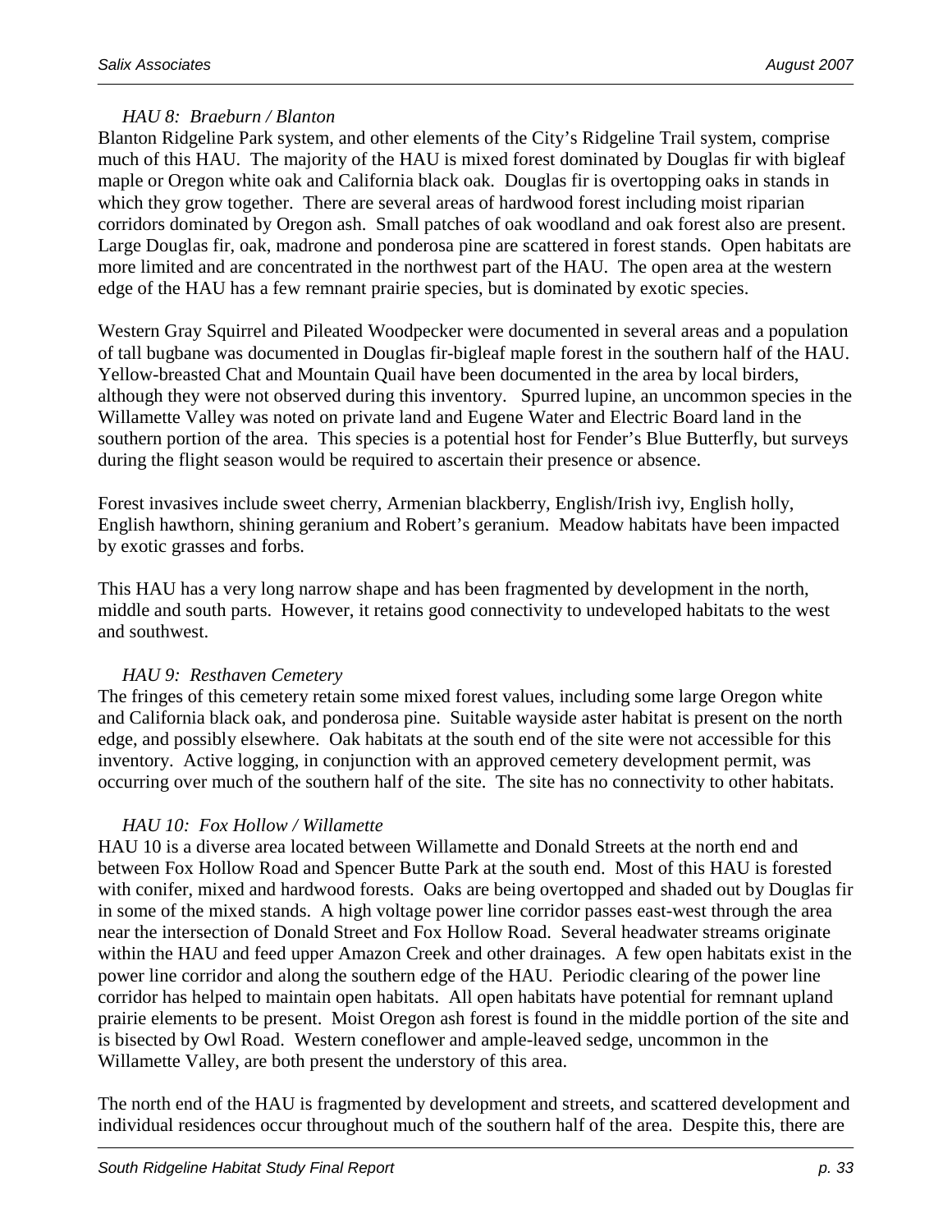*HAU 8: Braeburn / Blanton*

Blanton Ridgeline Park system, and other elements of the City's Ridgeline Trail system, comprise much of this HAU. The majority of the HAU is mixed forest dominated by Douglas fir with bigleaf maple or Oregon white oak and California black oak. Douglas fir is overtopping oaks in stands in which they grow together. There are several areas of hardwood forest including moist riparian corridors dominated by Oregon ash. Small patches of oak woodland and oak forest also are present. Large Douglas fir, oak, madrone and ponderosa pine are scattered in forest stands. Open habitats are more limited and are concentrated in the northwest part of the HAU. The open area at the western edge of the HAU has a few remnant prairie species, but is dominated by exotic species.

Western Gray Squirrel and Pileated Woodpecker were documented in several areas and a population of tall bugbane was documented in Douglas fir-bigleaf maple forest in the southern half of the HAU. Yellow-breasted Chat and Mountain Quail have been documented in the area by local birders, although they were not observed during this inventory. Spurred lupine, an uncommon species in the Willamette Valley was noted on private land and Eugene Water and Electric Board land in the southern portion of the area. This species is a potential host for Fender's Blue Butterfly, but surveys during the flight season would be required to ascertain their presence or absence.

Forest invasives include sweet cherry, Armenian blackberry, English/Irish ivy, English holly, English hawthorn, shining geranium and Robert's geranium. Meadow habitats have been impacted by exotic grasses and forbs.

This HAU has a very long narrow shape and has been fragmented by development in the north, middle and south parts. However, it retains good connectivity to undeveloped habitats to the west and southwest.

*HAU 9: Resthaven Cemetery*

The fringes of this cemetery retain some mixed forest values, including some large Oregon white and California black oak, and ponderosa pine. Suitable wayside aster habitat is present on the north edge, and possibly elsewhere. Oak habitats at the south end of the site were not accessible for this inventory. Active logging, in conjunction with an approved cemetery development permit, was occurring over much of the southern half of the site. The site has no connectivity to other habitats.

*HAU 10: Fox Hollow / Willamette*

HAU 10 is a diverse area located between Willamette and Donald Streets at the north end and between Fox Hollow Road and Spencer Butte Park at the south end. Most of this HAU is forested with conifer, mixed and hardwood forests. Oaks are being overtopped and shaded out by Douglas fir in some of the mixed stands. A high voltage power line corridor passes east-west through the area near the intersection of Donald Street and Fox Hollow Road. Several headwater streams originate within the HAU and feed upper Amazon Creek and other drainages. A few open habitats exist in the power line corridor and along the southern edge of the HAU. Periodic clearing of the power line corridor has helped to maintain open habitats. All open habitats have potential for remnant upland prairie elements to be present. Moist Oregon ash forest is found in the middle portion of the site and is bisected by Owl Road. Western coneflower and ample-leaved sedge, uncommon in the Willamette Valley, are both present the understory of this area.

The north end of the HAU is fragmented by development and streets, and scattered development and individual residences occur throughout much of the southern half of the area. Despite this, there are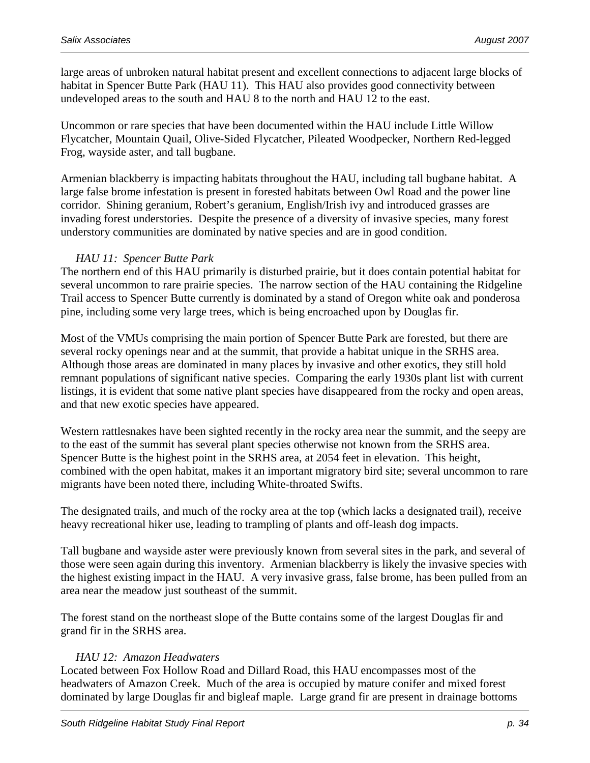large areas of unbroken natural habitat present and excellent connections to adjacent large blocks of habitat in Spencer Butte Park (HAU 11). This HAU also provides good connectivity between undeveloped areas to the south and HAU 8 to the north and HAU 12 to the east.

Uncommon or rare species that have been documented within the HAU include Little Willow Flycatcher, Mountain Quail, Olive-Sided Flycatcher, Pileated Woodpecker, Northern Red-legged Frog, wayside aster, and tall bugbane.

Armenian blackberry is impacting habitats throughout the HAU, including tall bugbane habitat. A large false brome infestation is present in forested habitats between Owl Road and the power line corridor. Shining geranium, Robert's geranium, English/Irish ivy and introduced grasses are invading forest understories. Despite the presence of a diversity of invasive species, many forest understory communities are dominated by native species and are in good condition.

*HAU 11: Spencer Butte Park*

The northern end of this HAU primarily is disturbed prairie, but it does contain potential habitat for several uncommon to rare prairie species. The narrow section of the HAU containing the Ridgeline Trail access to Spencer Butte currently is dominated by a stand of Oregon white oak and ponderosa pine, including some very large trees, which is being encroached upon by Douglas fir.

Most of the VMUs comprising the main portion of Spencer Butte Park are forested, but there are several rocky openings near and at the summit, that provide a habitat unique in the SRHS area. Although those areas are dominated in many places by invasive and other exotics, they still hold remnant populations of significant native species. Comparing the early 1930s plant list with current listings, it is evident that some native plant species have disappeared from the rocky and open areas, and that new exotic species have appeared.

Western rattlesnakes have been sighted recently in the rocky area near the summit, and the seepy are to the east of the summit has several plant species otherwise not known from the SRHS area. Spencer Butte is the highest point in the SRHS area, at 2054 feet in elevation. This height, combined with the open habitat, makes it an important migratory bird site; several uncommon to rare migrants have been noted there, including White-throated Swifts.

The designated trails, and much of the rocky area at the top (which lacks a designated trail), receive heavy recreational hiker use, leading to trampling of plants and off-leash dog impacts.

Tall bugbane and wayside aster were previously known from several sites in the park, and several of those were seen again during this inventory. Armenian blackberry is likely the invasive species with the highest existing impact in the HAU. A very invasive grass, false brome, has been pulled from an area near the meadow just southeast of the summit.

The forest stand on the northeast slope of the Butte contains some of the largest Douglas fir and grand fir in the SRHS area.

*HAU 12: Amazon Headwaters*

Located between Fox Hollow Road and Dillard Road, this HAU encompasses most of the headwaters of Amazon Creek. Much of the area is occupied by mature conifer and mixed forest dominated by large Douglas fir and bigleaf maple. Large grand fir are present in drainage bottoms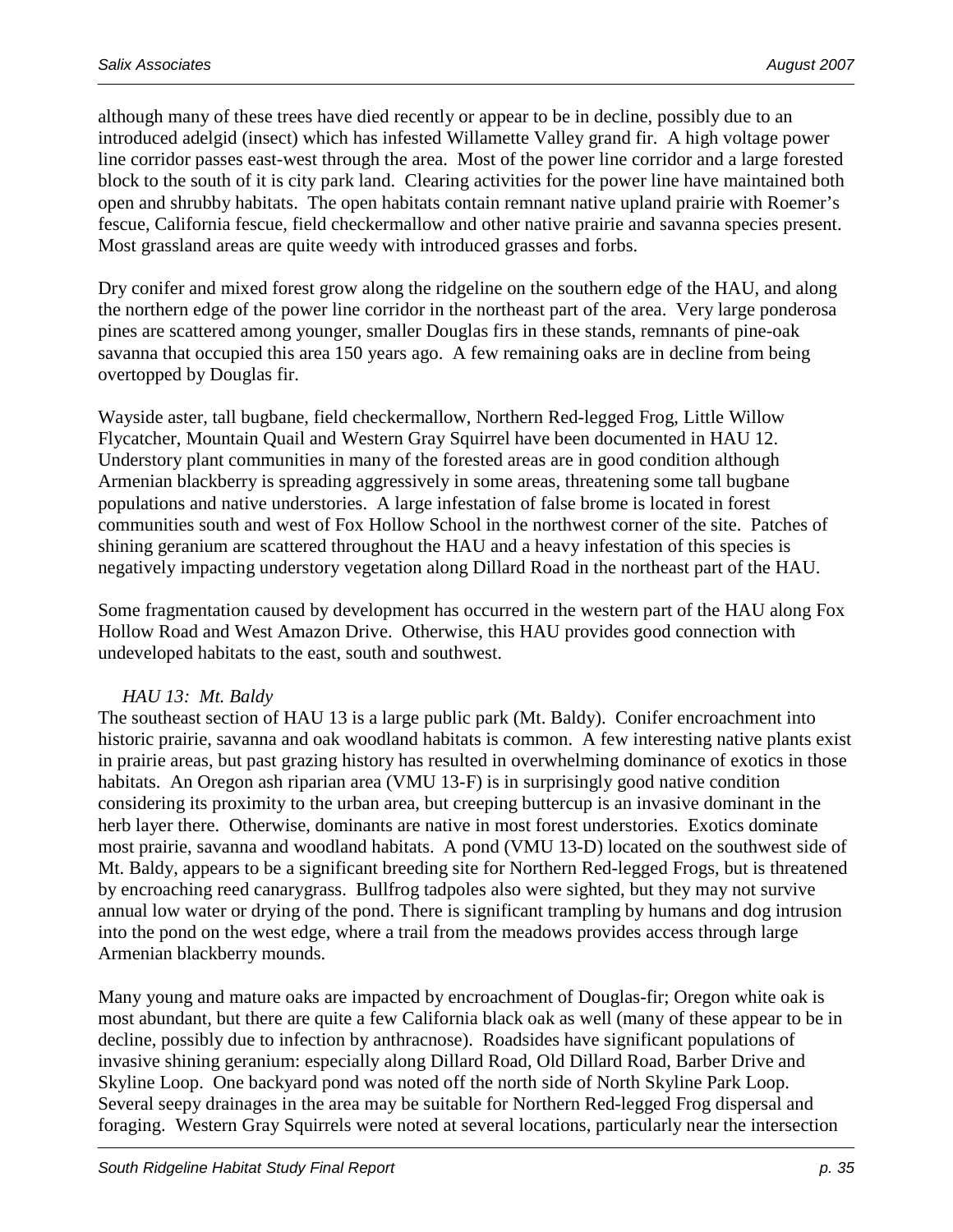although many of these trees have died recently or appear to be in decline, possibly due to an introduced adelgid (insect) which has infested Willamette Valley grand fir. A high voltage power line corridor passes east-west through the area. Most of the power line corridor and a large forested block to the south of it is city park land. Clearing activities for the power line have maintained both open and shrubby habitats. The open habitats contain remnant native upland prairie with Roemer's fescue, California fescue, field checkermallow and other native prairie and savanna species present. Most grassland areas are quite weedy with introduced grasses and forbs.

Dry conifer and mixed forest grow along the ridgeline on the southern edge of the HAU, and along the northern edge of the power line corridor in the northeast part of the area. Very large ponderosa pines are scattered among younger, smaller Douglas firs in these stands, remnants of pine-oak savanna that occupied this area 150 years ago. A few remaining oaks are in decline from being overtopped by Douglas fir.

Wayside aster, tall bugbane, field checkermallow, Northern Red-legged Frog, Little Willow Flycatcher, Mountain Quail and Western Gray Squirrel have been documented in HAU 12. Understory plant communities in many of the forested areas are in good condition although Armenian blackberry is spreading aggressively in some areas, threatening some tall bugbane populations and native understories. A large infestation of false brome is located in forest communities south and west of Fox Hollow School in the northwest corner of the site. Patches of shining geranium are scattered throughout the HAU and a heavy infestation of this species is negatively impacting understory vegetation along Dillard Road in the northeast part of the HAU.

Some fragmentation caused by development has occurred in the western part of the HAU along Fox Hollow Road and West Amazon Drive. Otherwise, this HAU provides good connection with undeveloped habitats to the east, south and southwest.

*HAU 13: Mt. Baldy*

The southeast section of HAU 13 is a large public park (Mt. Baldy). Conifer encroachment into historic prairie, savanna and oak woodland habitats is common. A few interesting native plants exist in prairie areas, but past grazing history has resulted in overwhelming dominance of exotics in those habitats. An Oregon ash riparian area (VMU 13-F) is in surprisingly good native condition considering its proximity to the urban area, but creeping buttercup is an invasive dominant in the herb layer there. Otherwise, dominants are native in most forest understories. Exotics dominate most prairie, savanna and woodland habitats. A pond (VMU 13-D) located on the southwest side of Mt. Baldy, appears to be a significant breeding site for Northern Red-legged Frogs, but is threatened by encroaching reed canarygrass. Bullfrog tadpoles also were sighted, but they may not survive annual low water or drying of the pond. There is significant trampling by humans and dog intrusion into the pond on the west edge, where a trail from the meadows provides access through large Armenian blackberry mounds.

Many young and mature oaks are impacted by encroachment of Douglas-fir; Oregon white oak is most abundant, but there are quite a few California black oak as well (many of these appear to be in decline, possibly due to infection by anthracnose). Roadsides have significant populations of invasive shining geranium: especially along Dillard Road, Old Dillard Road, Barber Drive and Skyline Loop. One backyard pond was noted off the north side of North Skyline Park Loop. Several seepy drainages in the area may be suitable for Northern Red-legged Frog dispersal and foraging. Western Gray Squirrels were noted at several locations, particularly near the intersection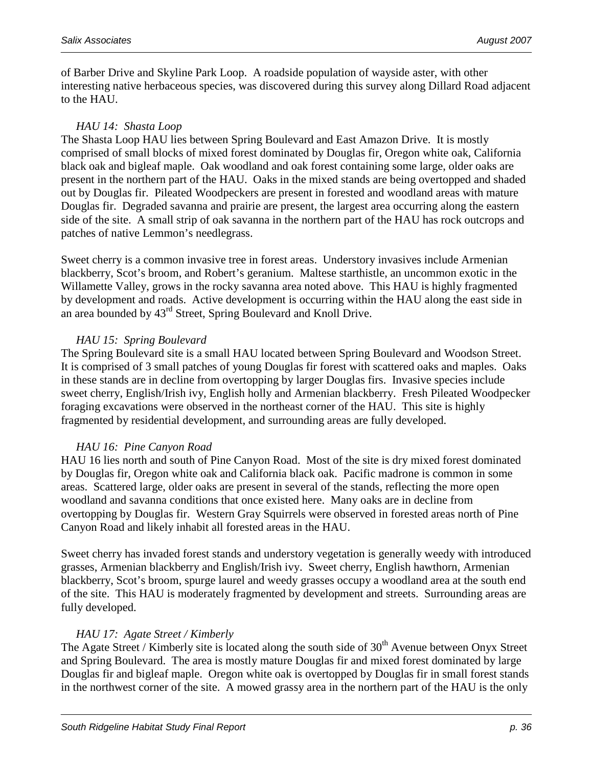of Barber Drive and Skyline Park Loop. A roadside population of wayside aster, with other interesting native herbaceous species, was discovered during this survey along Dillard Road adjacent to the HAU.

*HAU 14: Shasta Loop*

The Shasta Loop HAU lies between Spring Boulevard and East Amazon Drive. It is mostly comprised of small blocks of mixed forest dominated by Douglas fir, Oregon white oak, California black oak and bigleaf maple. Oak woodland and oak forest containing some large, older oaks are present in the northern part of the HAU. Oaks in the mixed stands are being overtopped and shaded out by Douglas fir. Pileated Woodpeckers are present in forested and woodland areas with mature Douglas fir. Degraded savanna and prairie are present, the largest area occurring along the eastern side of the site. A small strip of oak savanna in the northern part of the HAU has rock outcrops and patches of native Lemmon's needlegrass.

Sweet cherry is a common invasive tree in forest areas. Understory invasives include Armenian blackberry, Scot's broom, and Robert's geranium. Maltese starthistle, an uncommon exotic in the Willamette Valley, grows in the rocky savanna area noted above. This HAU is highly fragmented by development and roads. Active development is occurring within the HAU along the east side in an area bounded by 43rd Street, Spring Boulevard and Knoll Drive.

*HAU 15: Spring Boulevard*

The Spring Boulevard site is a small HAU located between Spring Boulevard and Woodson Street. It is comprised of 3 small patches of young Douglas fir forest with scattered oaks and maples. Oaks in these stands are in decline from overtopping by larger Douglas firs. Invasive species include sweet cherry, English/Irish ivy, English holly and Armenian blackberry. Fresh Pileated Woodpecker foraging excavations were observed in the northeast corner of the HAU. This site is highly fragmented by residential development, and surrounding areas are fully developed.

*HAU 16: Pine Canyon Road*

HAU 16 lies north and south of Pine Canyon Road. Most of the site is dry mixed forest dominated by Douglas fir, Oregon white oak and California black oak. Pacific madrone is common in some areas. Scattered large, older oaks are present in several of the stands, reflecting the more open woodland and savanna conditions that once existed here. Many oaks are in decline from overtopping by Douglas fir. Western Gray Squirrels were observed in forested areas north of Pine Canyon Road and likely inhabit all forested areas in the HAU.

Sweet cherry has invaded forest stands and understory vegetation is generally weedy with introduced grasses, Armenian blackberry and English/Irish ivy. Sweet cherry, English hawthorn, Armenian blackberry, Scot's broom, spurge laurel and weedy grasses occupy a woodland area at the south end of the site. This HAU is moderately fragmented by development and streets. Surrounding areas are fully developed.

*HAU 17: Agate Street / Kimberly*

The Agate Street / Kimberly site is located along the south side of 30th Avenue between Onyx Street and Spring Boulevard. The area is mostly mature Douglas fir and mixed forest dominated by large Douglas fir and bigleaf maple. Oregon white oak is overtopped by Douglas fir in small forest stands in the northwest corner of the site. A mowed grassy area in the northern part of the HAU is the only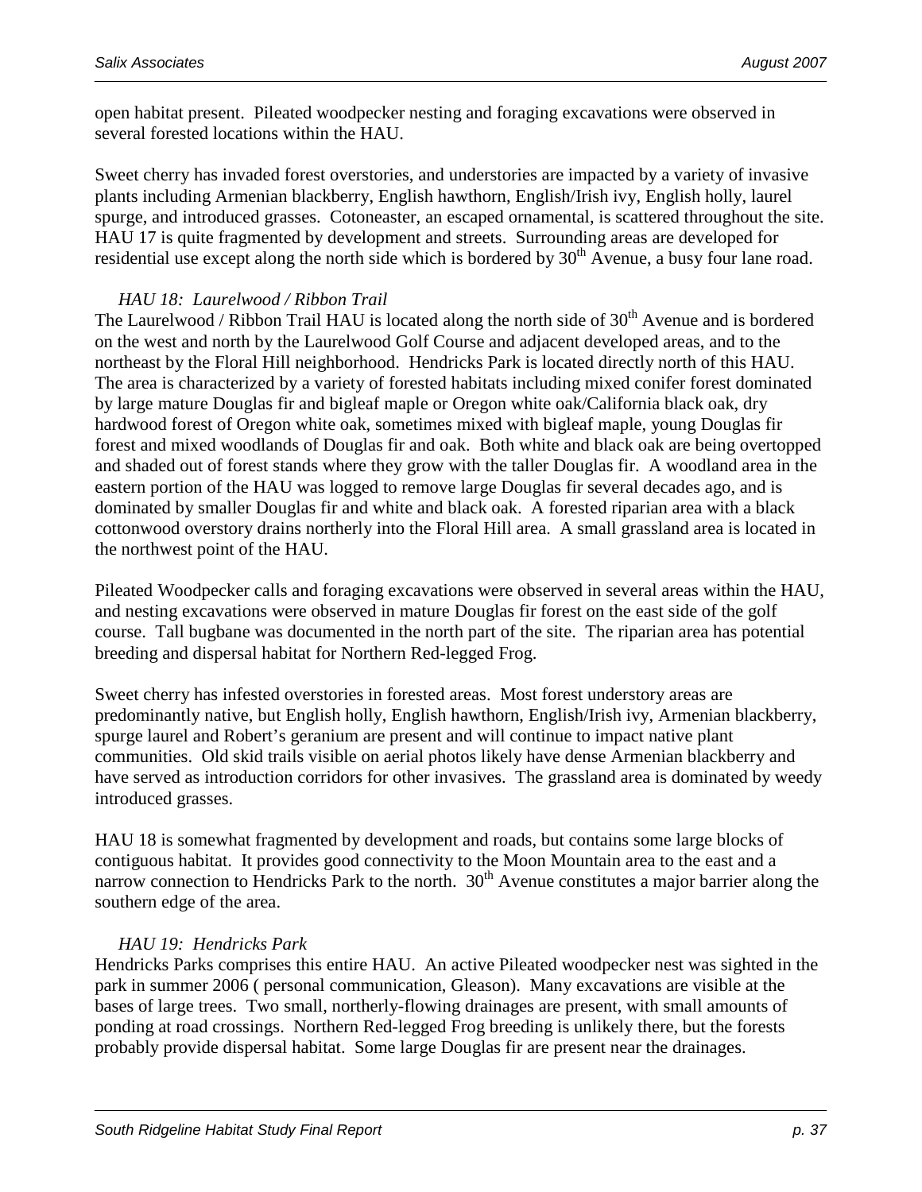open habitat present. Pileated woodpecker nesting and foraging excavations were observed in several forested locations within the HAU.

Sweet cherry has invaded forest overstories, and understories are impacted by a variety of invasive plants including Armenian blackberry, English hawthorn, English/Irish ivy, English holly, laurel spurge, and introduced grasses. Cotoneaster, an escaped ornamental, is scattered throughout the site. HAU 17 is quite fragmented by development and streets. Surrounding areas are developed for residential use except along the north side which is bordered by 30th Avenue, a busy four lane road.

*HAU 18: Laurelwood / Ribbon Trail*

The Laurelwood / Ribbon Trail HAU is located along the north side of 30th Avenue and is bordered on the west and north by the Laurelwood Golf Course and adjacent developed areas, and to the northeast by the Floral Hill neighborhood. Hendricks Park is located directly north of this HAU. The area is characterized by a variety of forested habitats including mixed conifer forest dominated by large mature Douglas fir and bigleaf maple or Oregon white oak/California black oak, dry hardwood forest of Oregon white oak, sometimes mixed with bigleaf maple, young Douglas fir forest and mixed woodlands of Douglas fir and oak. Both white and black oak are being overtopped and shaded out of forest stands where they grow with the taller Douglas fir. A woodland area in the eastern portion of the HAU was logged to remove large Douglas fir several decades ago, and is dominated by smaller Douglas fir and white and black oak. A forested riparian area with a black cottonwood overstory drains northerly into the Floral Hill area. A small grassland area is located in the northwest point of the HAU.

Pileated Woodpecker calls and foraging excavations were observed in several areas within the HAU, and nesting excavations were observed in mature Douglas fir forest on the east side of the golf course. Tall bugbane was documented in the north part of the site. The riparian area has potential breeding and dispersal habitat for Northern Red-legged Frog.

Sweet cherry has infested overstories in forested areas. Most forest understory areas are predominantly native, but English holly, English hawthorn, English/Irish ivy, Armenian blackberry, spurge laurel and Robert's geranium are present and will continue to impact native plant communities. Old skid trails visible on aerial photos likely have dense Armenian blackberry and have served as introduction corridors for other invasives. The grassland area is dominated by weedy introduced grasses.

HAU 18 is somewhat fragmented by development and roads, but contains some large blocks of contiguous habitat. It provides good connectivity to the Moon Mountain area to the east and a narrow connection to Hendricks Park to the north. 30th Avenue constitutes a major barrier along the southern edge of the area.

*HAU 19: Hendricks Park*

Hendricks Parks comprises this entire HAU. An active Pileated woodpecker nest was sighted in the park in summer 2006 ( personal communication, Gleason). Many excavations are visible at the bases of large trees. Two small, northerly-flowing drainages are present, with small amounts of ponding at road crossings. Northern Red-legged Frog breeding is unlikely there, but the forests probably provide dispersal habitat. Some large Douglas fir are present near the drainages.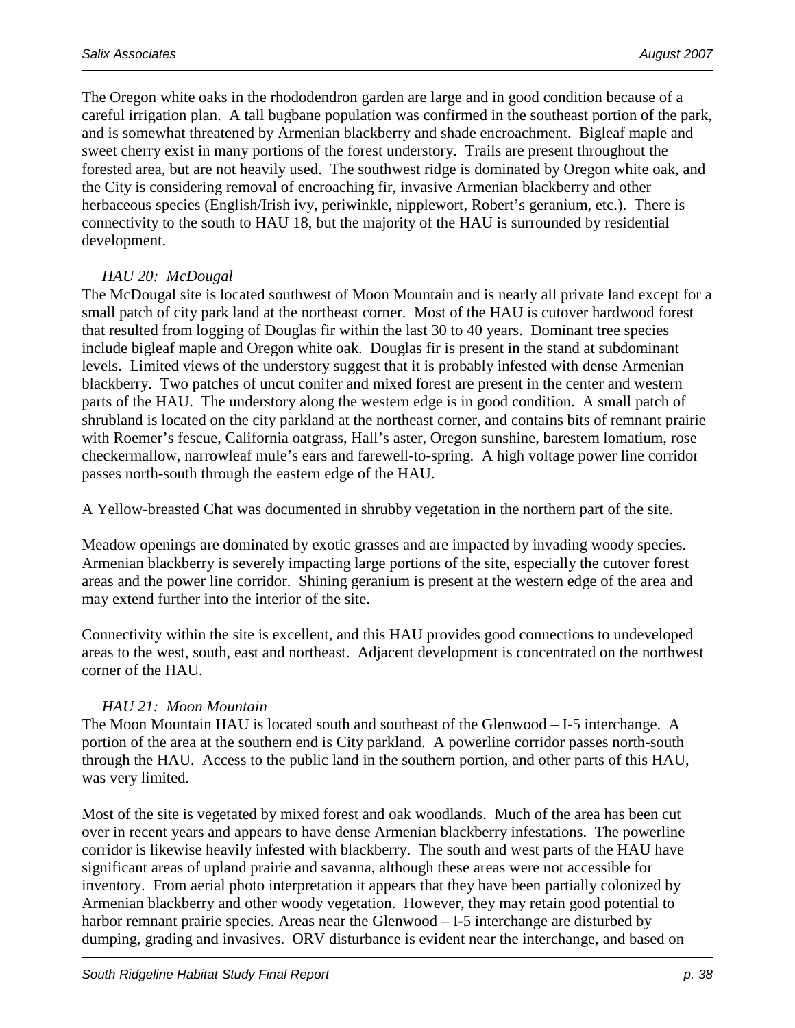The Oregon white oaks in the rhododendron garden are large and in good condition because of a careful irrigation plan. A tall bugbane population was confirmed in the southeast portion of the park, and is somewhat threatened by Armenian blackberry and shade encroachment. Bigleaf maple and sweet cherry exist in many portions of the forest understory. Trails are present throughout the forested area, but are not heavily used. The southwest ridge is dominated by Oregon white oak, and the City is considering removal of encroaching fir, invasive Armenian blackberry and other herbaceous species (English/Irish ivy, periwinkle, nipplewort, Robert's geranium, etc.). There is connectivity to the south to HAU 18, but the majority of the HAU is surrounded by residential development.

*HAU 20: McDougal*

The McDougal site is located southwest of Moon Mountain and is nearly all private land except for a small patch of city park land at the northeast corner. Most of the HAU is cutover hardwood forest that resulted from logging of Douglas fir within the last 30 to 40 years. Dominant tree species include bigleaf maple and Oregon white oak. Douglas fir is present in the stand at subdominant levels. Limited views of the understory suggest that it is probably infested with dense Armenian blackberry. Two patches of uncut conifer and mixed forest are present in the center and western parts of the HAU. The understory along the western edge is in good condition. A small patch of shrubland is located on the city parkland at the northeast corner, and contains bits of remnant prairie with Roemer's fescue, California oatgrass, Hall's aster, Oregon sunshine, barestem lomatium, rose checkermallow, narrowleaf mule's ears and farewell-to-spring. A high voltage power line corridor passes north-south through the eastern edge of the HAU.

A Yellow-breasted Chat was documented in shrubby vegetation in the northern part of the site.

Meadow openings are dominated by exotic grasses and are impacted by invading woody species. Armenian blackberry is severely impacting large portions of the site, especially the cutover forest areas and the power line corridor. Shining geranium is present at the western edge of the area and may extend further into the interior of the site.

Connectivity within the site is excellent, and this HAU provides good connections to undeveloped areas to the west, south, east and northeast. Adjacent development is concentrated on the northwest corner of the HAU.

*HAU 21: Moon Mountain*

The Moon Mountain HAU is located south and southeast of the Glenwood – I-5 interchange. A portion of the area at the southern end is City parkland. A powerline corridor passes north-south through the HAU. Access to the public land in the southern portion, and other parts of this HAU, was very limited.

Most of the site is vegetated by mixed forest and oak woodlands. Much of the area has been cut over in recent years and appears to have dense Armenian blackberry infestations. The powerline corridor is likewise heavily infested with blackberry. The south and west parts of the HAU have significant areas of upland prairie and savanna, although these areas were not accessible for inventory. From aerial photo interpretation it appears that they have been partially colonized by Armenian blackberry and other woody vegetation. However, they may retain good potential to harbor remnant prairie species. Areas near the Glenwood – I-5 interchange are disturbed by dumping, grading and invasives. ORV disturbance is evident near the interchange, and based on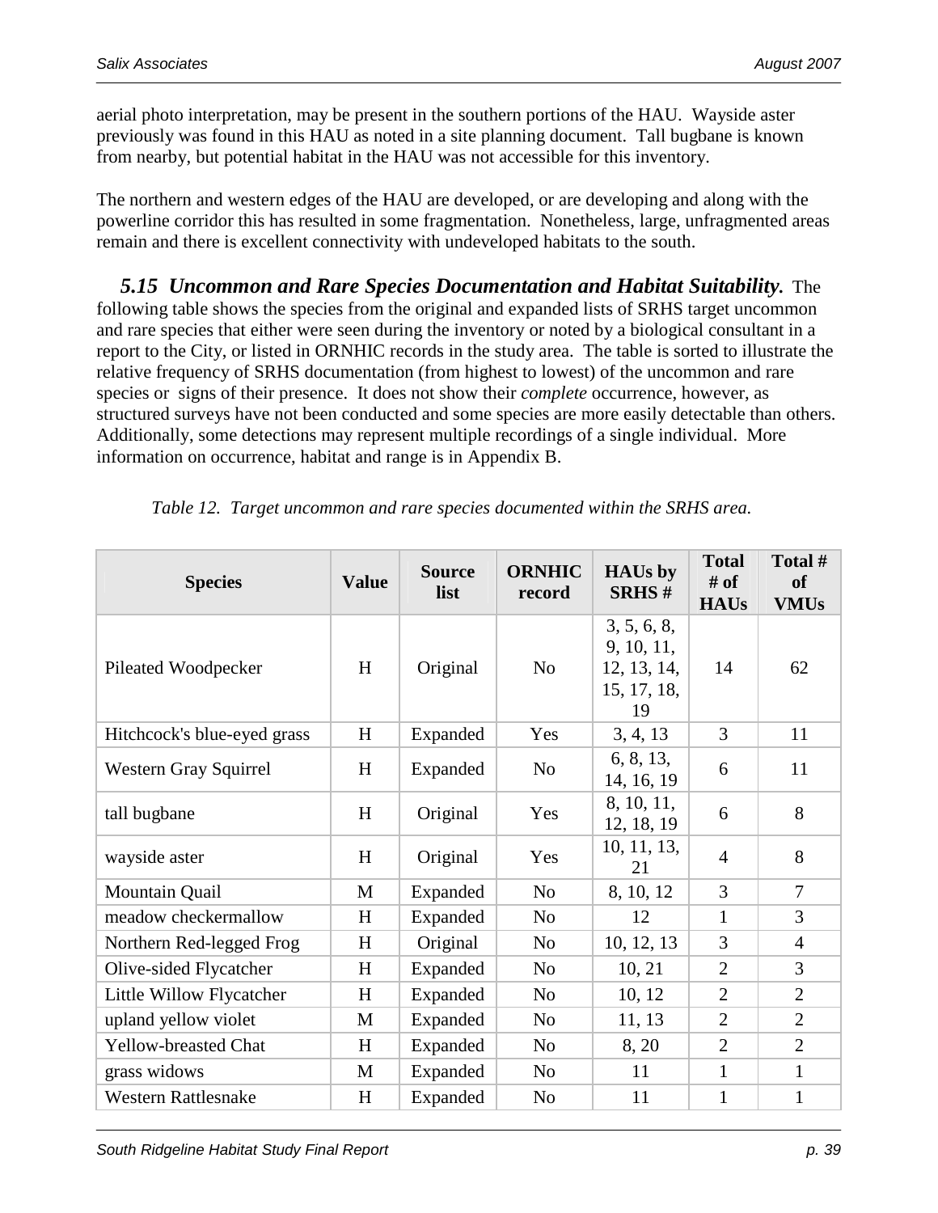aerial photo interpretation, may be present in the southern portions of the HAU. Wayside aster previously was found in this HAU as noted in a site planning document. Tall bugbane is known from nearby, but potential habitat in the HAU was not accessible for this inventory.

The northern and western edges of the HAU are developed, or are developing and along with the powerline corridor this has resulted in some fragmentation. Nonetheless, large, unfragmented areas remain and there is excellent connectivity with undeveloped habitats to the south.

### *5.15 Uncommon and Rare Species Documentation and Habitat Suitability.*

The following table shows the species from the original and expanded lists of SRHS target uncommon and rare species that either were seen during the inventory or noted by a biological consultant in a report to the City, or listed in ORNHIC records in the study area. The table is sorted to illustrate the relative frequency of SRHS documentation (from highest to lowest) of the uncommon and rare species or signs of their presence. It does not show their *complete* occurrence, however, as structured surveys have not been conducted and some species are more easily detectable than others. Additionally, some detections may represent multiple recordings of a single individual. More information on occurrence, habitat and range is in Appendix B.

*Table 12. Target uncommon and rare species documented within the SRHS area.*

| Species | Value | Source list | ORNHIC record | HAUs by SRHS # | Total # of HAUs | Total # of VMUs |
|---|---|---|---|---|---|---|
| Pileated Woodpecker | H | Original | No | 3, 5, 6, 8, 9, 10, 11, 12, 13, 14, 15, 17, 18, 19 | 14 | 62 |
| Hitchcock's blue-eyed grass | H | Expanded | Yes | 3, 4, 13 | 3 | 11 |
| Western Gray Squirrel | H | Expanded | No | 6, 8, 13, 14, 16, 19 | 6 | 11 |
| tall bugbane | H | Original | Yes | 8, 10, 11, 12, 18, 19 | 6 | 8 |
| wayside aster | H | Original | Yes | 10, 11, 13, 21 | 4 | 8 |
| Mountain Quail | M | Expanded | No | 8, 10, 12 | 3 | 7 |
| meadow checkermallow | H | Expanded | No | 12 | 1 | 3 |
| Northern Red-legged Frog | H | Original | No | 10, 12, 13 | 3 | 4 |
| Olive-sided Flycatcher | H | Expanded | No | 10, 21 | 2 | 3 |
| Little Willow Flycatcher | H | Expanded | No | 10, 12 | 2 | 2 |
| upland yellow violet | M | Expanded | No | 11, 13 | 2 | 2 |
| Yellow-breasted Chat | H | Expanded | No | 8, 20 | 2 | 2 |
| grass widows | M | Expanded | No | 11 | 1 | 1 |
| Western Rattlesnake | H | Expanded | No | 11 | 1 | 1 |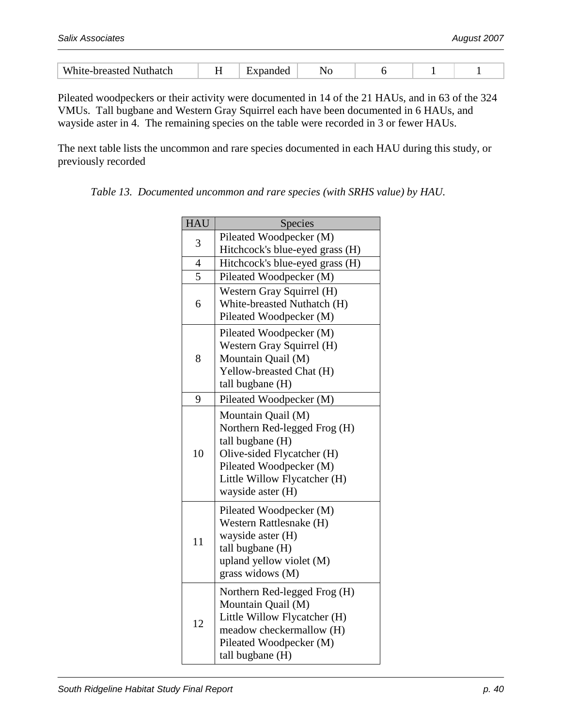| White-breasted Nuthatch | H | Expanded | No | 6 | 1 | 1 |
|---|---|---|---|---|---|---|

Pileated woodpeckers or their activity were documented in 14 of the 21 HAUs, and in 63 of the 324 VMUs. Tall bugbane and Western Gray Squirrel each have been documented in 6 HAUs, and wayside aster in 4. The remaining species on the table were recorded in 3 or fewer HAUs.

The next table lists the uncommon and rare species documented in each HAU during this study, or previously recorded

*Table 13. Documented uncommon and rare species (with SRHS value) by HAU.*

| HAU | Species |
|---|---|
| 3 | Pileated Woodpecker (M)<br>Hitchcock's blue-eyed grass (H) |
| 4 | Hitchcock's blue-eyed grass (H) |
| 5 | Pileated Woodpecker (M) |
| 6 | Western Gray Squirrel (H)<br>White-breasted Nuthatch (H)<br>Pileated Woodpecker (M) |
| 8 | Pileated Woodpecker (M)<br>Western Gray Squirrel (H)<br>Mountain Quail (M)<br>Yellow-breasted Chat (H)<br>tall bugbane (H) |
| 9 | Pileated Woodpecker (M) |
| 10 | Mountain Quail (M)<br>Northern Red-legged Frog (H)<br>tall bugbane (H)<br>Olive-sided Flycatcher (H)<br>Pileated Woodpecker (M)<br>Little Willow Flycatcher (H)<br>wayside aster (H) |
| 11 | Pileated Woodpecker (M)<br>Western Rattlesnake (H)<br>wayside aster (H)<br>tall bugbane (H)<br>upland yellow violet (M)<br>grass widows (M) |
| 12 | Northern Red-legged Frog (H)<br>Mountain Quail (M)<br>Little Willow Flycatcher (H)<br>meadow checkermallow (H)<br>Pileated Woodpecker (M)<br>tall bugbane (H) |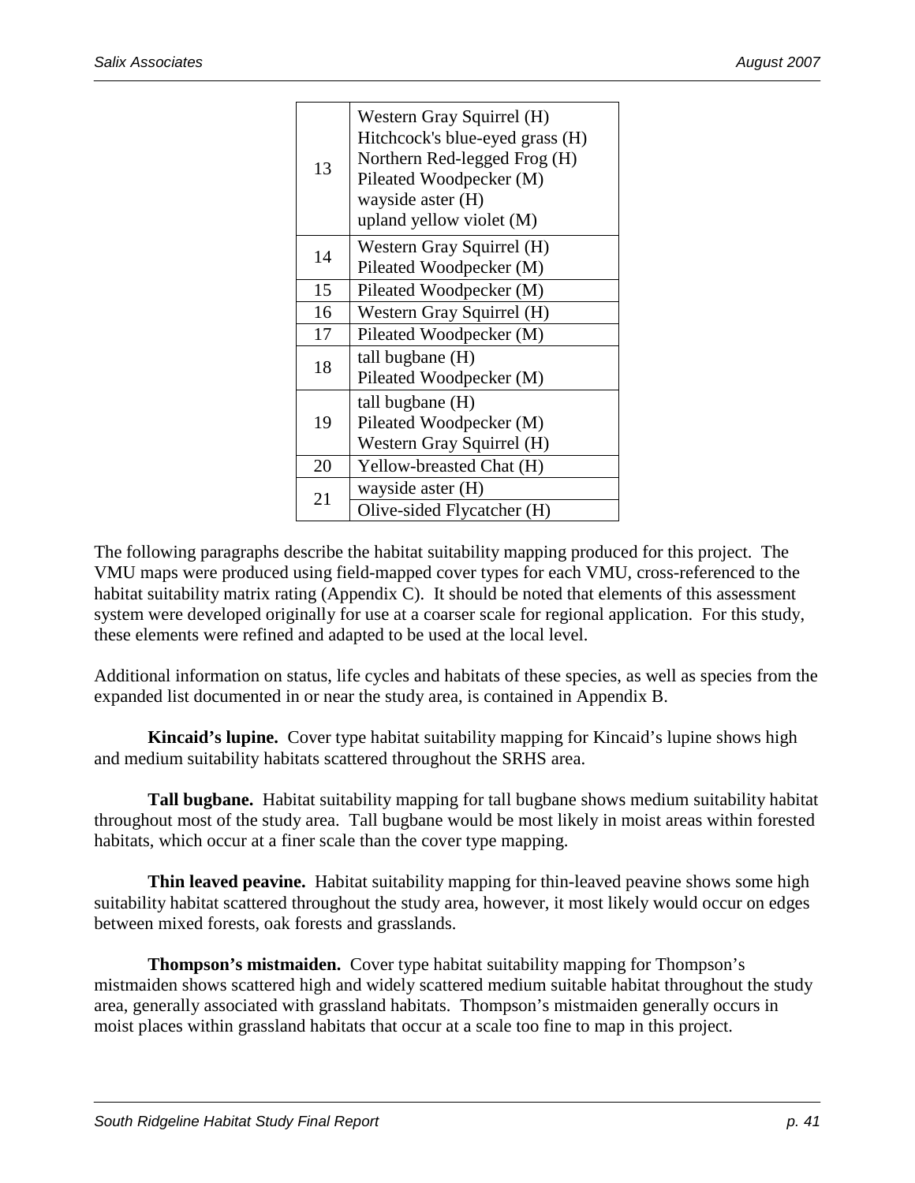| | |
|---|---|
| 13 | Western Gray Squirrel (H)<br>Hitchcock's blue-eyed grass (H)<br>Northern Red-legged Frog (H)<br>Pileated Woodpecker (M)<br>wayside aster (H)<br>upland yellow violet (M) |
| 14 | Western Gray Squirrel (H)<br>Pileated Woodpecker (M) |
| 15 | Pileated Woodpecker (M) |
| 16 | Western Gray Squirrel (H) |
| 17 | Pileated Woodpecker (M) |
| 18 | tall bugbane (H)<br>Pileated Woodpecker (M) |
| 19 | tall bugbane (H)<br>Pileated Woodpecker (M)<br>Western Gray Squirrel (H) |
| 20 | Yellow-breasted Chat (H) |
| 21 | wayside aster (H)<br>Olive-sided Flycatcher (H) |

The following paragraphs describe the habitat suitability mapping produced for this project. The VMU maps were produced using field-mapped cover types for each VMU, cross-referenced to the habitat suitability matrix rating (Appendix C). It should be noted that elements of this assessment system were developed originally for use at a coarser scale for regional application. For this study, these elements were refined and adapted to be used at the local level.

Additional information on status, life cycles and habitats of these species, as well as species from the expanded list documented in or near the study area, is contained in Appendix B.

**Kincaid's lupine.** Cover type habitat suitability mapping for Kincaid's lupine shows high and medium suitability habitats scattered throughout the SRHS area.

**Tall bugbane.** Habitat suitability mapping for tall bugbane shows medium suitability habitat throughout most of the study area. Tall bugbane would be most likely in moist areas within forested habitats, which occur at a finer scale than the cover type mapping.

**Thin leaved peavine.** Habitat suitability mapping for thin-leaved peavine shows some high suitability habitat scattered throughout the study area, however, it most likely would occur on edges between mixed forests, oak forests and grasslands.

**Thompson's mistmaiden.** Cover type habitat suitability mapping for Thompson's mistmaiden shows scattered high and widely scattered medium suitable habitat throughout the study area, generally associated with grassland habitats. Thompson's mistmaiden generally occurs in moist places within grassland habitats that occur at a scale too fine to map in this project.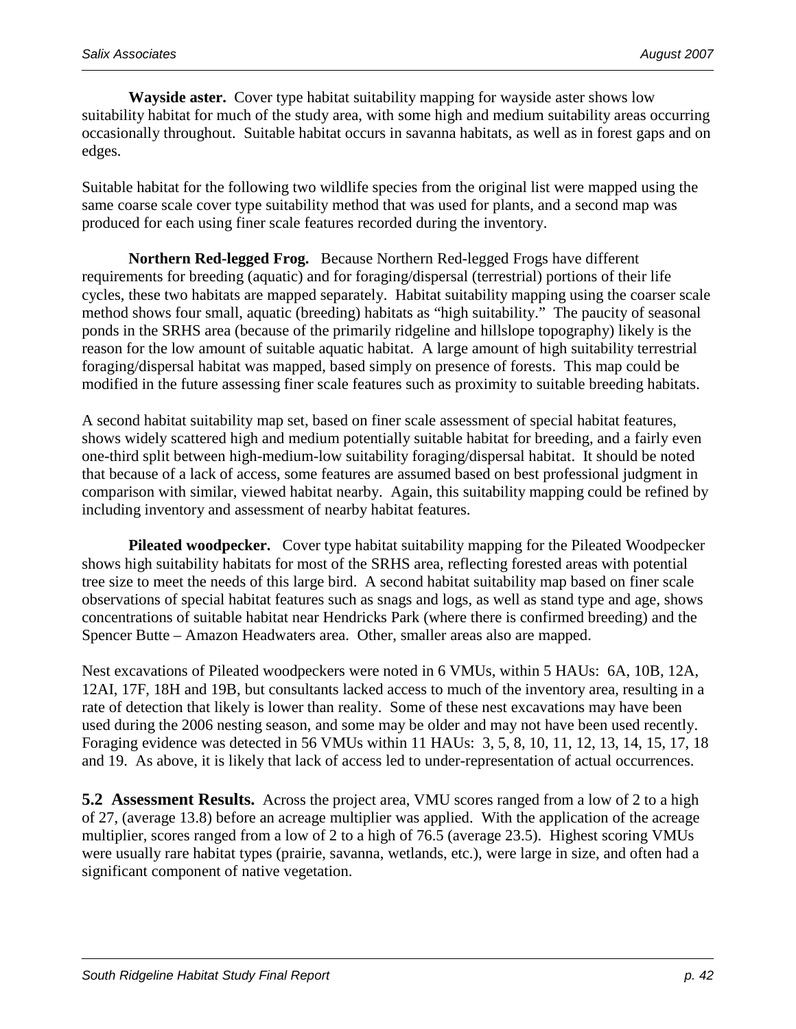**Wayside aster.** Cover type habitat suitability mapping for wayside aster shows low suitability habitat for much of the study area, with some high and medium suitability areas occurring occasionally throughout. Suitable habitat occurs in savanna habitats, as well as in forest gaps and on edges.

Suitable habitat for the following two wildlife species from the original list were mapped using the same coarse scale cover type suitability method that was used for plants, and a second map was produced for each using finer scale features recorded during the inventory.

**Northern Red-legged Frog.** Because Northern Red-legged Frogs have different requirements for breeding (aquatic) and for foraging/dispersal (terrestrial) portions of their life cycles, these two habitats are mapped separately. Habitat suitability mapping using the coarser scale method shows four small, aquatic (breeding) habitats as "high suitability." The paucity of seasonal ponds in the SRHS area (because of the primarily ridgeline and hillslope topography) likely is the reason for the low amount of suitable aquatic habitat. A large amount of high suitability terrestrial foraging/dispersal habitat was mapped, based simply on presence of forests. This map could be modified in the future assessing finer scale features such as proximity to suitable breeding habitats.

A second habitat suitability map set, based on finer scale assessment of special habitat features, shows widely scattered high and medium potentially suitable habitat for breeding, and a fairly even one-third split between high-medium-low suitability foraging/dispersal habitat. It should be noted that because of a lack of access, some features are assumed based on best professional judgment in comparison with similar, viewed habitat nearby. Again, this suitability mapping could be refined by including inventory and assessment of nearby habitat features.

**Pileated woodpecker.** Cover type habitat suitability mapping for the Pileated Woodpecker shows high suitability habitats for most of the SRHS area, reflecting forested areas with potential tree size to meet the needs of this large bird. A second habitat suitability map based on finer scale observations of special habitat features such as snags and logs, as well as stand type and age, shows concentrations of suitable habitat near Hendricks Park (where there is confirmed breeding) and the Spencer Butte – Amazon Headwaters area. Other, smaller areas also are mapped.

Nest excavations of Pileated woodpeckers were noted in 6 VMUs, within 5 HAUs: 6A, 10B, 12A, 12AI, 17F, 18H and 19B, but consultants lacked access to much of the inventory area, resulting in a rate of detection that likely is lower than reality. Some of these nest excavations may have been used during the 2006 nesting season, and some may be older and may not have been used recently. Foraging evidence was detected in 56 VMUs within 11 HAUs: 3, 5, 8, 10, 11, 12, 13, 14, 15, 17, 18 and 19. As above, it is likely that lack of access led to under-representation of actual occurrences.

**5.2 Assessment Results.** Across the project area, VMU scores ranged from a low of 2 to a high of 27, (average 13.8) before an acreage multiplier was applied. With the application of the acreage multiplier, scores ranged from a low of 2 to a high of 76.5 (average 23.5). Highest scoring VMUs were usually rare habitat types (prairie, savanna, wetlands, etc.), were large in size, and often had a significant component of native vegetation.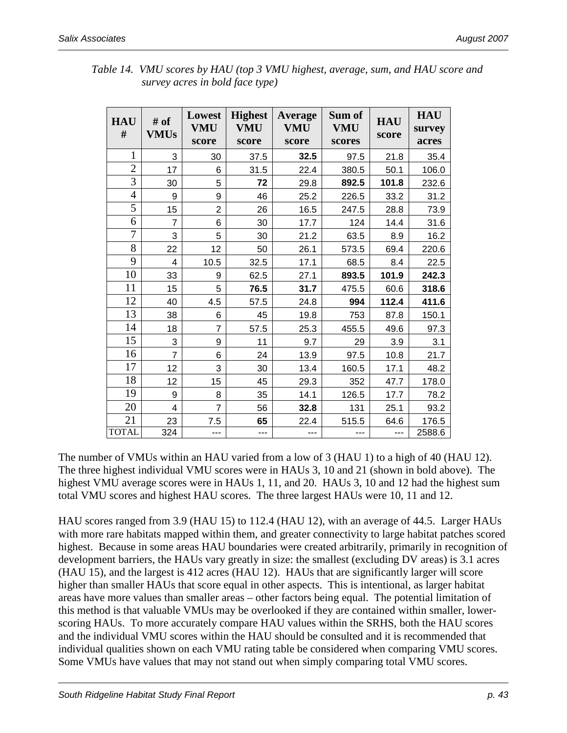*Table 14. VMU scores by HAU (top 3 VMU highest, average, sum, and HAU score and survey acres in bold face type)*

| HAU # | # of VMUs | Lowest VMU score | Highest VMU score | Average VMU score | Sum of VMU scores | HAU score | HAU survey acres |
|---|---|---|---|---|---|---|---|
| 1 | 3 | 30 | 37.5 | **32.5** | 97.5 | 21.8 | 35.4 |
| 2 | 17 | 6 | 31.5 | 22.4 | 380.5 | 50.1 | 106.0 |
| 3 | 30 | 5 | **72** | 29.8 | **892.5** | **101.8** | 232.6 |
| 4 | 9 | 9 | 46 | 25.2 | 226.5 | 33.2 | 31.2 |
| 5 | 15 | 2 | 26 | 16.5 | 247.5 | 28.8 | 73.9 |
| 6 | 7 | 6 | 30 | 17.7 | 124 | 14.4 | 31.6 |
| 7 | 3 | 5 | 30 | 21.2 | 63.5 | 8.9 | 16.2 |
| 8 | 22 | 12 | 50 | 26.1 | 573.5 | 69.4 | 220.6 |
| 9 | 4 | 10.5 | 32.5 | 17.1 | 68.5 | 8.4 | 22.5 |
| 10 | 33 | 9 | 62.5 | 27.1 | **893.5** | **101.9** | **242.3** |
| 11 | 15 | 5 | **76.5** | **31.7** | 475.5 | 60.6 | **318.6** |
| 12 | 40 | 4.5 | 57.5 | 24.8 | **994** | **112.4** | **411.6** |
| 13 | 38 | 6 | 45 | 19.8 | 753 | 87.8 | 150.1 |
| 14 | 18 | 7 | 57.5 | 25.3 | 455.5 | 49.6 | 97.3 |
| 15 | 3 | 9 | 11 | 9.7 | 29 | 3.9 | 3.1 |
| 16 | 7 | 6 | 24 | 13.9 | 97.5 | 10.8 | 21.7 |
| 17 | 12 | 3 | 30 | 13.4 | 160.5 | 17.1 | 48.2 |
| 18 | 12 | 15 | 45 | 29.3 | 352 | 47.7 | 178.0 |
| 19 | 9 | 8 | 35 | 14.1 | 126.5 | 17.7 | 78.2 |
| 20 | 4 | 7 | 56 | **32.8** | 131 | 25.1 | 93.2 |
| 21 | 23 | 7.5 | **65** | 22.4 | 515.5 | 64.6 | 176.5 |
| TOTAL | 324 | --- | --- | --- | --- | --- | 2588.6 |

The number of VMUs within an HAU varied from a low of 3 (HAU 1) to a high of 40 (HAU 12). The three highest individual VMU scores were in HAUs 3, 10 and 21 (shown in bold above). The highest VMU average scores were in HAUs 1, 11, and 20. HAUs 3, 10 and 12 had the highest sum total VMU scores and highest HAU scores. The three largest HAUs were 10, 11 and 12.

HAU scores ranged from 3.9 (HAU 15) to 112.4 (HAU 12), with an average of 44.5. Larger HAUs with more rare habitats mapped within them, and greater connectivity to large habitat patches scored highest. Because in some areas HAU boundaries were created arbitrarily, primarily in recognition of development barriers, the HAUs vary greatly in size: the smallest (excluding DV areas) is 3.1 acres (HAU 15), and the largest is 412 acres (HAU 12). HAUs that are significantly larger will score higher than smaller HAUs that score equal in other aspects. This is intentional, as larger habitat areas have more values than smaller areas – other factors being equal. The potential limitation of this method is that valuable VMUs may be overlooked if they are contained within smaller, lower-scoring HAUs. To more accurately compare HAU values within the SRHS, both the HAU scores and the individual VMU scores within the HAU should be consulted and it is recommended that individual qualities shown on each VMU rating table be considered when comparing VMU scores. Some VMUs have values that may not stand out when simply comparing total VMU scores.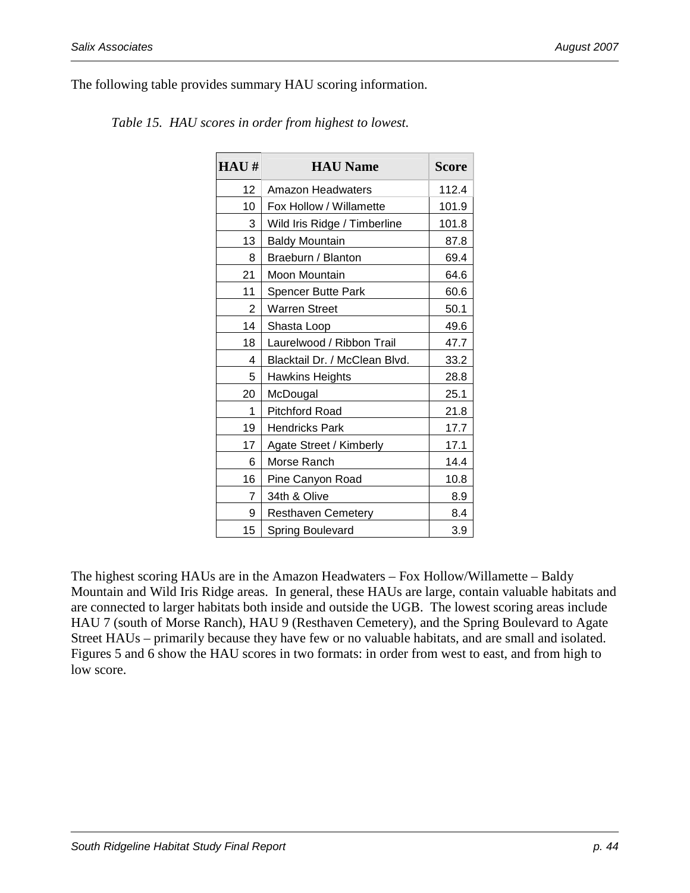The following table provides summary HAU scoring information.

*Table 15. HAU scores in order from highest to lowest.*

| HAU # | HAU Name | Score |
|---|---|---|
| 12 | Amazon Headwaters | 112.4 |
| 10 | Fox Hollow / Willamette | 101.9 |
| 3 | Wild Iris Ridge / Timberline | 101.8 |
| 13 | Baldy Mountain | 87.8 |
| 8 | Braeburn / Blanton | 69.4 |
| 21 | Moon Mountain | 64.6 |
| 11 | Spencer Butte Park | 60.6 |
| 2 | Warren Street | 50.1 |
| 14 | Shasta Loop | 49.6 |
| 18 | Laurelwood / Ribbon Trail | 47.7 |
| 4 | Blacktail Dr. / McClean Blvd. | 33.2 |
| 5 | Hawkins Heights | 28.8 |
| 20 | McDougal | 25.1 |
| 1 | Pitchford Road | 21.8 |
| 19 | Hendricks Park | 17.7 |
| 17 | Agate Street / Kimberly | 17.1 |
| 6 | Morse Ranch | 14.4 |
| 16 | Pine Canyon Road | 10.8 |
| 7 | 34th & Olive | 8.9 |
| 9 | Resthaven Cemetery | 8.4 |
| 15 | Spring Boulevard | 3.9 |

The highest scoring HAUs are in the Amazon Headwaters – Fox Hollow/Willamette – Baldy Mountain and Wild Iris Ridge areas. In general, these HAUs are large, contain valuable habitats and are connected to larger habitats both inside and outside the UGB. The lowest scoring areas include HAU 7 (south of Morse Ranch), HAU 9 (Resthaven Cemetery), and the Spring Boulevard to Agate Street HAUs – primarily because they have few or no valuable habitats, and are small and isolated. Figures 5 and 6 show the HAU scores in two formats: in order from west to east, and from high to low score.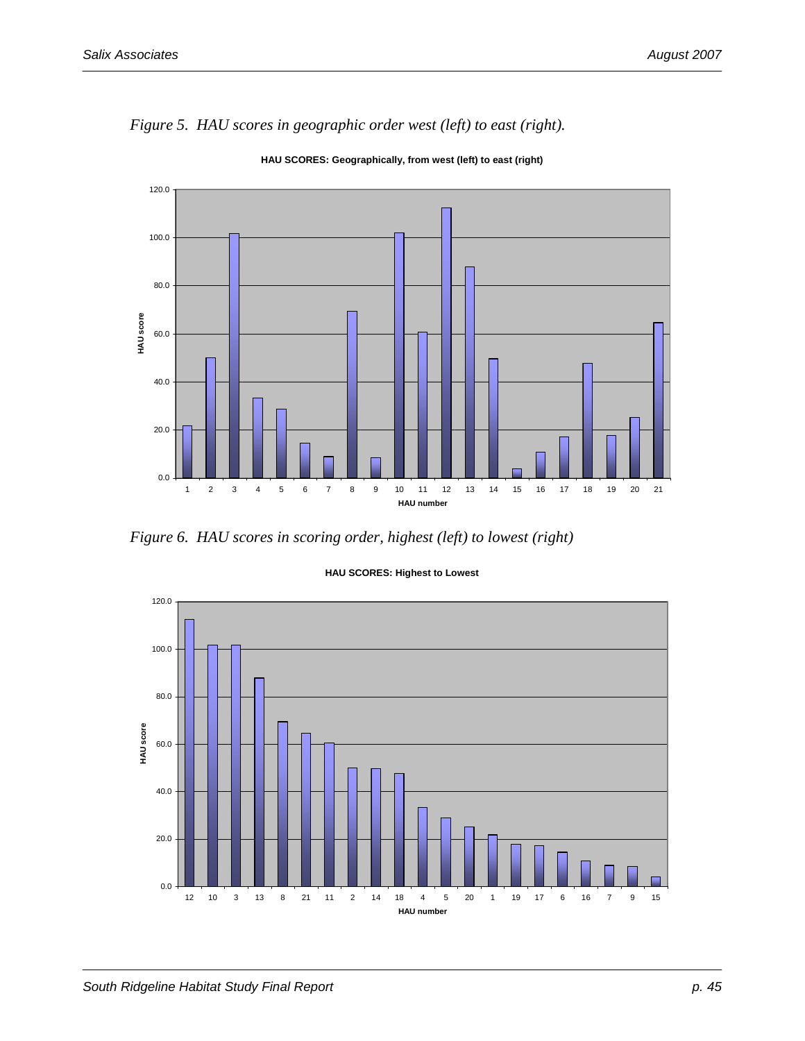*Figure 5. HAU scores in geographic order west (left) to east (right).*

**HAU SCORES: Geographically, from west (left) to east (right)**

*Figure 6. HAU scores in scoring order, highest (left) to lowest (right)*

**HAU SCORES: Highest to Lowest**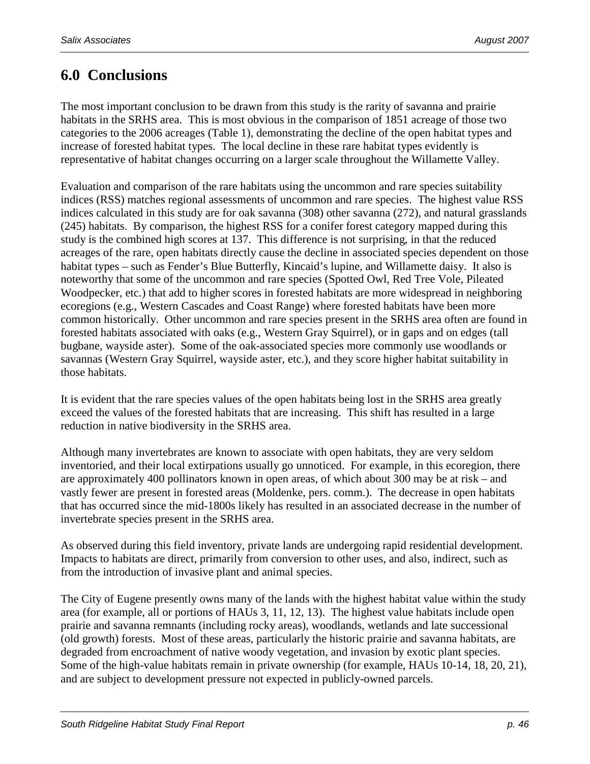# 6.0 Conclusions

The most important conclusion to be drawn from this study is the rarity of savanna and prairie habitats in the SRHS area. This is most obvious in the comparison of 1851 acreage of those two categories to the 2006 acreages (Table 1), demonstrating the decline of the open habitat types and increase of forested habitat types. The local decline in these rare habitat types evidently is representative of habitat changes occurring on a larger scale throughout the Willamette Valley.

Evaluation and comparison of the rare habitats using the uncommon and rare species suitability indices (RSS) matches regional assessments of uncommon and rare species. The highest value RSS indices calculated in this study are for oak savanna (308) other savanna (272), and natural grasslands (245) habitats. By comparison, the highest RSS for a conifer forest category mapped during this study is the combined high scores at 137. This difference is not surprising, in that the reduced acreages of the rare, open habitats directly cause the decline in associated species dependent on those habitat types – such as Fender's Blue Butterfly, Kincaid's lupine, and Willamette daisy. It also is noteworthy that some of the uncommon and rare species (Spotted Owl, Red Tree Vole, Pileated Woodpecker, etc.) that add to higher scores in forested habitats are more widespread in neighboring ecoregions (e.g., Western Cascades and Coast Range) where forested habitats have been more common historically. Other uncommon and rare species present in the SRHS area often are found in forested habitats associated with oaks (e.g., Western Gray Squirrel), or in gaps and on edges (tall bugbane, wayside aster). Some of the oak-associated species more commonly use woodlands or savannas (Western Gray Squirrel, wayside aster, etc.), and they score higher habitat suitability in those habitats.

It is evident that the rare species values of the open habitats being lost in the SRHS area greatly exceed the values of the forested habitats that are increasing. This shift has resulted in a large reduction in native biodiversity in the SRHS area.

Although many invertebrates are known to associate with open habitats, they are very seldom inventoried, and their local extirpations usually go unnoticed. For example, in this ecoregion, there are approximately 400 pollinators known in open areas, of which about 300 may be at risk – and vastly fewer are present in forested areas (Moldenke, pers. comm.). The decrease in open habitats that has occurred since the mid-1800s likely has resulted in an associated decrease in the number of invertebrate species present in the SRHS area.

As observed during this field inventory, private lands are undergoing rapid residential development. Impacts to habitats are direct, primarily from conversion to other uses, and also, indirect, such as from the introduction of invasive plant and animal species.

The City of Eugene presently owns many of the lands with the highest habitat value within the study area (for example, all or portions of HAUs 3, 11, 12, 13). The highest value habitats include open prairie and savanna remnants (including rocky areas), woodlands, wetlands and late successional (old growth) forests. Most of these areas, particularly the historic prairie and savanna habitats, are degraded from encroachment of native woody vegetation, and invasion by exotic plant species. Some of the high-value habitats remain in private ownership (for example, HAUs 10-14, 18, 20, 21), and are subject to development pressure not expected in publicly-owned parcels.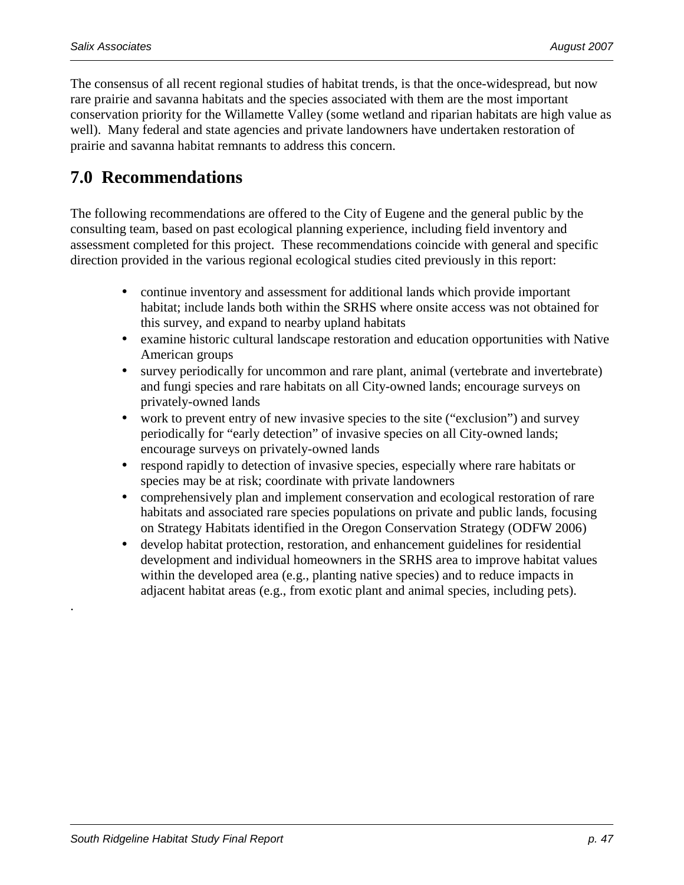The consensus of all recent regional studies of habitat trends, is that the once-widespread, but now rare prairie and savanna habitats and the species associated with them are the most important conservation priority for the Willamette Valley (some wetland and riparian habitats are high value as well). Many federal and state agencies and private landowners have undertaken restoration of prairie and savanna habitat remnants to address this concern.

## 7.0 Recommendations

The following recommendations are offered to the City of Eugene and the general public by the consulting team, based on past ecological planning experience, including field inventory and assessment completed for this project. These recommendations coincide with general and specific direction provided in the various regional ecological studies cited previously in this report:

- continue inventory and assessment for additional lands which provide important habitat; include lands both within the SRHS where onsite access was not obtained for this survey, and expand to nearby upland habitats
- examine historic cultural landscape restoration and education opportunities with Native American groups
- survey periodically for uncommon and rare plant, animal (vertebrate and invertebrate) and fungi species and rare habitats on all City-owned lands; encourage surveys on privately-owned lands
- work to prevent entry of new invasive species to the site ("exclusion") and survey periodically for "early detection" of invasive species on all City-owned lands; encourage surveys on privately-owned lands
- respond rapidly to detection of invasive species, especially where rare habitats or species may be at risk; coordinate with private landowners
- comprehensively plan and implement conservation and ecological restoration of rare habitats and associated rare species populations on private and public lands, focusing on Strategy Habitats identified in the Oregon Conservation Strategy (ODFW 2006)
- develop habitat protection, restoration, and enhancement guidelines for residential development and individual homeowners in the SRHS area to improve habitat values within the developed area (e.g., planting native species) and to reduce impacts in adjacent habitat areas (e.g., from exotic plant and animal species, including pets).

.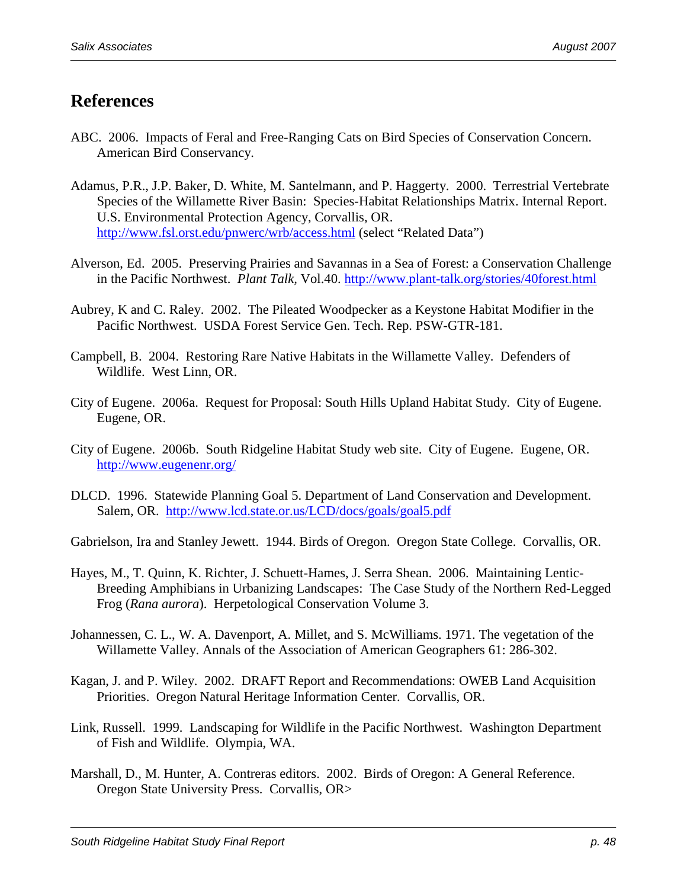## References

ABC. 2006. Impacts of Feral and Free-Ranging Cats on Bird Species of Conservation Concern. American Bird Conservancy.

Adamus, P.R., J.P. Baker, D. White, M. Santelmann, and P. Haggerty. 2000. Terrestrial Vertebrate Species of the Willamette River Basin: Species-Habitat Relationships Matrix. Internal Report. U.S. Environmental Protection Agency, Corvallis, OR. http://www.fsl.orst.edu/pnwerc/wrb/access.html (select "Related Data")

Alverson, Ed. 2005. Preserving Prairies and Savannas in a Sea of Forest: a Conservation Challenge in the Pacific Northwest. *Plant Talk,* Vol.40. http://www.plant-talk.org/stories/40forest.html

Aubrey, K and C. Raley. 2002. The Pileated Woodpecker as a Keystone Habitat Modifier in the Pacific Northwest. USDA Forest Service Gen. Tech. Rep. PSW-GTR-181.

Campbell, B. 2004. Restoring Rare Native Habitats in the Willamette Valley. Defenders of Wildlife. West Linn, OR.

City of Eugene. 2006a. Request for Proposal: South Hills Upland Habitat Study. City of Eugene. Eugene, OR.

City of Eugene. 2006b. South Ridgeline Habitat Study web site. City of Eugene. Eugene, OR. http://www.eugenenr.org/

DLCD. 1996. Statewide Planning Goal 5. Department of Land Conservation and Development. Salem, OR. http://www.lcd.state.or.us/LCD/docs/goals/goal5.pdf

Gabrielson, Ira and Stanley Jewett. 1944. Birds of Oregon. Oregon State College. Corvallis, OR.

Hayes, M., T. Quinn, K. Richter, J. Schuett-Hames, J. Serra Shean. 2006. Maintaining Lentic-Breeding Amphibians in Urbanizing Landscapes: The Case Study of the Northern Red-Legged Frog (*Rana aurora*). Herpetological Conservation Volume 3.

Johannessen, C. L., W. A. Davenport, A. Millet, and S. McWilliams. 1971. The vegetation of the Willamette Valley. Annals of the Association of American Geographers 61: 286-302.

Kagan, J. and P. Wiley. 2002. DRAFT Report and Recommendations: OWEB Land Acquisition Priorities. Oregon Natural Heritage Information Center. Corvallis, OR.

Link, Russell. 1999. Landscaping for Wildlife in the Pacific Northwest. Washington Department of Fish and Wildlife. Olympia, WA.

Marshall, D., M. Hunter, A. Contreras editors. 2002. Birds of Oregon: A General Reference. Oregon State University Press. Corvallis, OR>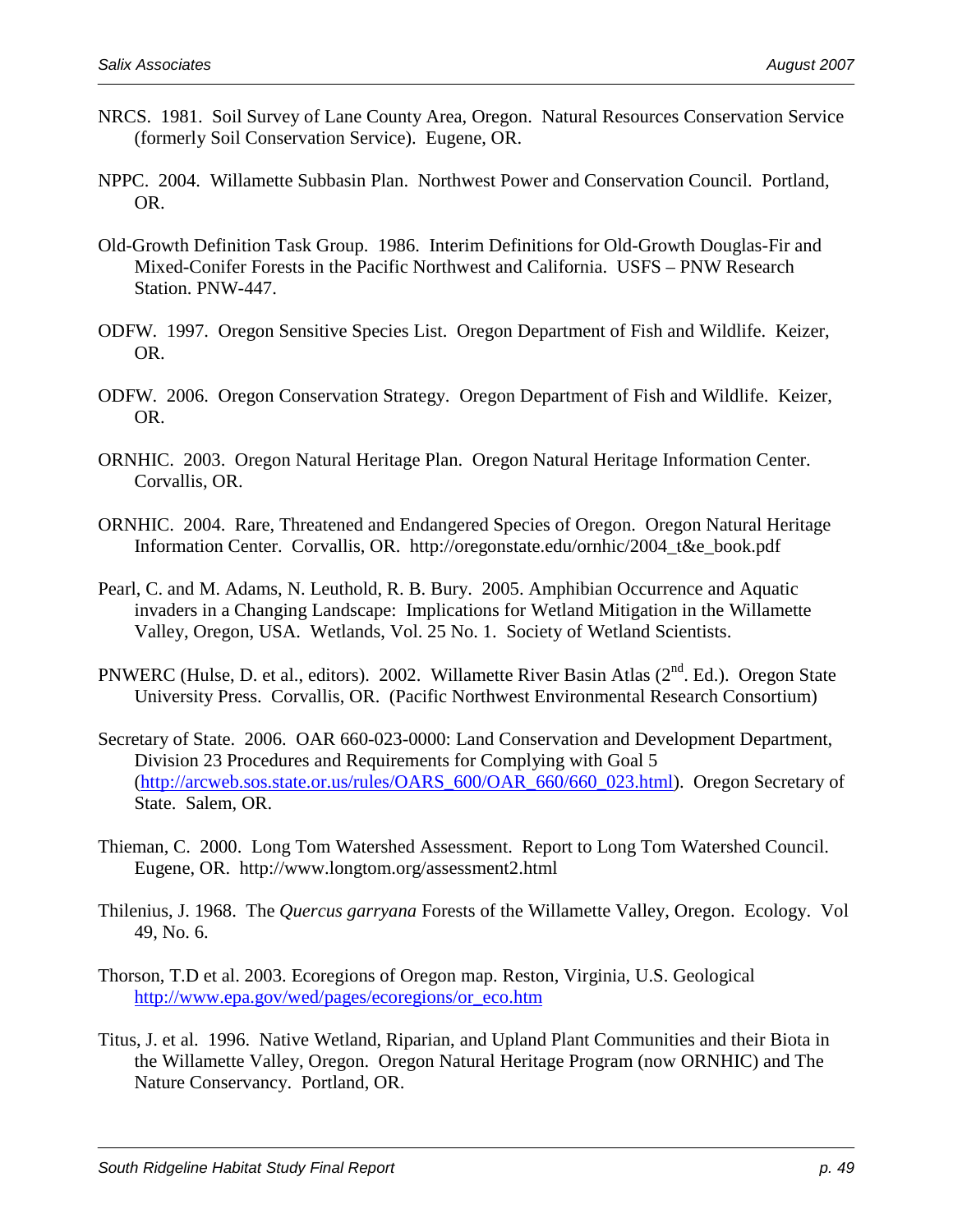NRCS. 1981. Soil Survey of Lane County Area, Oregon. Natural Resources Conservation Service (formerly Soil Conservation Service). Eugene, OR.

NPPC. 2004. Willamette Subbasin Plan. Northwest Power and Conservation Council. Portland, OR.

Old-Growth Definition Task Group. 1986. Interim Definitions for Old-Growth Douglas-Fir and Mixed-Conifer Forests in the Pacific Northwest and California. USFS – PNW Research Station. PNW-447.

ODFW. 1997. Oregon Sensitive Species List. Oregon Department of Fish and Wildlife. Keizer, OR.

ODFW. 2006. Oregon Conservation Strategy. Oregon Department of Fish and Wildlife. Keizer, OR.

ORNHIC. 2003. Oregon Natural Heritage Plan. Oregon Natural Heritage Information Center. Corvallis, OR.

ORNHIC. 2004. Rare, Threatened and Endangered Species of Oregon. Oregon Natural Heritage Information Center. Corvallis, OR. http://oregonstate.edu/ornhic/2004_t&e_book.pdf

Pearl, C. and M. Adams, N. Leuthold, R. B. Bury. 2005. Amphibian Occurrence and Aquatic invaders in a Changing Landscape: Implications for Wetland Mitigation in the Willamette Valley, Oregon, USA. Wetlands, Vol. 25 No. 1. Society of Wetland Scientists.

PNWERC (Hulse, D. et al., editors). 2002. Willamette River Basin Atlas (2nd. Ed.). Oregon State University Press. Corvallis, OR. (Pacific Northwest Environmental Research Consortium)

Secretary of State. 2006. OAR 660-023-0000: Land Conservation and Development Department, Division 23 Procedures and Requirements for Complying with Goal 5 (http://arcweb.sos.state.or.us/rules/OARS_600/OAR_660/660_023.html). Oregon Secretary of State. Salem, OR.

Thieman, C. 2000. Long Tom Watershed Assessment. Report to Long Tom Watershed Council. Eugene, OR. http://www.longtom.org/assessment2.html

Thilenius, J. 1968. The *Quercus garryana* Forests of the Willamette Valley, Oregon. Ecology. Vol 49, No. 6.

Thorson, T.D et al. 2003. Ecoregions of Oregon map. Reston, Virginia, U.S. Geological http://www.epa.gov/wed/pages/ecoregions/or_eco.htm

Titus, J. et al. 1996. Native Wetland, Riparian, and Upland Plant Communities and their Biota in the Willamette Valley, Oregon. Oregon Natural Heritage Program (now ORNHIC) and The Nature Conservancy. Portland, OR.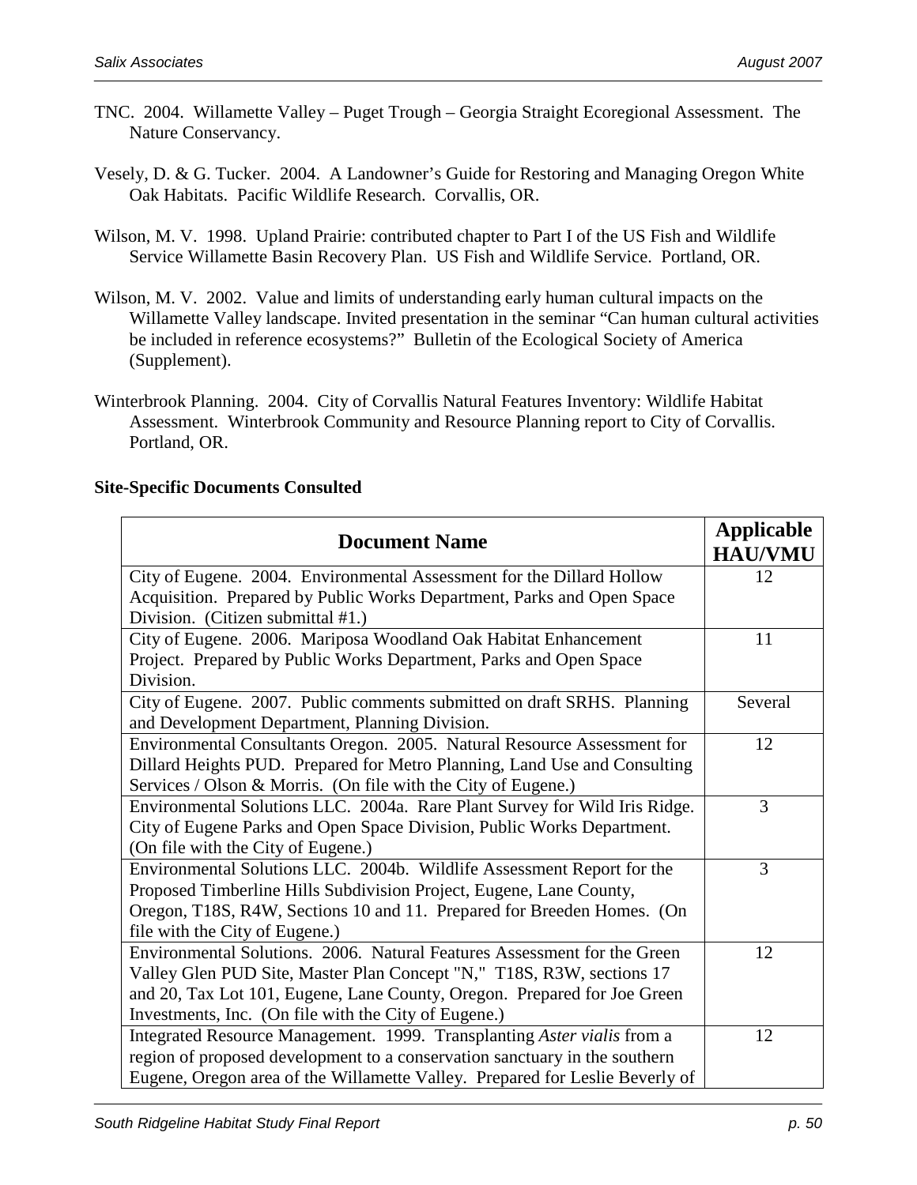TNC. 2004. Willamette Valley – Puget Trough – Georgia Straight Ecoregional Assessment. The Nature Conservancy.

Vesely, D. & G. Tucker. 2004. A Landowner's Guide for Restoring and Managing Oregon White Oak Habitats. Pacific Wildlife Research. Corvallis, OR.

Wilson, M. V. 1998. Upland Prairie: contributed chapter to Part I of the US Fish and Wildlife Service Willamette Basin Recovery Plan. US Fish and Wildlife Service. Portland, OR.

Wilson, M. V. 2002. Value and limits of understanding early human cultural impacts on the Willamette Valley landscape. Invited presentation in the seminar "Can human cultural activities be included in reference ecosystems?" Bulletin of the Ecological Society of America (Supplement).

Winterbrook Planning. 2004. City of Corvallis Natural Features Inventory: Wildlife Habitat Assessment. Winterbrook Community and Resource Planning report to City of Corvallis. Portland, OR.

**Site-Specific Documents Consulted**

| Document Name | Applicable HAU/VMU |
|---|---|
| City of Eugene. 2004. Environmental Assessment for the Dillard Hollow Acquisition. Prepared by Public Works Department, Parks and Open Space Division. (Citizen submittal #1.) | 12 |
| City of Eugene. 2006. Mariposa Woodland Oak Habitat Enhancement Project. Prepared by Public Works Department, Parks and Open Space Division. | 11 |
| City of Eugene. 2007. Public comments submitted on draft SRHS. Planning and Development Department, Planning Division. | Several |
| Environmental Consultants Oregon. 2005. Natural Resource Assessment for Dillard Heights PUD. Prepared for Metro Planning, Land Use and Consulting Services / Olson & Morris. (On file with the City of Eugene.) | 12 |
| Environmental Solutions LLC. 2004a. Rare Plant Survey for Wild Iris Ridge. City of Eugene Parks and Open Space Division, Public Works Department. (On file with the City of Eugene.) | 3 |
| Environmental Solutions LLC. 2004b. Wildlife Assessment Report for the Proposed Timberline Hills Subdivision Project, Eugene, Lane County, Oregon, T18S, R4W, Sections 10 and 11. Prepared for Breeden Homes. (On file with the City of Eugene.) | 3 |
| Environmental Solutions. 2006. Natural Features Assessment for the Green Valley Glen PUD Site, Master Plan Concept "N," T18S, R3W, sections 17 and 20, Tax Lot 101, Eugene, Lane County, Oregon. Prepared for Joe Green Investments, Inc. (On file with the City of Eugene.) | 12 |
| Integrated Resource Management. 1999. Transplanting *Aster vialis* from a region of proposed development to a conservation sanctuary in the southern Eugene, Oregon area of the Willamette Valley. Prepared for Leslie Beverly of | 12 |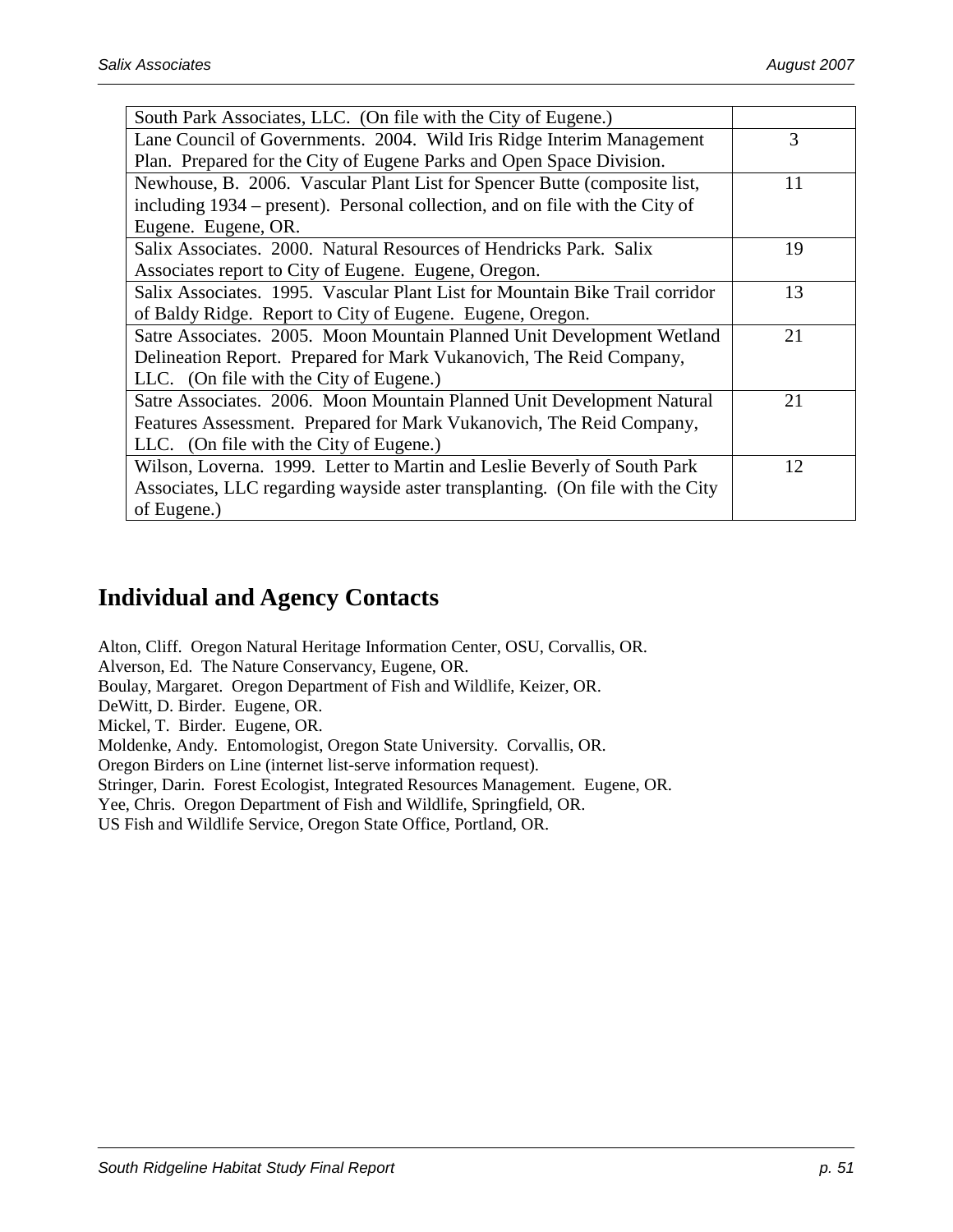| | |
|---|---|
| South Park Associates, LLC. (On file with the City of Eugene.) | |
| Lane Council of Governments. 2004. Wild Iris Ridge Interim Management Plan. Prepared for the City of Eugene Parks and Open Space Division. | 3 |
| Newhouse, B. 2006. Vascular Plant List for Spencer Butte (composite list, including 1934 – present). Personal collection, and on file with the City of Eugene. Eugene, OR. | 11 |
| Salix Associates. 2000. Natural Resources of Hendricks Park. Salix Associates report to City of Eugene. Eugene, Oregon. | 19 |
| Salix Associates. 1995. Vascular Plant List for Mountain Bike Trail corridor of Baldy Ridge. Report to City of Eugene. Eugene, Oregon. | 13 |
| Satre Associates. 2005. Moon Mountain Planned Unit Development Wetland Delineation Report. Prepared for Mark Vukanovich, The Reid Company, LLC. (On file with the City of Eugene.) | 21 |
| Satre Associates. 2006. Moon Mountain Planned Unit Development Natural Features Assessment. Prepared for Mark Vukanovich, The Reid Company, LLC. (On file with the City of Eugene.) | 21 |
| Wilson, Loverna. 1999. Letter to Martin and Leslie Beverly of South Park Associates, LLC regarding wayside aster transplanting. (On file with the City of Eugene.) | 12 |

## Individual and Agency Contacts

Alton, Cliff. Oregon Natural Heritage Information Center, OSU, Corvallis, OR.
Alverson, Ed. The Nature Conservancy, Eugene, OR.
Boulay, Margaret. Oregon Department of Fish and Wildlife, Keizer, OR.
DeWitt, D. Birder. Eugene, OR.
Mickel, T. Birder. Eugene, OR.
Moldenke, Andy. Entomologist, Oregon State University. Corvallis, OR.
Oregon Birders on Line (internet list-serve information request).
Stringer, Darin. Forest Ecologist, Integrated Resources Management. Eugene, OR.
Yee, Chris. Oregon Department of Fish and Wildlife, Springfield, OR.
US Fish and Wildlife Service, Oregon State Office, Portland, OR.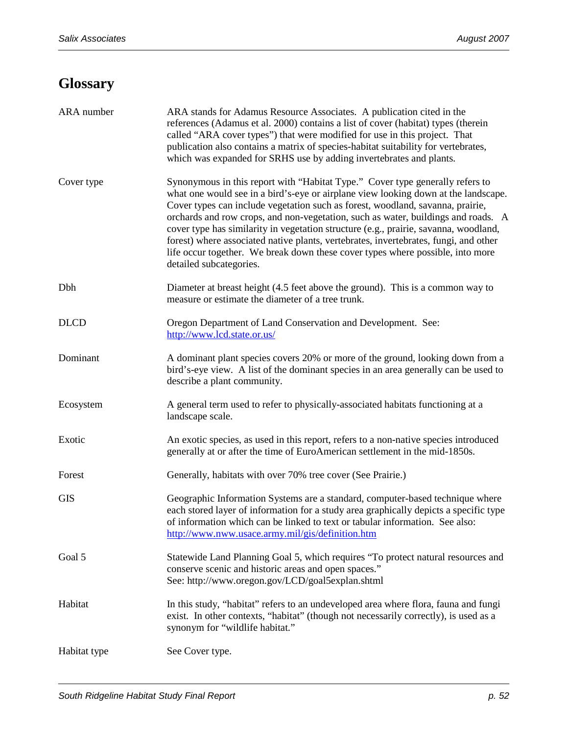# Glossary

| | |
|---|---|
| ARA number | ARA stands for Adamus Resource Associates. A publication cited in the references (Adamus et al. 2000) contains a list of cover (habitat) types (therein called "ARA cover types") that were modified for use in this project. That publication also contains a matrix of species-habitat suitability for vertebrates, which was expanded for SRHS use by adding invertebrates and plants. |
| Cover type | Synonymous in this report with "Habitat Type." Cover type generally refers to what one would see in a bird's-eye or airplane view looking down at the landscape. Cover types can include vegetation such as forest, woodland, savanna, prairie, orchards and row crops, and non-vegetation, such as water, buildings and roads. A cover type has similarity in vegetation structure (e.g., prairie, savanna, woodland, forest) where associated native plants, vertebrates, invertebrates, fungi, and other life occur together. We break down these cover types where possible, into more detailed subcategories. |
| Dbh | Diameter at breast height (4.5 feet above the ground). This is a common way to measure or estimate the diameter of a tree trunk. |
| DLCD | Oregon Department of Land Conservation and Development. See: [http://www.lcd.state.or.us/](http://www.lcd.state.or.us/) |
| Dominant | A dominant plant species covers 20% or more of the ground, looking down from a bird's-eye view. A list of the dominant species in an area generally can be used to describe a plant community. |
| Ecosystem | A general term used to refer to physically-associated habitats functioning at a landscape scale. |
| Exotic | An exotic species, as used in this report, refers to a non-native species introduced generally at or after the time of EuroAmerican settlement in the mid-1850s. |
| Forest | Generally, habitats with over 70% tree cover (See Prairie.) |
| GIS | Geographic Information Systems are a standard, computer-based technique where each stored layer of information for a study area graphically depicts a specific type of information which can be linked to text or tabular information. See also: [http://www.nww.usace.army.mil/gis/definition.htm](http://www.nww.usace.army.mil/gis/definition.htm) |
| Goal 5 | Statewide Land Planning Goal 5, which requires "To protect natural resources and conserve scenic and historic areas and open spaces." See: http://www.oregon.gov/LCD/goal5explan.shtml |
| Habitat | In this study, "habitat" refers to an undeveloped area where flora, fauna and fungi exist. In other contexts, "habitat" (though not necessarily correctly), is used as a synonym for "wildlife habitat." |
| Habitat type | See Cover type. |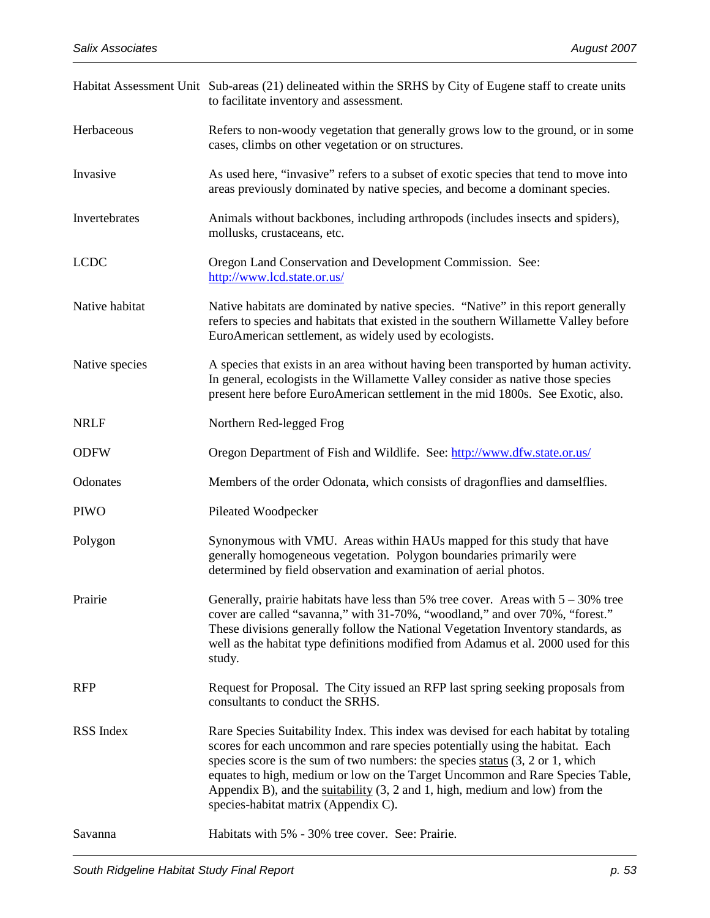| | |
|---|---|
| Habitat Assessment Unit | Sub-areas (21) delineated within the SRHS by City of Eugene staff to create units to facilitate inventory and assessment. |
| Herbaceous | Refers to non-woody vegetation that generally grows low to the ground, or in some cases, climbs on other vegetation or on structures. |
| Invasive | As used here, "invasive" refers to a subset of exotic species that tend to move into areas previously dominated by native species, and become a dominant species. |
| Invertebrates | Animals without backbones, including arthropods (includes insects and spiders), mollusks, crustaceans, etc. |
| LCDC | Oregon Land Conservation and Development Commission. See: [http://www.lcd.state.or.us/](http://www.lcd.state.or.us/) |
| Native habitat | Native habitats are dominated by native species. "Native" in this report generally refers to species and habitats that existed in the southern Willamette Valley before EuroAmerican settlement, as widely used by ecologists. |
| Native species | A species that exists in an area without having been transported by human activity. In general, ecologists in the Willamette Valley consider as native those species present here before EuroAmerican settlement in the mid 1800s. See Exotic, also. |
| NRLF | Northern Red-legged Frog |
| ODFW | Oregon Department of Fish and Wildlife. See: [http://www.dfw.state.or.us/](http://www.dfw.state.or.us/) |
| Odonates | Members of the order Odonata, which consists of dragonflies and damselflies. |
| PIWO | Pileated Woodpecker |
| Polygon | Synonymous with VMU. Areas within HAUs mapped for this study that have generally homogeneous vegetation. Polygon boundaries primarily were determined by field observation and examination of aerial photos. |
| Prairie | Generally, prairie habitats have less than 5% tree cover. Areas with 5 – 30% tree cover are called "savanna," with 31-70%, "woodland," and over 70%, "forest." These divisions generally follow the National Vegetation Inventory standards, as well as the habitat type definitions modified from Adamus et al. 2000 used for this study. |
| RFP | Request for Proposal. The City issued an RFP last spring seeking proposals from consultants to conduct the SRHS. |
| RSS Index | Rare Species Suitability Index. This index was devised for each habitat by totaling scores for each uncommon and rare species potentially using the habitat. Each species score is the sum of two numbers: the species <u>status</u> (3, 2 or 1, which equates to high, medium or low on the Target Uncommon and Rare Species Table, Appendix B), and the <u>suitability</u> (3, 2 and 1, high, medium and low) from the species-habitat matrix (Appendix C). |
| Savanna | Habitats with 5% - 30% tree cover. See: Prairie. |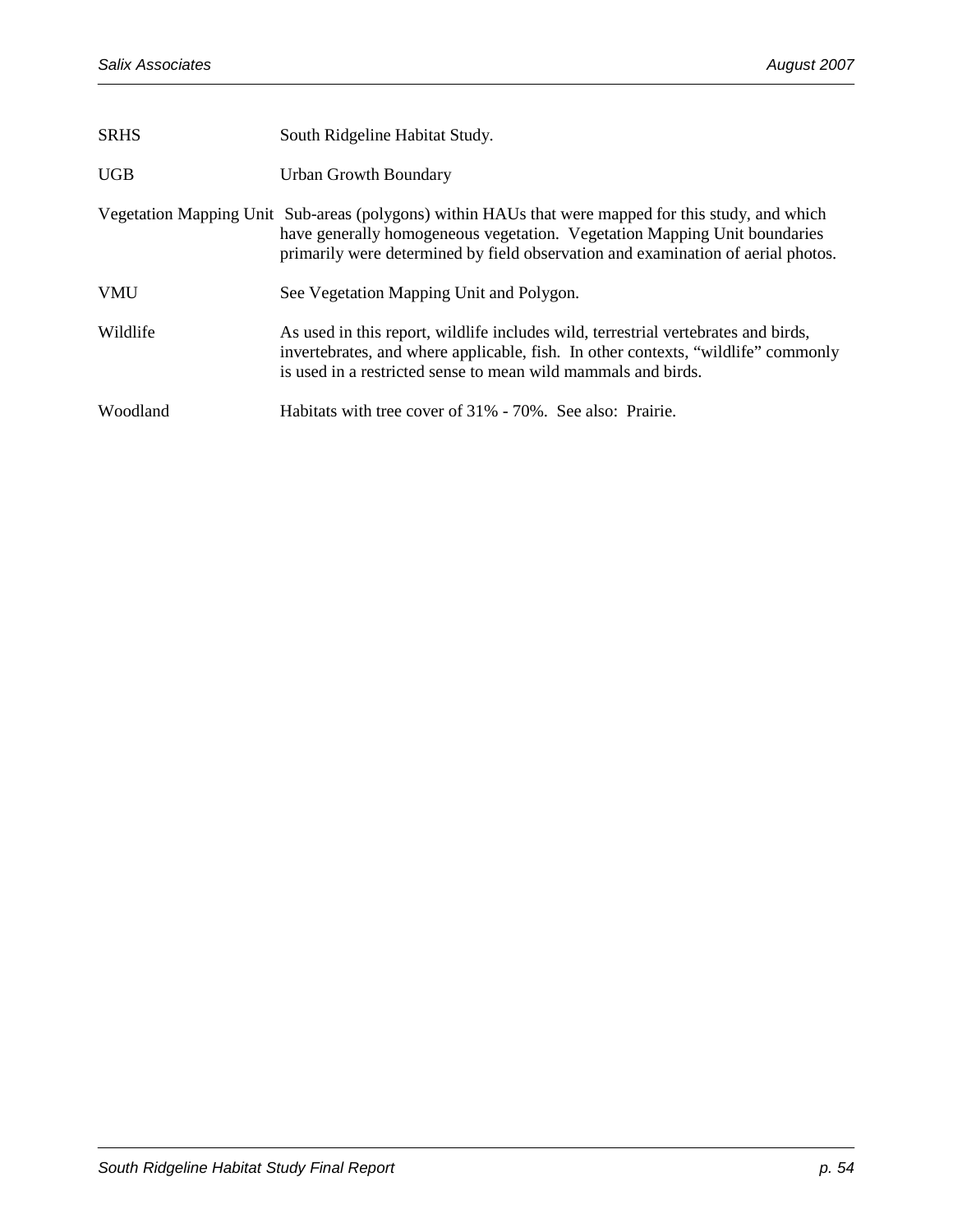| | |
|---|---|
| SRHS | South Ridgeline Habitat Study. |
| UGB | Urban Growth Boundary |
| Vegetation Mapping Unit | Sub-areas (polygons) within HAUs that were mapped for this study, and which have generally homogeneous vegetation. Vegetation Mapping Unit boundaries primarily were determined by field observation and examination of aerial photos. |
| VMU | See Vegetation Mapping Unit and Polygon. |
| Wildlife | As used in this report, wildlife includes wild, terrestrial vertebrates and birds, invertebrates, and where applicable, fish. In other contexts, “wildlife” commonly is used in a restricted sense to mean wild mammals and birds. |
| Woodland | Habitats with tree cover of 31% - 70%. See also: Prairie. |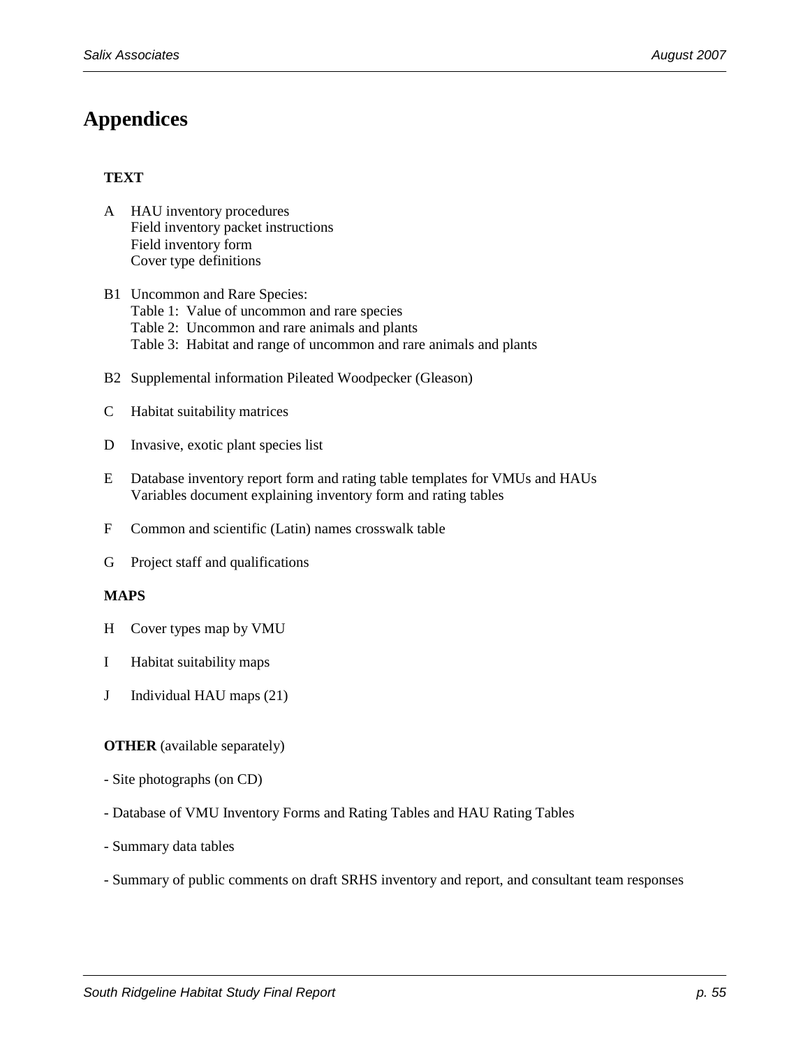# Appendices

**TEXT**

A HAU inventory procedures
 Field inventory packet instructions
 Field inventory form
 Cover type definitions

B1 Uncommon and Rare Species:
 Table 1: Value of uncommon and rare species
 Table 2: Uncommon and rare animals and plants
 Table 3: Habitat and range of uncommon and rare animals and plants

B2 Supplemental information Pileated Woodpecker (Gleason)

C Habitat suitability matrices

D Invasive, exotic plant species list

E Database inventory report form and rating table templates for VMUs and HAUs
 Variables document explaining inventory form and rating tables

F Common and scientific (Latin) names crosswalk table

G Project staff and qualifications

**MAPS**

H Cover types map by VMU

I Habitat suitability maps

J Individual HAU maps (21)

**OTHER** (available separately)

- Site photographs (on CD)
- Database of VMU Inventory Forms and Rating Tables and HAU Rating Tables
- Summary data tables
- Summary of public comments on draft SRHS inventory and report, and consultant team responses